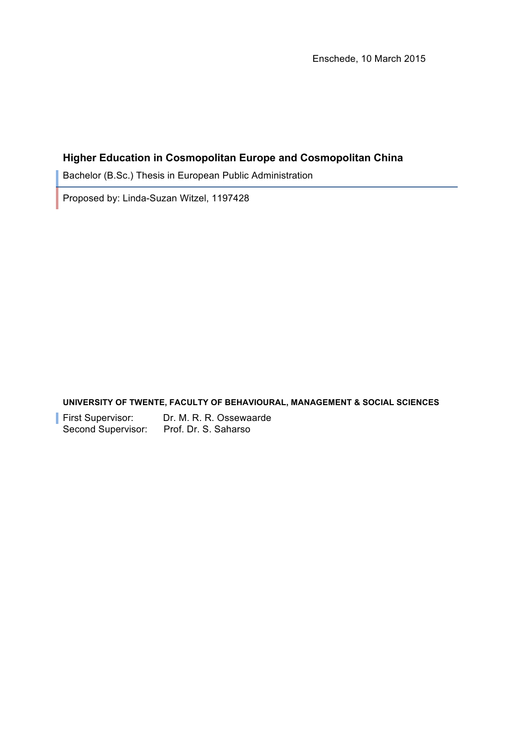Enschede, 10 March 2015

# Higher Education in Cosmopolitan Europe and Cosmopolitan China

Bachelor (B.Sc.) Thesis in European Public Administration

Proposed by: Linda-Suzan Witzel, 1197428

**UNIVERSITY OF TWENTE, FACULTY OF BEHAVIOURAL, MANAGEMENT & SOCIAL SCIENCES**

First Supervisor: Dr. M. R. R. Ossewaarde
Second Supervisor: Prof. Dr. S. Saharso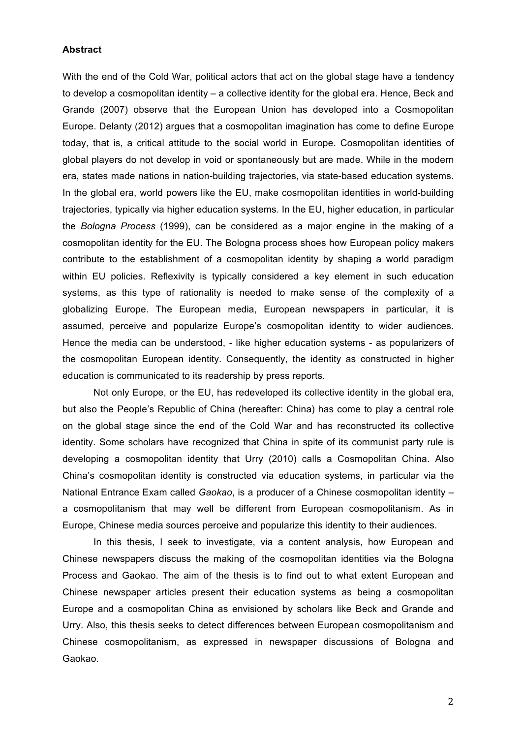**Abstract**

With the end of the Cold War, political actors that act on the global stage have a tendency to develop a cosmopolitan identity – a collective identity for the global era. Hence, Beck and Grande (2007) observe that the European Union has developed into a Cosmopolitan Europe. Delanty (2012) argues that a cosmopolitan imagination has come to define Europe today, that is, a critical attitude to the social world in Europe. Cosmopolitan identities of global players do not develop in void or spontaneously but are made. While in the modern era, states made nations in nation-building trajectories, via state-based education systems. In the global era, world powers like the EU, make cosmopolitan identities in world-building trajectories, typically via higher education systems. In the EU, higher education, in particular the *Bologna Process* (1999), can be considered as a major engine in the making of a cosmopolitan identity for the EU. The Bologna process shoes how European policy makers contribute to the establishment of a cosmopolitan identity by shaping a world paradigm within EU policies. Reflexivity is typically considered a key element in such education systems, as this type of rationality is needed to make sense of the complexity of a globalizing Europe. The European media, European newspapers in particular, it is assumed, perceive and popularize Europe's cosmopolitan identity to wider audiences. Hence the media can be understood, - like higher education systems - as popularizers of the cosmopolitan European identity. Consequently, the identity as constructed in higher education is communicated to its readership by press reports.

Not only Europe, or the EU, has redeveloped its collective identity in the global era, but also the People's Republic of China (hereafter: China) has come to play a central role on the global stage since the end of the Cold War and has reconstructed its collective identity. Some scholars have recognized that China in spite of its communist party rule is developing a cosmopolitan identity that Urry (2010) calls a Cosmopolitan China. Also China's cosmopolitan identity is constructed via education systems, in particular via the National Entrance Exam called *Gaokao*, is a producer of a Chinese cosmopolitan identity – a cosmopolitanism that may well be different from European cosmopolitanism. As in Europe, Chinese media sources perceive and popularize this identity to their audiences.

In this thesis, I seek to investigate, via a content analysis, how European and Chinese newspapers discuss the making of the cosmopolitan identities via the Bologna Process and Gaokao. The aim of the thesis is to find out to what extent European and Chinese newspaper articles present their education systems as being a cosmopolitan Europe and a cosmopolitan China as envisioned by scholars like Beck and Grande and Urry. Also, this thesis seeks to detect differences between European cosmopolitanism and Chinese cosmopolitanism, as expressed in newspaper discussions of Bologna and Gaokao.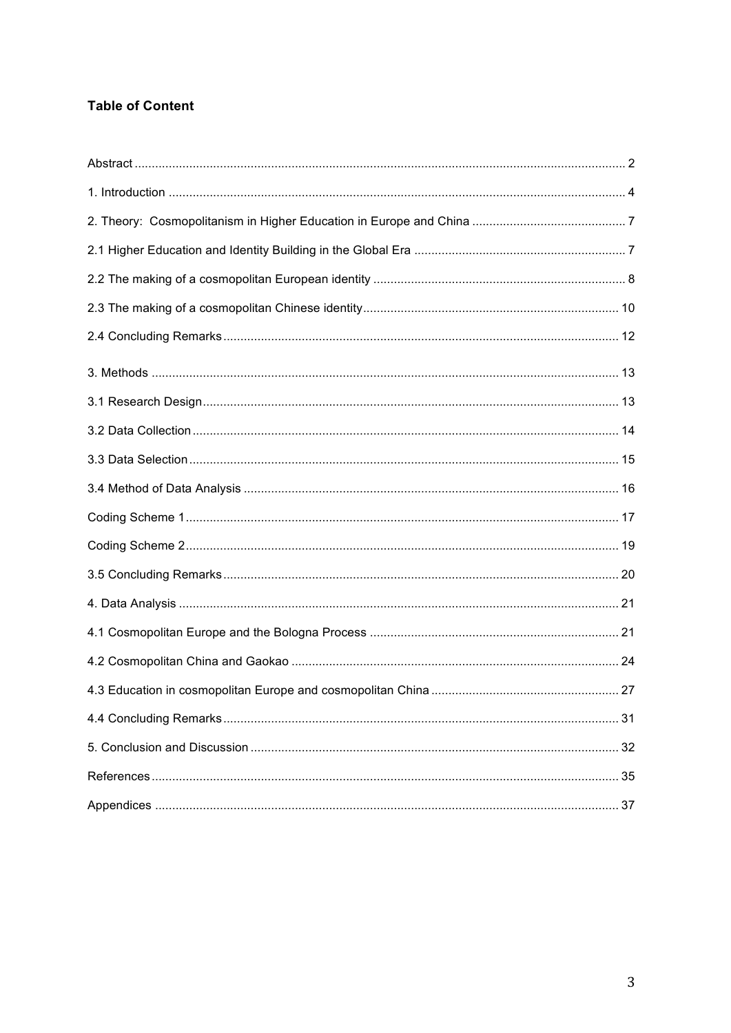**Table of Content**

Abstract ........................................................................................................................................ 2

1. Introduction ............................................................................................................................. 4

2. Theory: Cosmopolitanism in Higher Education in Europe and China ............................................ 7

2.1 Higher Education and Identity Building in the Global Era ............................................................ 7

2.2 The making of a cosmopolitan European identity ........................................................................ 8

2.3 The making of a cosmopolitan Chinese identity.......................................................................... 10

2.4 Concluding Remarks.................................................................................................................. 12

3. Methods ...................................................................................................................................... 13

3.1 Research Design........................................................................................................................ 13

3.2 Data Collection........................................................................................................................... 14

3.3 Data Selection............................................................................................................................ 15

3.4 Method of Data Analysis ............................................................................................................ 16

Coding Scheme 1............................................................................................................................ 17

Coding Scheme 2............................................................................................................................ 19

3.5 Concluding Remarks.................................................................................................................. 20

4. Data Analysis ............................................................................................................................... 21

4.1 Cosmopolitan Europe and the Bologna Process ........................................................................ 21

4.2 Cosmopolitan China and Gaokao ............................................................................................... 24

4.3 Education in cosmopolitan Europe and cosmopolitan China ...................................................... 27

4.4 Concluding Remarks.................................................................................................................. 31

5. Conclusion and Discussion .......................................................................................................... 32

References ...................................................................................................................................... 35

Appendices ..................................................................................................................................... 37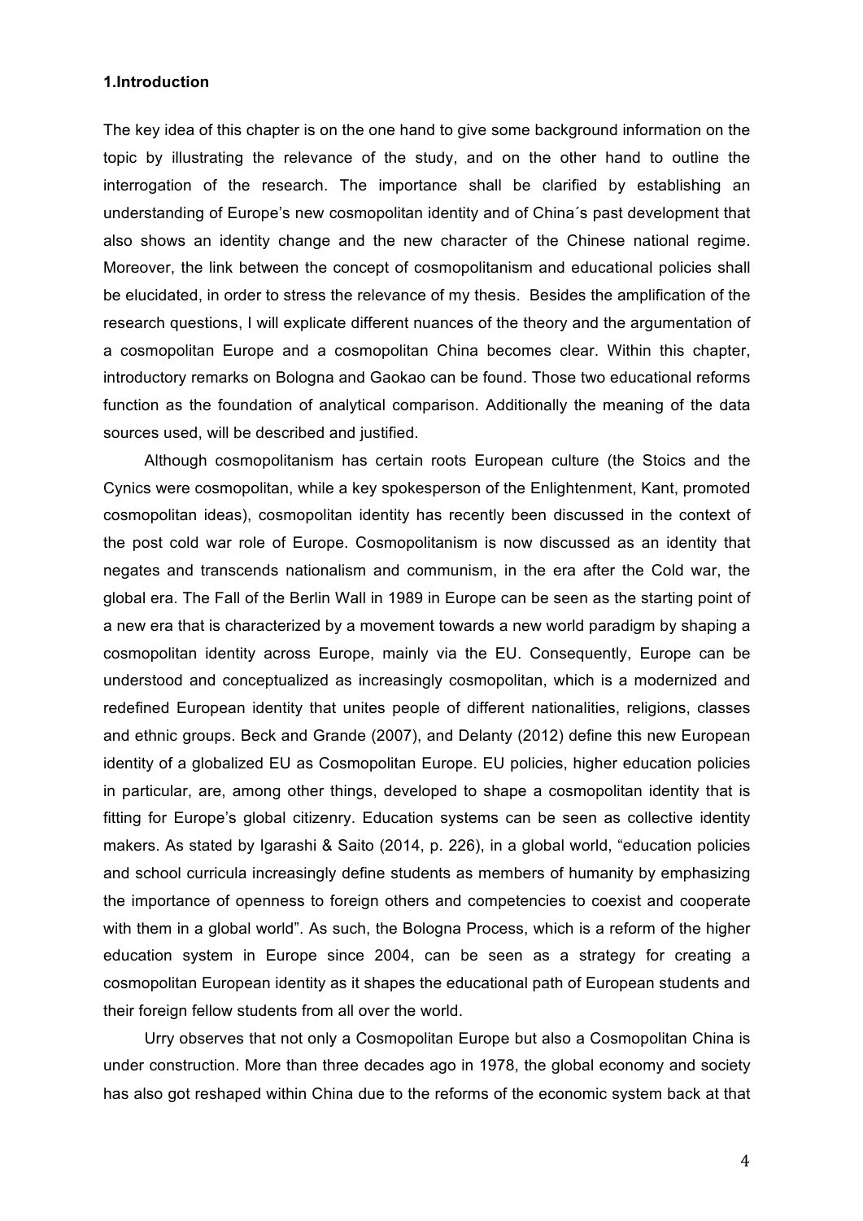**1.Introduction**

The key idea of this chapter is on the one hand to give some background information on the topic by illustrating the relevance of the study, and on the other hand to outline the interrogation of the research. The importance shall be clarified by establishing an understanding of Europe's new cosmopolitan identity and of China´s past development that also shows an identity change and the new character of the Chinese national regime. Moreover, the link between the concept of cosmopolitanism and educational policies shall be elucidated, in order to stress the relevance of my thesis. Besides the amplification of the research questions, I will explicate different nuances of the theory and the argumentation of a cosmopolitan Europe and a cosmopolitan China becomes clear. Within this chapter, introductory remarks on Bologna and Gaokao can be found. Those two educational reforms function as the foundation of analytical comparison. Additionally the meaning of the data sources used, will be described and justified.

Although cosmopolitanism has certain roots European culture (the Stoics and the Cynics were cosmopolitan, while a key spokesperson of the Enlightenment, Kant, promoted cosmopolitan ideas), cosmopolitan identity has recently been discussed in the context of the post cold war role of Europe. Cosmopolitanism is now discussed as an identity that negates and transcends nationalism and communism, in the era after the Cold war, the global era. The Fall of the Berlin Wall in 1989 in Europe can be seen as the starting point of a new era that is characterized by a movement towards a new world paradigm by shaping a cosmopolitan identity across Europe, mainly via the EU. Consequently, Europe can be understood and conceptualized as increasingly cosmopolitan, which is a modernized and redefined European identity that unites people of different nationalities, religions, classes and ethnic groups. Beck and Grande (2007), and Delanty (2012) define this new European identity of a globalized EU as Cosmopolitan Europe. EU policies, higher education policies in particular, are, among other things, developed to shape a cosmopolitan identity that is fitting for Europe's global citizenry. Education systems can be seen as collective identity makers. As stated by Igarashi & Saito (2014, p. 226), in a global world, "education policies and school curricula increasingly define students as members of humanity by emphasizing the importance of openness to foreign others and competencies to coexist and cooperate with them in a global world". As such, the Bologna Process, which is a reform of the higher education system in Europe since 2004, can be seen as a strategy for creating a cosmopolitan European identity as it shapes the educational path of European students and their foreign fellow students from all over the world.

Urry observes that not only a Cosmopolitan Europe but also a Cosmopolitan China is under construction. More than three decades ago in 1978, the global economy and society has also got reshaped within China due to the reforms of the economic system back at that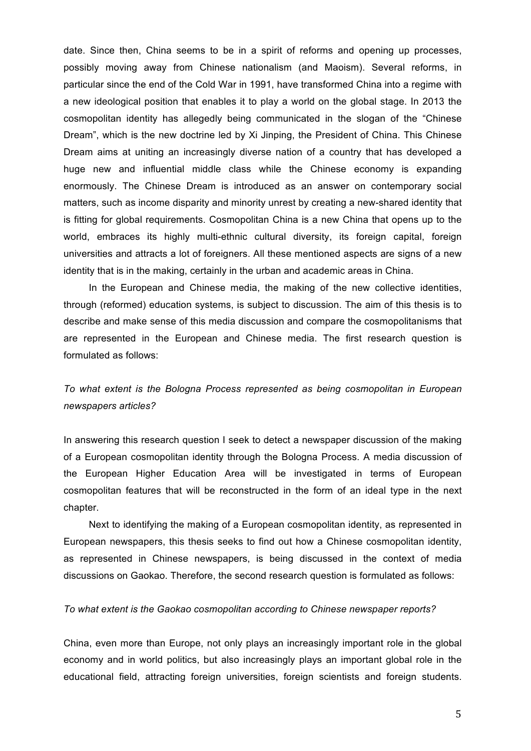date. Since then, China seems to be in a spirit of reforms and opening up processes, possibly moving away from Chinese nationalism (and Maoism). Several reforms, in particular since the end of the Cold War in 1991, have transformed China into a regime with a new ideological position that enables it to play a world on the global stage. In 2013 the cosmopolitan identity has allegedly being communicated in the slogan of the "Chinese Dream", which is the new doctrine led by Xi Jinping, the President of China. This Chinese Dream aims at uniting an increasingly diverse nation of a country that has developed a huge new and influential middle class while the Chinese economy is expanding enormously. The Chinese Dream is introduced as an answer on contemporary social matters, such as income disparity and minority unrest by creating a new-shared identity that is fitting for global requirements. Cosmopolitan China is a new China that opens up to the world, embraces its highly multi-ethnic cultural diversity, its foreign capital, foreign universities and attracts a lot of foreigners. All these mentioned aspects are signs of a new identity that is in the making, certainly in the urban and academic areas in China.

In the European and Chinese media, the making of the new collective identities, through (reformed) education systems, is subject to discussion. The aim of this thesis is to describe and make sense of this media discussion and compare the cosmopolitanisms that are represented in the European and Chinese media. The first research question is formulated as follows:

*To what extent is the Bologna Process represented as being cosmopolitan in European newspapers articles?*

In answering this research question I seek to detect a newspaper discussion of the making of a European cosmopolitan identity through the Bologna Process. A media discussion of the European Higher Education Area will be investigated in terms of European cosmopolitan features that will be reconstructed in the form of an ideal type in the next chapter.

Next to identifying the making of a European cosmopolitan identity, as represented in European newspapers, this thesis seeks to find out how a Chinese cosmopolitan identity, as represented in Chinese newspapers, is being discussed in the context of media discussions on Gaokao. Therefore, the second research question is formulated as follows:

*To what extent is the Gaokao cosmopolitan according to Chinese newspaper reports?*

China, even more than Europe, not only plays an increasingly important role in the global economy and in world politics, but also increasingly plays an important global role in the educational field, attracting foreign universities, foreign scientists and foreign students.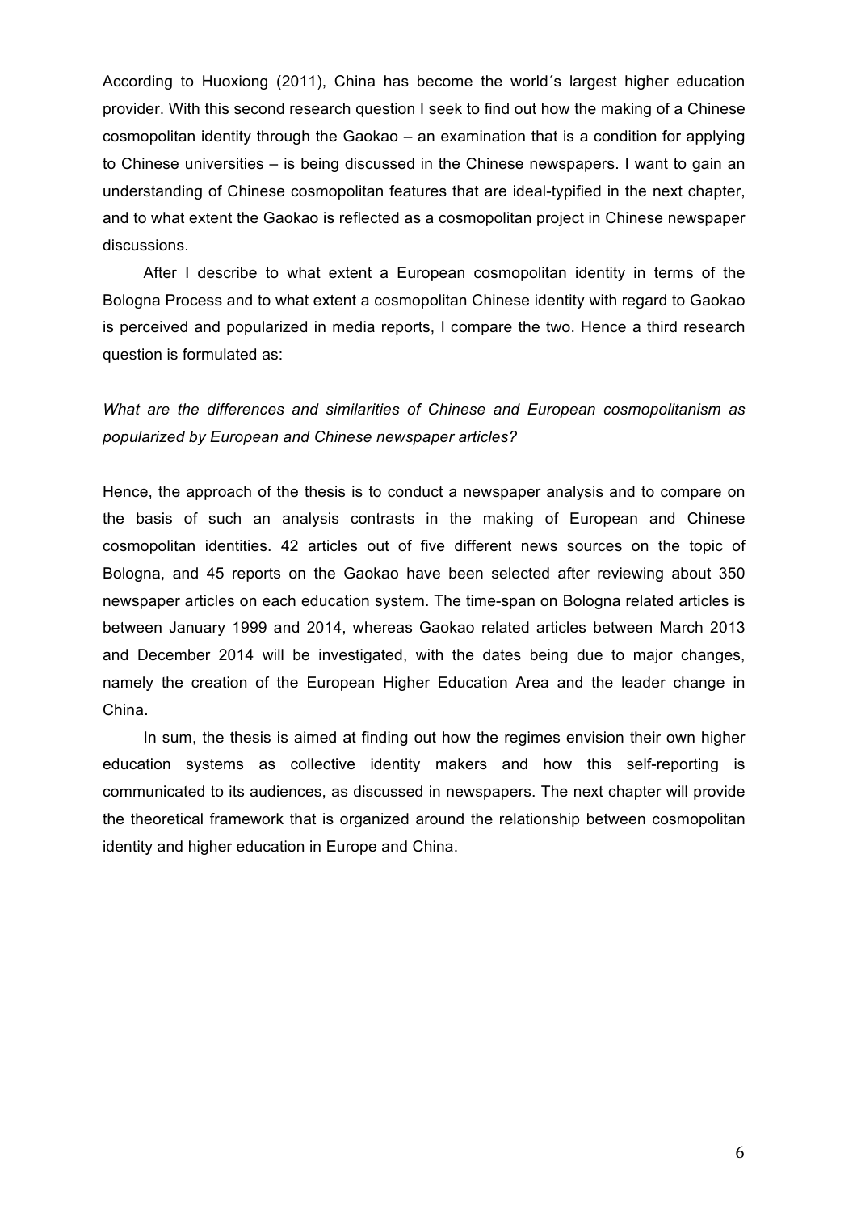According to Huoxiong (2011), China has become the world´s largest higher education provider. With this second research question I seek to find out how the making of a Chinese cosmopolitan identity through the Gaokao – an examination that is a condition for applying to Chinese universities – is being discussed in the Chinese newspapers. I want to gain an understanding of Chinese cosmopolitan features that are ideal-typified in the next chapter, and to what extent the Gaokao is reflected as a cosmopolitan project in Chinese newspaper discussions.

After I describe to what extent a European cosmopolitan identity in terms of the Bologna Process and to what extent a cosmopolitan Chinese identity with regard to Gaokao is perceived and popularized in media reports, I compare the two. Hence a third research question is formulated as:

*What are the differences and similarities of Chinese and European cosmopolitanism as popularized by European and Chinese newspaper articles?*

Hence, the approach of the thesis is to conduct a newspaper analysis and to compare on the basis of such an analysis contrasts in the making of European and Chinese cosmopolitan identities. 42 articles out of five different news sources on the topic of Bologna, and 45 reports on the Gaokao have been selected after reviewing about 350 newspaper articles on each education system. The time-span on Bologna related articles is between January 1999 and 2014, whereas Gaokao related articles between March 2013 and December 2014 will be investigated, with the dates being due to major changes, namely the creation of the European Higher Education Area and the leader change in China.

In sum, the thesis is aimed at finding out how the regimes envision their own higher education systems as collective identity makers and how this self-reporting is communicated to its audiences, as discussed in newspapers. The next chapter will provide the theoretical framework that is organized around the relationship between cosmopolitan identity and higher education in Europe and China.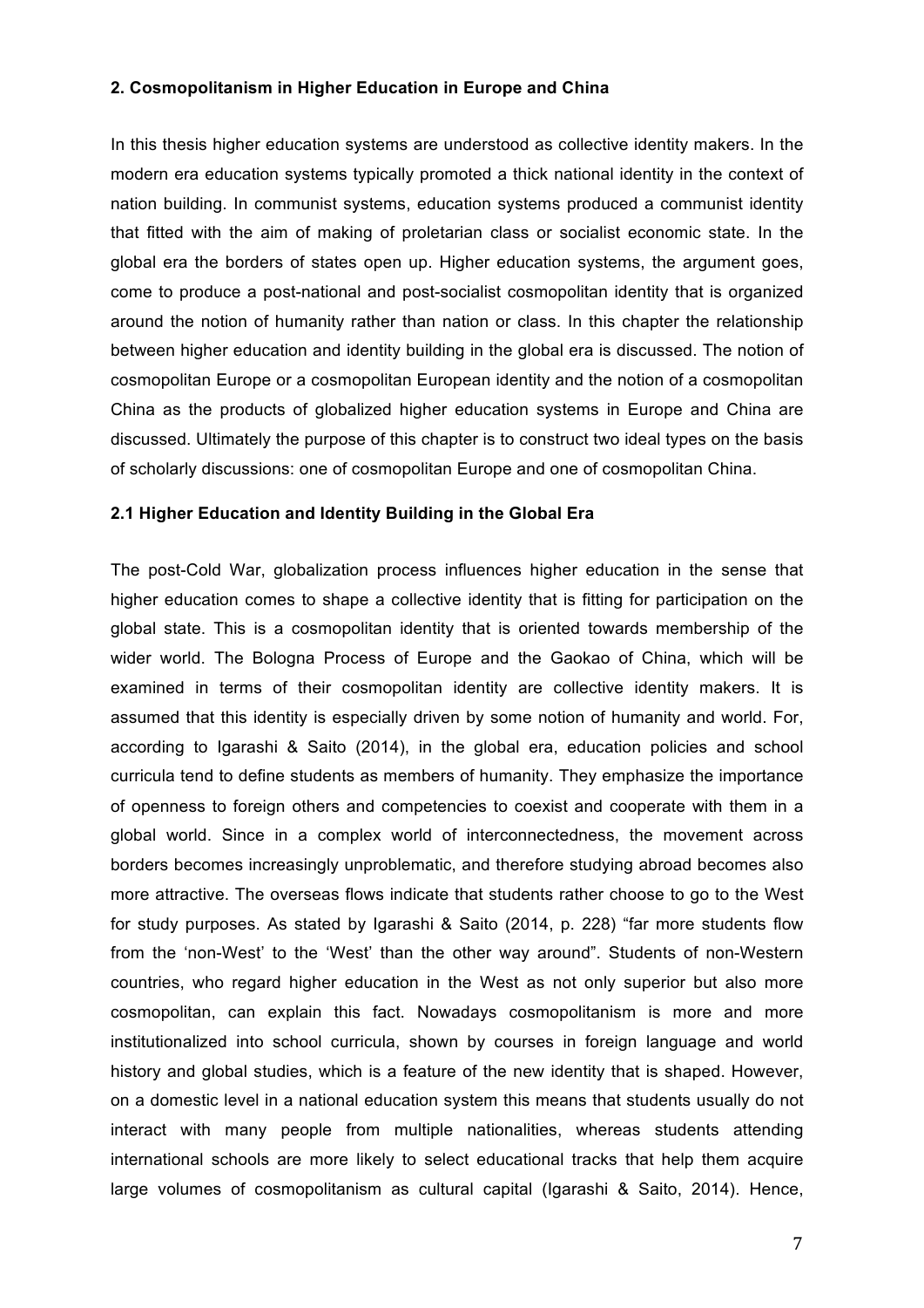## 2. Cosmopolitanism in Higher Education in Europe and China

In this thesis higher education systems are understood as collective identity makers. In the modern era education systems typically promoted a thick national identity in the context of nation building. In communist systems, education systems produced a communist identity that fitted with the aim of making of proletarian class or socialist economic state. In the global era the borders of states open up. Higher education systems, the argument goes, come to produce a post-national and post-socialist cosmopolitan identity that is organized around the notion of humanity rather than nation or class. In this chapter the relationship between higher education and identity building in the global era is discussed. The notion of cosmopolitan Europe or a cosmopolitan European identity and the notion of a cosmopolitan China as the products of globalized higher education systems in Europe and China are discussed. Ultimately the purpose of this chapter is to construct two ideal types on the basis of scholarly discussions: one of cosmopolitan Europe and one of cosmopolitan China.

### 2.1 Higher Education and Identity Building in the Global Era

The post-Cold War, globalization process influences higher education in the sense that higher education comes to shape a collective identity that is fitting for participation on the global state. This is a cosmopolitan identity that is oriented towards membership of the wider world. The Bologna Process of Europe and the Gaokao of China, which will be examined in terms of their cosmopolitan identity are collective identity makers. It is assumed that this identity is especially driven by some notion of humanity and world. For, according to Igarashi & Saito (2014), in the global era, education policies and school curricula tend to define students as members of humanity. They emphasize the importance of openness to foreign others and competencies to coexist and cooperate with them in a global world. Since in a complex world of interconnectedness, the movement across borders becomes increasingly unproblematic, and therefore studying abroad becomes also more attractive. The overseas flows indicate that students rather choose to go to the West for study purposes. As stated by Igarashi & Saito (2014, p. 228) "far more students flow from the 'non-West' to the 'West' than the other way around". Students of non-Western countries, who regard higher education in the West as not only superior but also more cosmopolitan, can explain this fact. Nowadays cosmopolitanism is more and more institutionalized into school curricula, shown by courses in foreign language and world history and global studies, which is a feature of the new identity that is shaped. However, on a domestic level in a national education system this means that students usually do not interact with many people from multiple nationalities, whereas students attending international schools are more likely to select educational tracks that help them acquire large volumes of cosmopolitanism as cultural capital (Igarashi & Saito, 2014). Hence,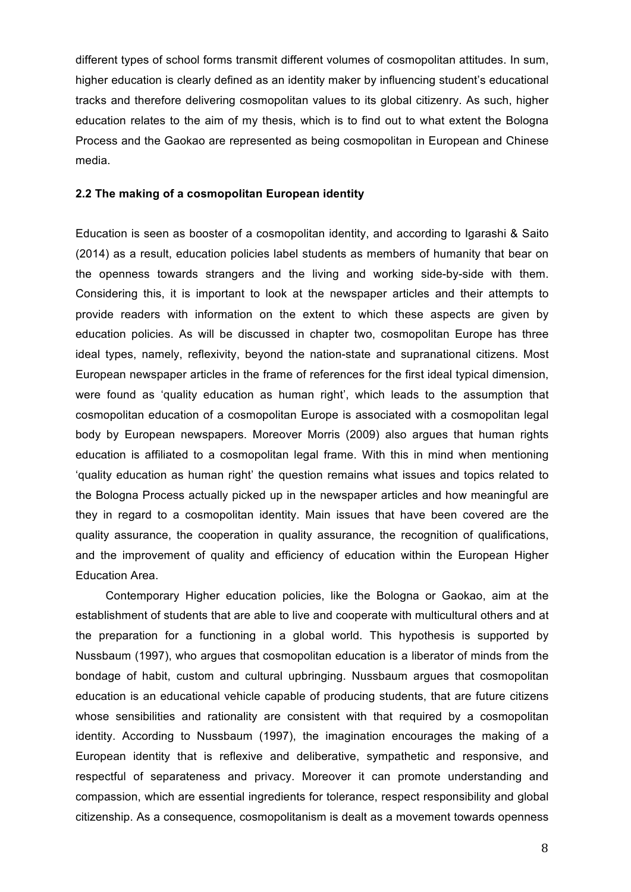different types of school forms transmit different volumes of cosmopolitan attitudes. In sum, higher education is clearly defined as an identity maker by influencing student's educational tracks and therefore delivering cosmopolitan values to its global citizenry. As such, higher education relates to the aim of my thesis, which is to find out to what extent the Bologna Process and the Gaokao are represented as being cosmopolitan in European and Chinese media.

### 2.2 The making of a cosmopolitan European identity

Education is seen as booster of a cosmopolitan identity, and according to Igarashi & Saito (2014) as a result, education policies label students as members of humanity that bear on the openness towards strangers and the living and working side-by-side with them. Considering this, it is important to look at the newspaper articles and their attempts to provide readers with information on the extent to which these aspects are given by education policies. As will be discussed in chapter two, cosmopolitan Europe has three ideal types, namely, reflexivity, beyond the nation-state and supranational citizens. Most European newspaper articles in the frame of references for the first ideal typical dimension, were found as 'quality education as human right', which leads to the assumption that cosmopolitan education of a cosmopolitan Europe is associated with a cosmopolitan legal body by European newspapers. Moreover Morris (2009) also argues that human rights education is affiliated to a cosmopolitan legal frame. With this in mind when mentioning 'quality education as human right' the question remains what issues and topics related to the Bologna Process actually picked up in the newspaper articles and how meaningful are they in regard to a cosmopolitan identity. Main issues that have been covered are the quality assurance, the cooperation in quality assurance, the recognition of qualifications, and the improvement of quality and efficiency of education within the European Higher Education Area.

Contemporary Higher education policies, like the Bologna or Gaokao, aim at the establishment of students that are able to live and cooperate with multicultural others and at the preparation for a functioning in a global world. This hypothesis is supported by Nussbaum (1997), who argues that cosmopolitan education is a liberator of minds from the bondage of habit, custom and cultural upbringing. Nussbaum argues that cosmopolitan education is an educational vehicle capable of producing students, that are future citizens whose sensibilities and rationality are consistent with that required by a cosmopolitan identity. According to Nussbaum (1997), the imagination encourages the making of a European identity that is reflexive and deliberative, sympathetic and responsive, and respectful of separateness and privacy. Moreover it can promote understanding and compassion, which are essential ingredients for tolerance, respect responsibility and global citizenship. As a consequence, cosmopolitanism is dealt as a movement towards openness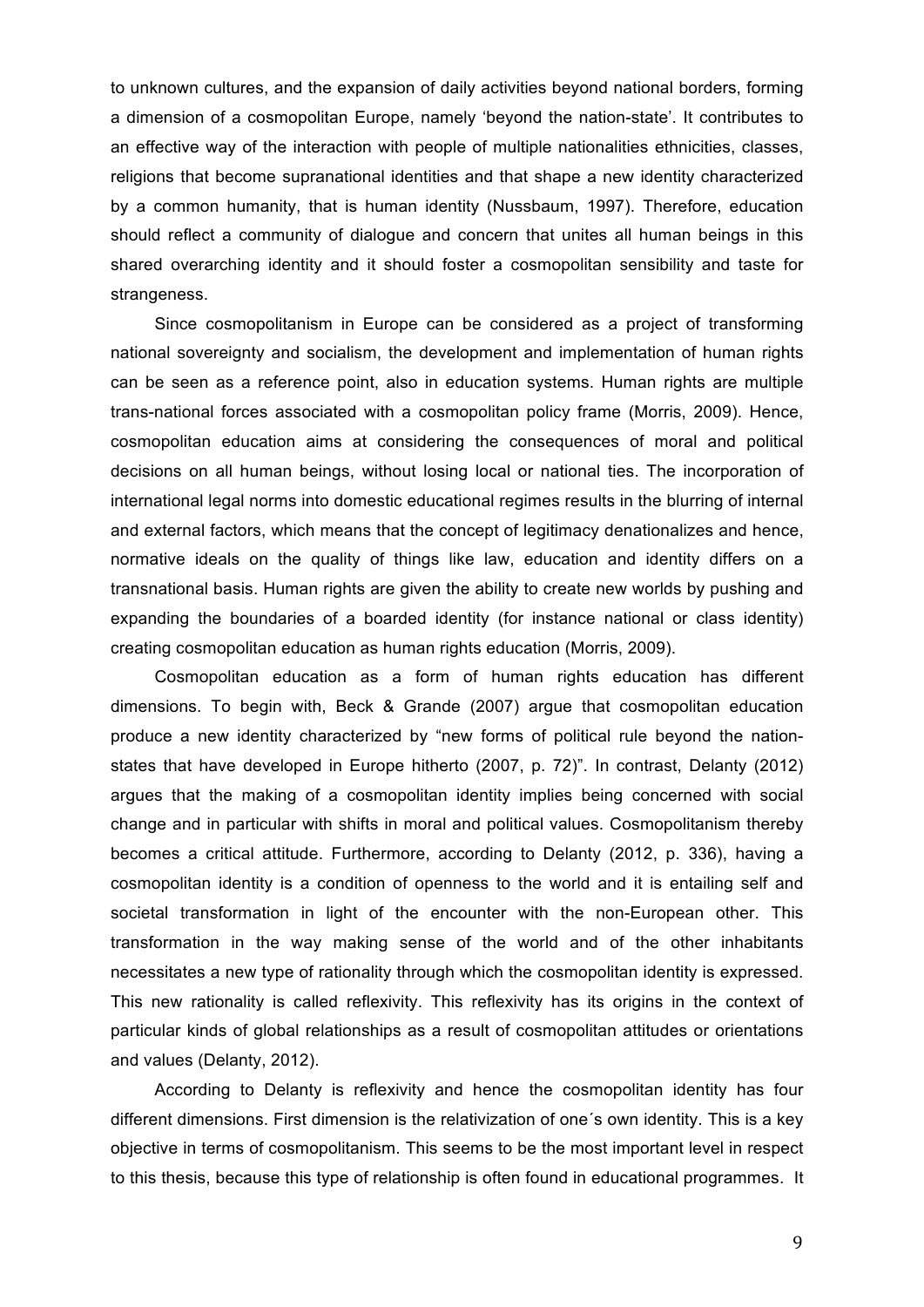to unknown cultures, and the expansion of daily activities beyond national borders, forming a dimension of a cosmopolitan Europe, namely 'beyond the nation-state'. It contributes to an effective way of the interaction with people of multiple nationalities ethnicities, classes, religions that become supranational identities and that shape a new identity characterized by a common humanity, that is human identity (Nussbaum, 1997). Therefore, education should reflect a community of dialogue and concern that unites all human beings in this shared overarching identity and it should foster a cosmopolitan sensibility and taste for strangeness.

Since cosmopolitanism in Europe can be considered as a project of transforming national sovereignty and socialism, the development and implementation of human rights can be seen as a reference point, also in education systems. Human rights are multiple trans-national forces associated with a cosmopolitan policy frame (Morris, 2009). Hence, cosmopolitan education aims at considering the consequences of moral and political decisions on all human beings, without losing local or national ties. The incorporation of international legal norms into domestic educational regimes results in the blurring of internal and external factors, which means that the concept of legitimacy denationalizes and hence, normative ideals on the quality of things like law, education and identity differs on a transnational basis. Human rights are given the ability to create new worlds by pushing and expanding the boundaries of a boarded identity (for instance national or class identity) creating cosmopolitan education as human rights education (Morris, 2009).

Cosmopolitan education as a form of human rights education has different dimensions. To begin with, Beck & Grande (2007) argue that cosmopolitan education produce a new identity characterized by "new forms of political rule beyond the nation-states that have developed in Europe hitherto (2007, p. 72)". In contrast, Delanty (2012) argues that the making of a cosmopolitan identity implies being concerned with social change and in particular with shifts in moral and political values. Cosmopolitanism thereby becomes a critical attitude. Furthermore, according to Delanty (2012, p. 336), having a cosmopolitan identity is a condition of openness to the world and it is entailing self and societal transformation in light of the encounter with the non-European other. This transformation in the way making sense of the world and of the other inhabitants necessitates a new type of rationality through which the cosmopolitan identity is expressed. This new rationality is called reflexivity. This reflexivity has its origins in the context of particular kinds of global relationships as a result of cosmopolitan attitudes or orientations and values (Delanty, 2012).

According to Delanty is reflexivity and hence the cosmopolitan identity has four different dimensions. First dimension is the relativization of one´s own identity. This is a key objective in terms of cosmopolitanism. This seems to be the most important level in respect to this thesis, because this type of relationship is often found in educational programmes. It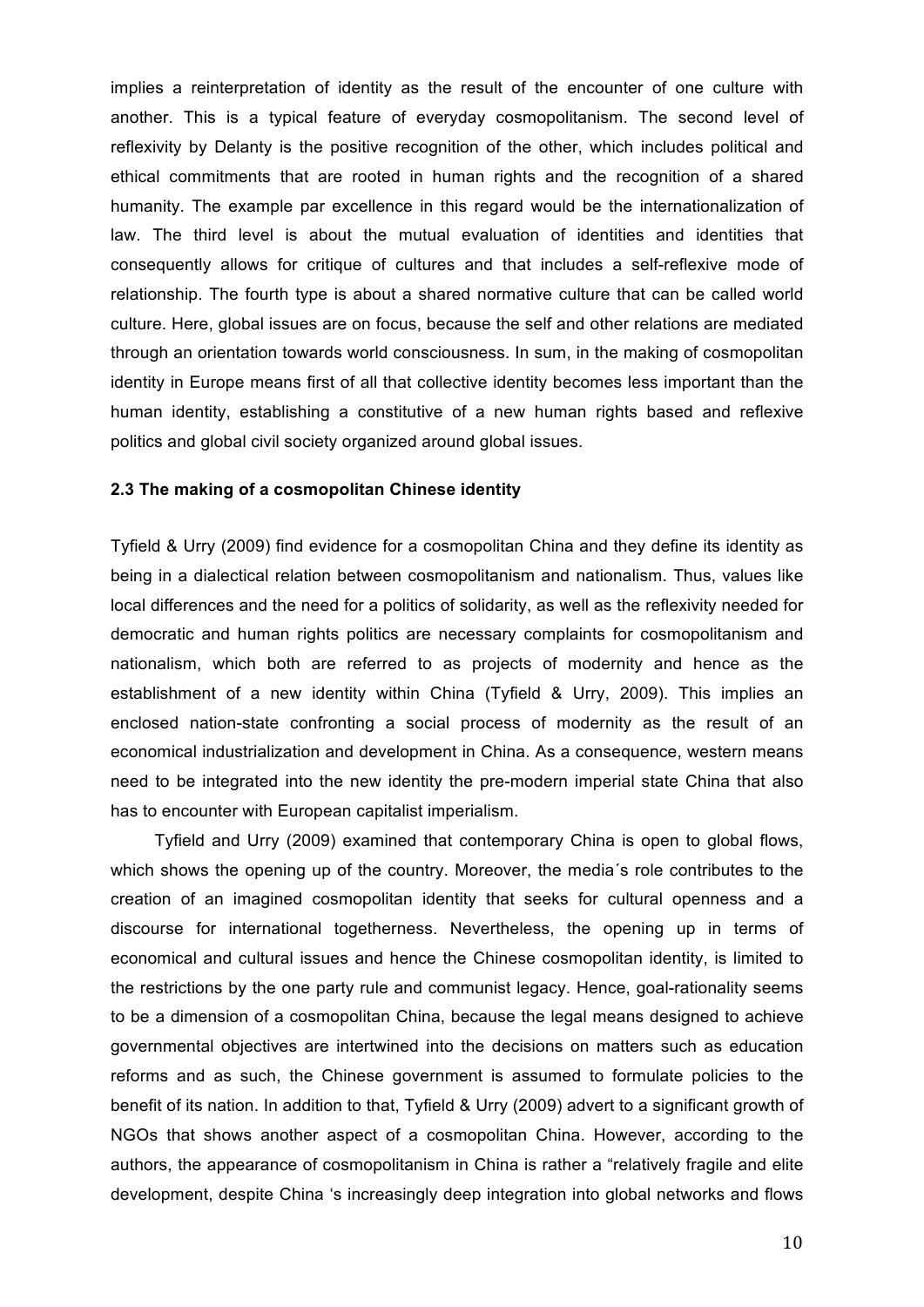implies a reinterpretation of identity as the result of the encounter of one culture with another. This is a typical feature of everyday cosmopolitanism. The second level of reflexivity by Delanty is the positive recognition of the other, which includes political and ethical commitments that are rooted in human rights and the recognition of a shared humanity. The example par excellence in this regard would be the internationalization of law. The third level is about the mutual evaluation of identities and identities that consequently allows for critique of cultures and that includes a self-reflexive mode of relationship. The fourth type is about a shared normative culture that can be called world culture. Here, global issues are on focus, because the self and other relations are mediated through an orientation towards world consciousness. In sum, in the making of cosmopolitan identity in Europe means first of all that collective identity becomes less important than the human identity, establishing a constitutive of a new human rights based and reflexive politics and global civil society organized around global issues.

### 2.3 The making of a cosmopolitan Chinese identity

Tyfield & Urry (2009) find evidence for a cosmopolitan China and they define its identity as being in a dialectical relation between cosmopolitanism and nationalism. Thus, values like local differences and the need for a politics of solidarity, as well as the reflexivity needed for democratic and human rights politics are necessary complaints for cosmopolitanism and nationalism, which both are referred to as projects of modernity and hence as the establishment of a new identity within China (Tyfield & Urry, 2009). This implies an enclosed nation-state confronting a social process of modernity as the result of an economical industrialization and development in China. As a consequence, western means need to be integrated into the new identity the pre-modern imperial state China that also has to encounter with European capitalist imperialism.

Tyfield and Urry (2009) examined that contemporary China is open to global flows, which shows the opening up of the country. Moreover, the media´s role contributes to the creation of an imagined cosmopolitan identity that seeks for cultural openness and a discourse for international togetherness. Nevertheless, the opening up in terms of economical and cultural issues and hence the Chinese cosmopolitan identity, is limited to the restrictions by the one party rule and communist legacy. Hence, goal-rationality seems to be a dimension of a cosmopolitan China, because the legal means designed to achieve governmental objectives are intertwined into the decisions on matters such as education reforms and as such, the Chinese government is assumed to formulate policies to the benefit of its nation. In addition to that, Tyfield & Urry (2009) advert to a significant growth of NGOs that shows another aspect of a cosmopolitan China. However, according to the authors, the appearance of cosmopolitanism in China is rather a "relatively fragile and elite development, despite China 's increasingly deep integration into global networks and flows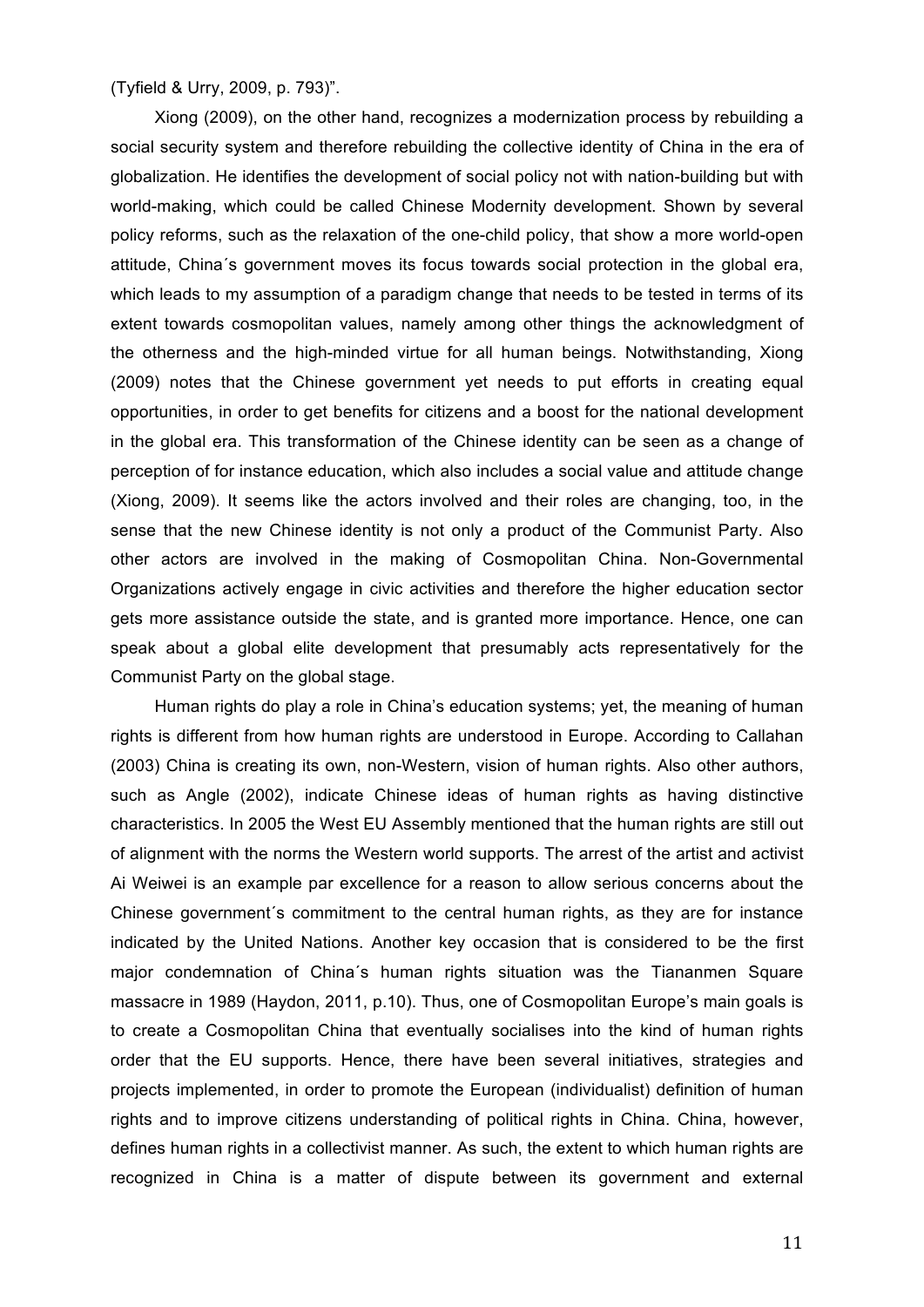(Tyfield & Urry, 2009, p. 793)".

Xiong (2009), on the other hand, recognizes a modernization process by rebuilding a social security system and therefore rebuilding the collective identity of China in the era of globalization. He identifies the development of social policy not with nation-building but with world-making, which could be called Chinese Modernity development. Shown by several policy reforms, such as the relaxation of the one-child policy, that show a more world-open attitude, China´s government moves its focus towards social protection in the global era, which leads to my assumption of a paradigm change that needs to be tested in terms of its extent towards cosmopolitan values, namely among other things the acknowledgment of the otherness and the high-minded virtue for all human beings. Notwithstanding, Xiong (2009) notes that the Chinese government yet needs to put efforts in creating equal opportunities, in order to get benefits for citizens and a boost for the national development in the global era. This transformation of the Chinese identity can be seen as a change of perception of for instance education, which also includes a social value and attitude change (Xiong, 2009). It seems like the actors involved and their roles are changing, too, in the sense that the new Chinese identity is not only a product of the Communist Party. Also other actors are involved in the making of Cosmopolitan China. Non-Governmental Organizations actively engage in civic activities and therefore the higher education sector gets more assistance outside the state, and is granted more importance. Hence, one can speak about a global elite development that presumably acts representatively for the Communist Party on the global stage.

Human rights do play a role in China's education systems; yet, the meaning of human rights is different from how human rights are understood in Europe. According to Callahan (2003) China is creating its own, non-Western, vision of human rights. Also other authors, such as Angle (2002), indicate Chinese ideas of human rights as having distinctive characteristics. In 2005 the West EU Assembly mentioned that the human rights are still out of alignment with the norms the Western world supports. The arrest of the artist and activist Ai Weiwei is an example par excellence for a reason to allow serious concerns about the Chinese government´s commitment to the central human rights, as they are for instance indicated by the United Nations. Another key occasion that is considered to be the first major condemnation of China´s human rights situation was the Tiananmen Square massacre in 1989 (Haydon, 2011, p.10). Thus, one of Cosmopolitan Europe's main goals is to create a Cosmopolitan China that eventually socialises into the kind of human rights order that the EU supports. Hence, there have been several initiatives, strategies and projects implemented, in order to promote the European (individualist) definition of human rights and to improve citizens understanding of political rights in China. China, however, defines human rights in a collectivist manner. As such, the extent to which human rights are recognized in China is a matter of dispute between its government and external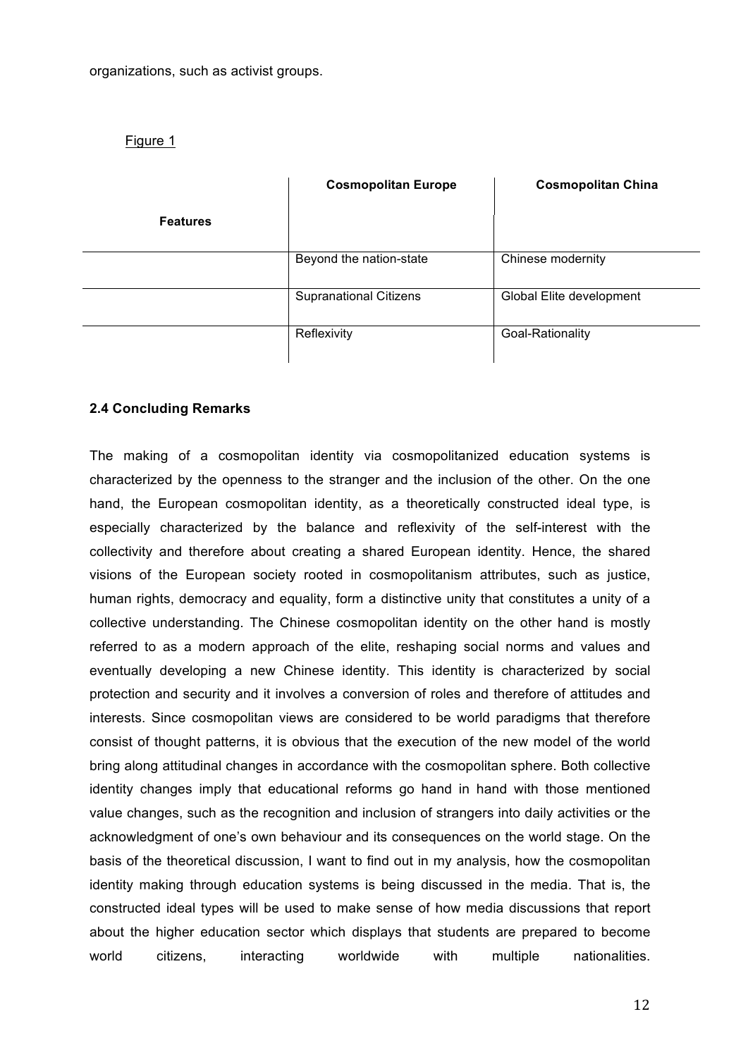organizations, such as activist groups.

Figure 1

| Features | Cosmopolitan Europe | Cosmopolitan China |
|---|---|---|
| | Beyond the nation-state | Chinese modernity |
| | Supranational Citizens | Global Elite development |
| | Reflexivity | Goal-Rationality |

### 2.4 Concluding Remarks

The making of a cosmopolitan identity via cosmopolitanized education systems is characterized by the openness to the stranger and the inclusion of the other. On the one hand, the European cosmopolitan identity, as a theoretically constructed ideal type, is especially characterized by the balance and reflexivity of the self-interest with the collectivity and therefore about creating a shared European identity. Hence, the shared visions of the European society rooted in cosmopolitanism attributes, such as justice, human rights, democracy and equality, form a distinctive unity that constitutes a unity of a collective understanding. The Chinese cosmopolitan identity on the other hand is mostly referred to as a modern approach of the elite, reshaping social norms and values and eventually developing a new Chinese identity. This identity is characterized by social protection and security and it involves a conversion of roles and therefore of attitudes and interests. Since cosmopolitan views are considered to be world paradigms that therefore consist of thought patterns, it is obvious that the execution of the new model of the world bring along attitudinal changes in accordance with the cosmopolitan sphere. Both collective identity changes imply that educational reforms go hand in hand with those mentioned value changes, such as the recognition and inclusion of strangers into daily activities or the acknowledgment of one's own behaviour and its consequences on the world stage. On the basis of the theoretical discussion, I want to find out in my analysis, how the cosmopolitan identity making through education systems is being discussed in the media. That is, the constructed ideal types will be used to make sense of how media discussions that report about the higher education sector which displays that students are prepared to become world citizens, interacting worldwide with multiple nationalities.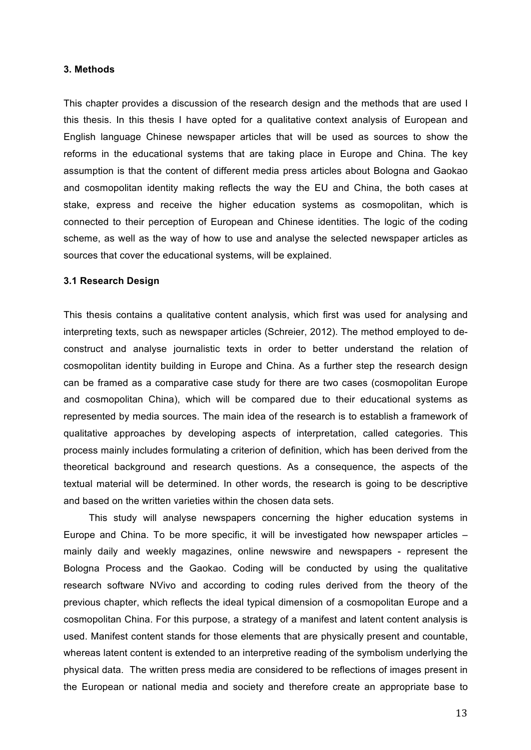## 3. Methods

This chapter provides a discussion of the research design and the methods that are used I this thesis. In this thesis I have opted for a qualitative context analysis of European and English language Chinese newspaper articles that will be used as sources to show the reforms in the educational systems that are taking place in Europe and China. The key assumption is that the content of different media press articles about Bologna and Gaokao and cosmopolitan identity making reflects the way the EU and China, the both cases at stake, express and receive the higher education systems as cosmopolitan, which is connected to their perception of European and Chinese identities. The logic of the coding scheme, as well as the way of how to use and analyse the selected newspaper articles as sources that cover the educational systems, will be explained.

### 3.1 Research Design

This thesis contains a qualitative content analysis, which first was used for analysing and interpreting texts, such as newspaper articles (Schreier, 2012). The method employed to de-construct and analyse journalistic texts in order to better understand the relation of cosmopolitan identity building in Europe and China. As a further step the research design can be framed as a comparative case study for there are two cases (cosmopolitan Europe and cosmopolitan China), which will be compared due to their educational systems as represented by media sources. The main idea of the research is to establish a framework of qualitative approaches by developing aspects of interpretation, called categories. This process mainly includes formulating a criterion of definition, which has been derived from the theoretical background and research questions. As a consequence, the aspects of the textual material will be determined. In other words, the research is going to be descriptive and based on the written varieties within the chosen data sets.

This study will analyse newspapers concerning the higher education systems in Europe and China. To be more specific, it will be investigated how newspaper articles – mainly daily and weekly magazines, online newswire and newspapers - represent the Bologna Process and the Gaokao. Coding will be conducted by using the qualitative research software NVivo and according to coding rules derived from the theory of the previous chapter, which reflects the ideal typical dimension of a cosmopolitan Europe and a cosmopolitan China. For this purpose, a strategy of a manifest and latent content analysis is used. Manifest content stands for those elements that are physically present and countable, whereas latent content is extended to an interpretive reading of the symbolism underlying the physical data. The written press media are considered to be reflections of images present in the European or national media and society and therefore create an appropriate base to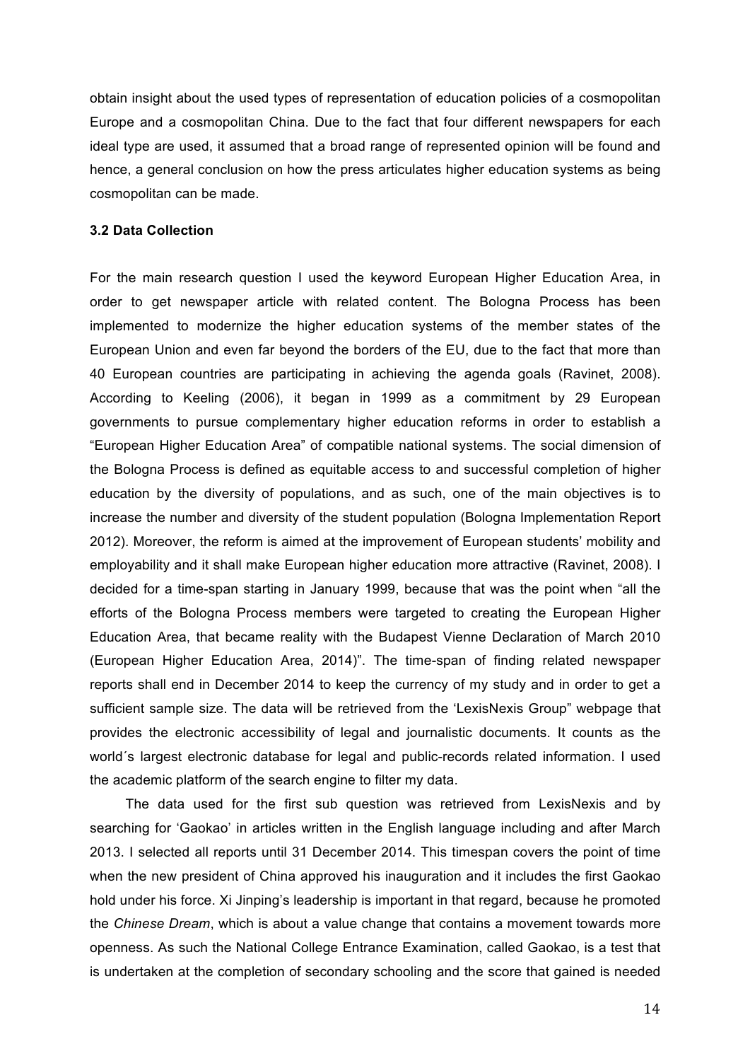obtain insight about the used types of representation of education policies of a cosmopolitan Europe and a cosmopolitan China. Due to the fact that four different newspapers for each ideal type are used, it assumed that a broad range of represented opinion will be found and hence, a general conclusion on how the press articulates higher education systems as being cosmopolitan can be made.

### 3.2 Data Collection

For the main research question I used the keyword European Higher Education Area, in order to get newspaper article with related content. The Bologna Process has been implemented to modernize the higher education systems of the member states of the European Union and even far beyond the borders of the EU, due to the fact that more than 40 European countries are participating in achieving the agenda goals (Ravinet, 2008). According to Keeling (2006), it began in 1999 as a commitment by 29 European governments to pursue complementary higher education reforms in order to establish a "European Higher Education Area" of compatible national systems. The social dimension of the Bologna Process is defined as equitable access to and successful completion of higher education by the diversity of populations, and as such, one of the main objectives is to increase the number and diversity of the student population (Bologna Implementation Report 2012). Moreover, the reform is aimed at the improvement of European students' mobility and employability and it shall make European higher education more attractive (Ravinet, 2008). I decided for a time-span starting in January 1999, because that was the point when "all the efforts of the Bologna Process members were targeted to creating the European Higher Education Area, that became reality with the Budapest Vienne Declaration of March 2010 (European Higher Education Area, 2014)". The time-span of finding related newspaper reports shall end in December 2014 to keep the currency of my study and in order to get a sufficient sample size. The data will be retrieved from the 'LexisNexis Group" webpage that provides the electronic accessibility of legal and journalistic documents. It counts as the world´s largest electronic database for legal and public-records related information. I used the academic platform of the search engine to filter my data.

The data used for the first sub question was retrieved from LexisNexis and by searching for 'Gaokao' in articles written in the English language including and after March 2013. I selected all reports until 31 December 2014. This timespan covers the point of time when the new president of China approved his inauguration and it includes the first Gaokao hold under his force. Xi Jinping's leadership is important in that regard, because he promoted the *Chinese Dream*, which is about a value change that contains a movement towards more openness. As such the National College Entrance Examination, called Gaokao, is a test that is undertaken at the completion of secondary schooling and the score that gained is needed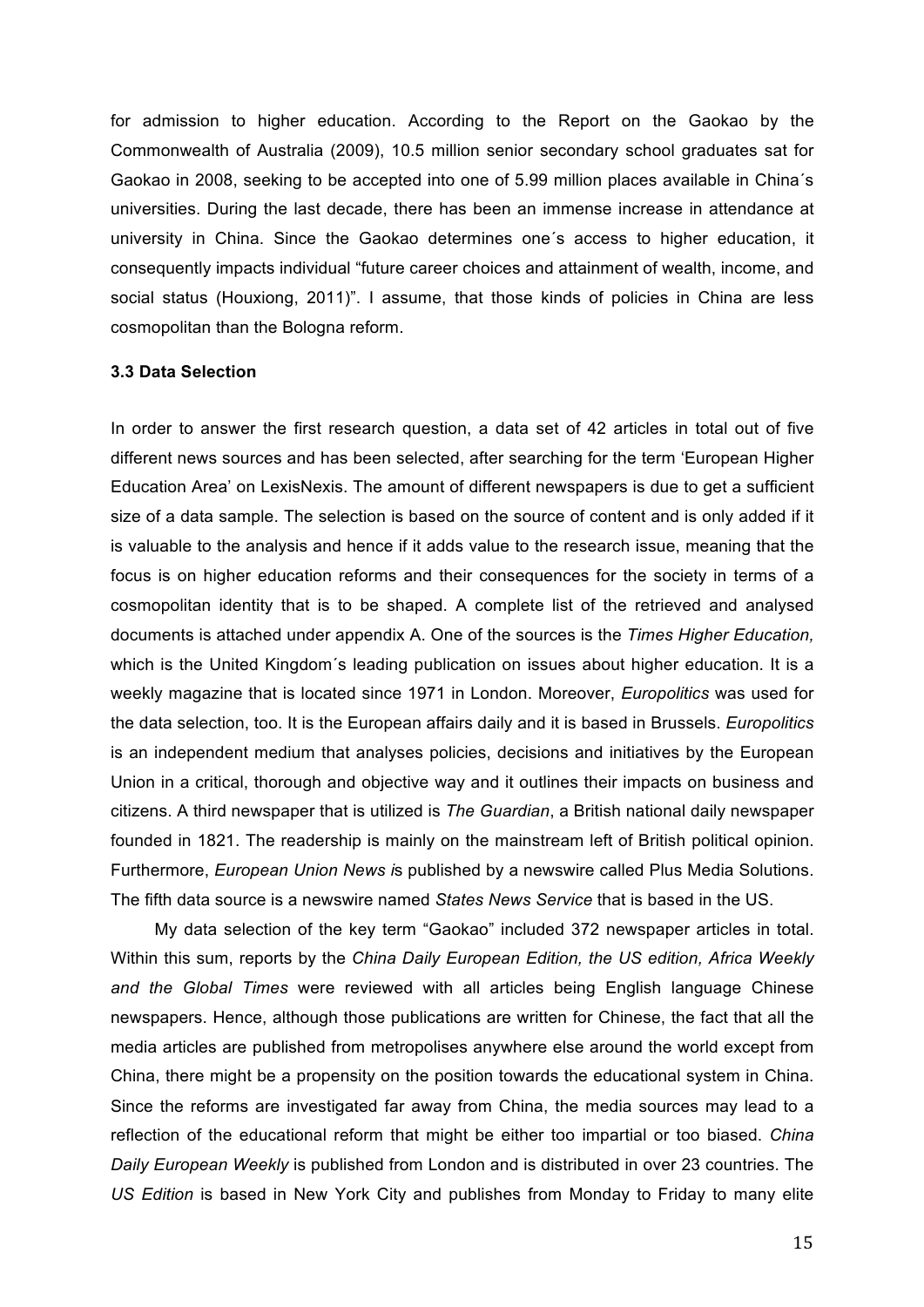for admission to higher education. According to the Report on the Gaokao by the Commonwealth of Australia (2009), 10.5 million senior secondary school graduates sat for Gaokao in 2008, seeking to be accepted into one of 5.99 million places available in China´s universities. During the last decade, there has been an immense increase in attendance at university in China. Since the Gaokao determines one´s access to higher education, it consequently impacts individual "future career choices and attainment of wealth, income, and social status (Houxiong, 2011)". I assume, that those kinds of policies in China are less cosmopolitan than the Bologna reform.

### 3.3 Data Selection

In order to answer the first research question, a data set of 42 articles in total out of five different news sources and has been selected, after searching for the term 'European Higher Education Area' on LexisNexis. The amount of different newspapers is due to get a sufficient size of a data sample. The selection is based on the source of content and is only added if it is valuable to the analysis and hence if it adds value to the research issue, meaning that the focus is on higher education reforms and their consequences for the society in terms of a cosmopolitan identity that is to be shaped. A complete list of the retrieved and analysed documents is attached under appendix A. One of the sources is the *Times Higher Education,* which is the United Kingdom´s leading publication on issues about higher education. It is a weekly magazine that is located since 1971 in London. Moreover, *Europolitics* was used for the data selection, too. It is the European affairs daily and it is based in Brussels. *Europolitics* is an independent medium that analyses policies, decisions and initiatives by the European Union in a critical, thorough and objective way and it outlines their impacts on business and citizens. A third newspaper that is utilized is *The Guardian*, a British national daily newspaper founded in 1821. The readership is mainly on the mainstream left of British political opinion. Furthermore, *European Union News i*s published by a newswire called Plus Media Solutions. The fifth data source is a newswire named *States News Service* that is based in the US.

My data selection of the key term "Gaokao" included 372 newspaper articles in total. Within this sum, reports by the *China Daily European Edition, the US edition, Africa Weekly and the Global Times* were reviewed with all articles being English language Chinese newspapers. Hence, although those publications are written for Chinese, the fact that all the media articles are published from metropolises anywhere else around the world except from China, there might be a propensity on the position towards the educational system in China. Since the reforms are investigated far away from China, the media sources may lead to a reflection of the educational reform that might be either too impartial or too biased. *China Daily European Weekly* is published from London and is distributed in over 23 countries. The *US Edition* is based in New York City and publishes from Monday to Friday to many elite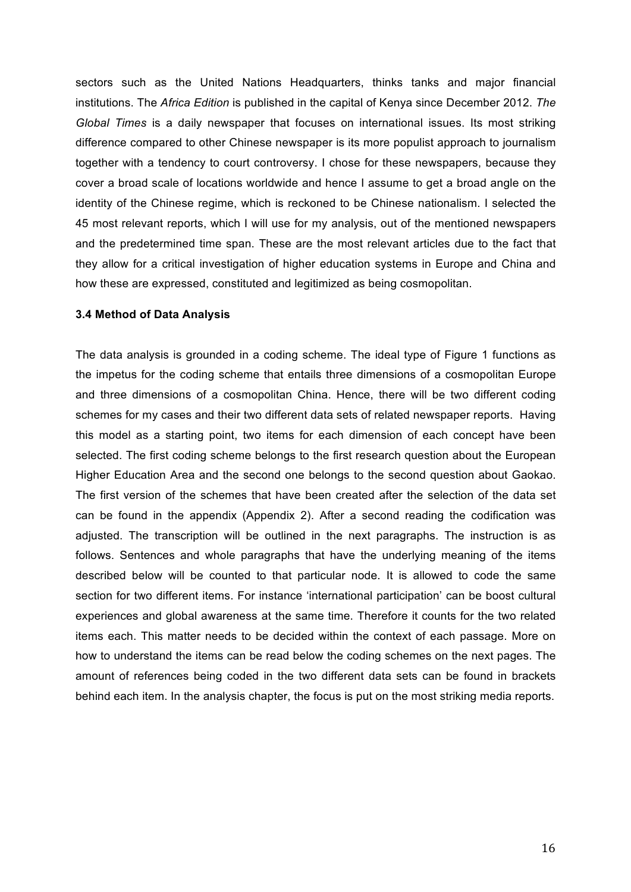sectors such as the United Nations Headquarters, thinks tanks and major financial institutions. The *Africa Edition* is published in the capital of Kenya since December 2012. *The Global Times* is a daily newspaper that focuses on international issues. Its most striking difference compared to other Chinese newspaper is its more populist approach to journalism together with a tendency to court controversy. I chose for these newspapers, because they cover a broad scale of locations worldwide and hence I assume to get a broad angle on the identity of the Chinese regime, which is reckoned to be Chinese nationalism. I selected the 45 most relevant reports, which I will use for my analysis, out of the mentioned newspapers and the predetermined time span. These are the most relevant articles due to the fact that they allow for a critical investigation of higher education systems in Europe and China and how these are expressed, constituted and legitimized as being cosmopolitan.

### 3.4 Method of Data Analysis

The data analysis is grounded in a coding scheme. The ideal type of Figure 1 functions as the impetus for the coding scheme that entails three dimensions of a cosmopolitan Europe and three dimensions of a cosmopolitan China. Hence, there will be two different coding schemes for my cases and their two different data sets of related newspaper reports. Having this model as a starting point, two items for each dimension of each concept have been selected. The first coding scheme belongs to the first research question about the European Higher Education Area and the second one belongs to the second question about Gaokao. The first version of the schemes that have been created after the selection of the data set can be found in the appendix (Appendix 2). After a second reading the codification was adjusted. The transcription will be outlined in the next paragraphs. The instruction is as follows. Sentences and whole paragraphs that have the underlying meaning of the items described below will be counted to that particular node. It is allowed to code the same section for two different items. For instance 'international participation' can be boost cultural experiences and global awareness at the same time. Therefore it counts for the two related items each. This matter needs to be decided within the context of each passage. More on how to understand the items can be read below the coding schemes on the next pages. The amount of references being coded in the two different data sets can be found in brackets behind each item. In the analysis chapter, the focus is put on the most striking media reports.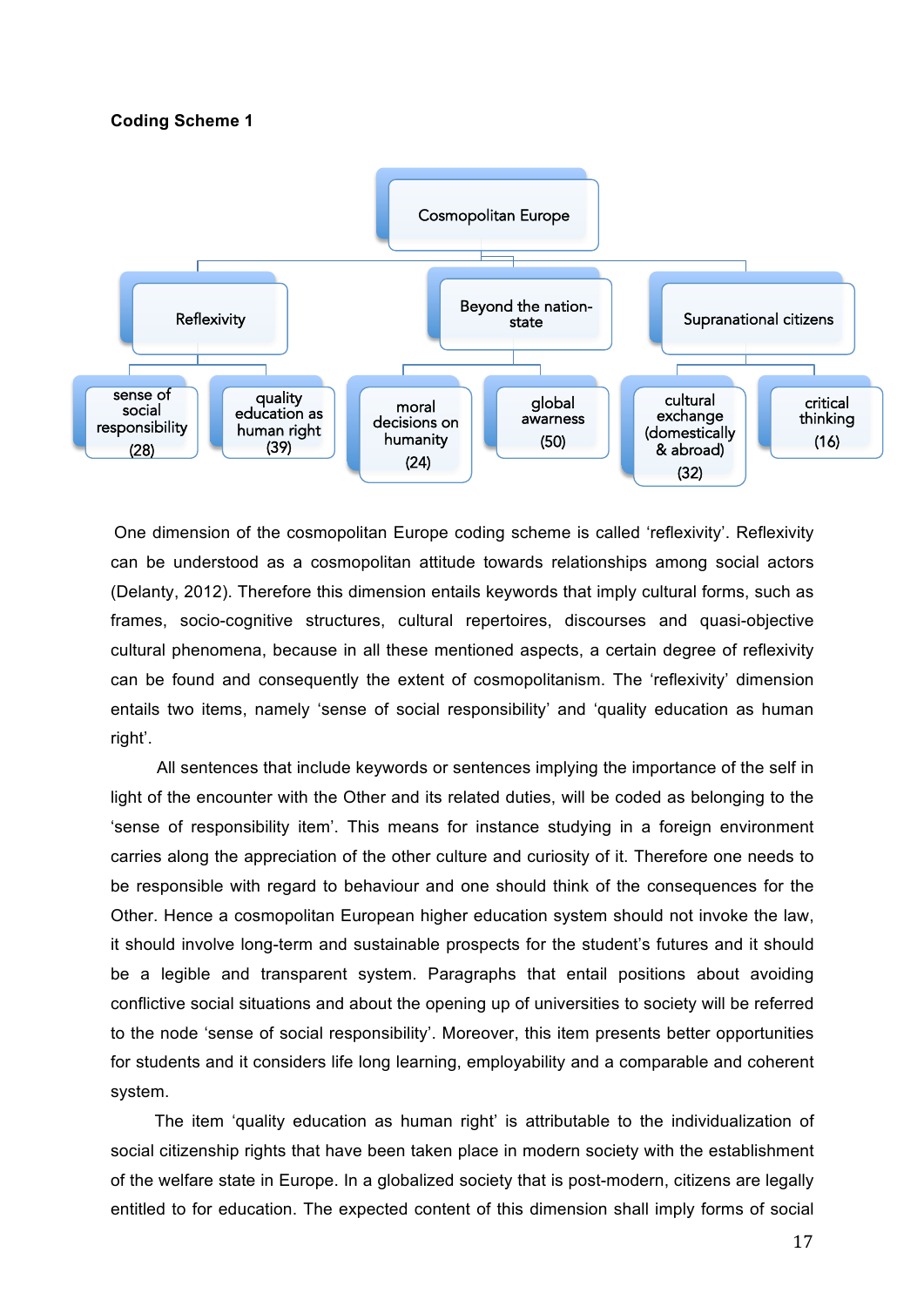**Coding Scheme 1**

- Cosmopolitan Europe
  - Reflexivity
    - sense of social responsibility (28)
    - quality education as human right (39)
  - Beyond the nation-state
    - moral decisions on humanity (24)
    - global awarness (50)
  - Supranational citizens
    - cultural exchange (domestically & abroad) (32)
    - critical thinking (16)

One dimension of the cosmopolitan Europe coding scheme is called 'reflexivity'. Reflexivity can be understood as a cosmopolitan attitude towards relationships among social actors (Delanty, 2012). Therefore this dimension entails keywords that imply cultural forms, such as frames, socio-cognitive structures, cultural repertoires, discourses and quasi-objective cultural phenomena, because in all these mentioned aspects, a certain degree of reflexivity can be found and consequently the extent of cosmopolitanism. The 'reflexivity' dimension entails two items, namely 'sense of social responsibility' and 'quality education as human right'.

All sentences that include keywords or sentences implying the importance of the self in light of the encounter with the Other and its related duties, will be coded as belonging to the 'sense of responsibility item'. This means for instance studying in a foreign environment carries along the appreciation of the other culture and curiosity of it. Therefore one needs to be responsible with regard to behaviour and one should think of the consequences for the Other. Hence a cosmopolitan European higher education system should not invoke the law, it should involve long-term and sustainable prospects for the student's futures and it should be a legible and transparent system. Paragraphs that entail positions about avoiding conflictive social situations and about the opening up of universities to society will be referred to the node 'sense of social responsibility'. Moreover, this item presents better opportunities for students and it considers life long learning, employability and a comparable and coherent system.

The item 'quality education as human right' is attributable to the individualization of social citizenship rights that have been taken place in modern society with the establishment of the welfare state in Europe. In a globalized society that is post-modern, citizens are legally entitled to for education. The expected content of this dimension shall imply forms of social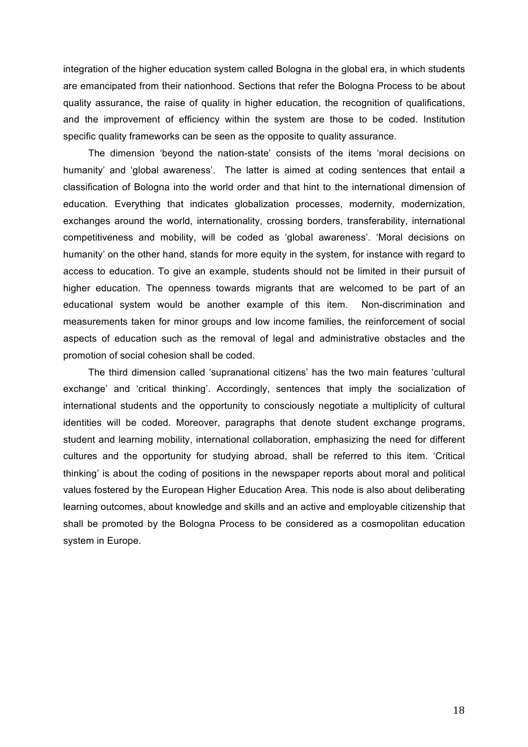integration of the higher education system called Bologna in the global era, in which students are emancipated from their nationhood. Sections that refer the Bologna Process to be about quality assurance, the raise of quality in higher education, the recognition of qualifications, and the improvement of efficiency within the system are those to be coded. Institution specific quality frameworks can be seen as the opposite to quality assurance.

The dimension 'beyond the nation-state' consists of the items 'moral decisions on humanity' and 'global awareness'. The latter is aimed at coding sentences that entail a classification of Bologna into the world order and that hint to the international dimension of education. Everything that indicates globalization processes, modernity, modernization, exchanges around the world, internationality, crossing borders, transferability, international competitiveness and mobility, will be coded as 'global awareness'. 'Moral decisions on humanity' on the other hand, stands for more equity in the system, for instance with regard to access to education. To give an example, students should not be limited in their pursuit of higher education. The openness towards migrants that are welcomed to be part of an educational system would be another example of this item. Non-discrimination and measurements taken for minor groups and low income families, the reinforcement of social aspects of education such as the removal of legal and administrative obstacles and the promotion of social cohesion shall be coded.

The third dimension called 'supranational citizens' has the two main features 'cultural exchange' and 'critical thinking'. Accordingly, sentences that imply the socialization of international students and the opportunity to consciously negotiate a multiplicity of cultural identities will be coded. Moreover, paragraphs that denote student exchange programs, student and learning mobility, international collaboration, emphasizing the need for different cultures and the opportunity for studying abroad, shall be referred to this item. 'Critical thinking' is about the coding of positions in the newspaper reports about moral and political values fostered by the European Higher Education Area. This node is also about deliberating learning outcomes, about knowledge and skills and an active and employable citizenship that shall be promoted by the Bologna Process to be considered as a cosmopolitan education system in Europe.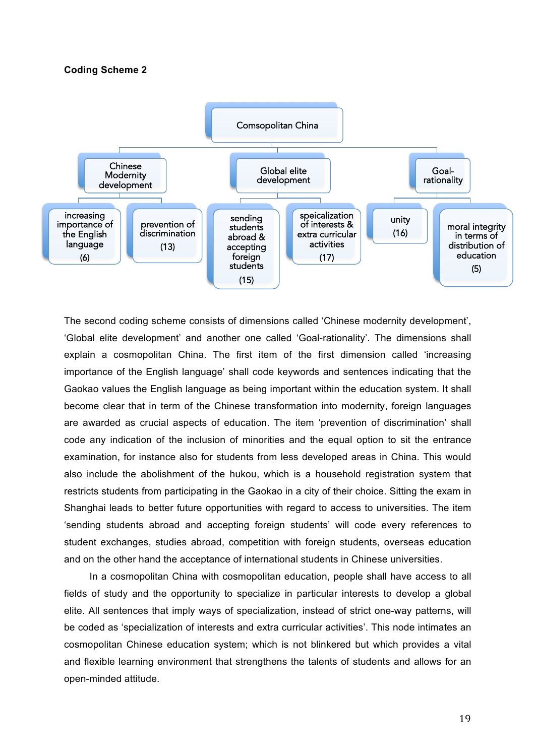**Coding Scheme 2**

- Comsopolitan China
  - Chinese Modernity development
    - increasing importance of the English language (6)
    - prevention of discrimination (13)
  - Global elite development
    - sending students abroad & accepting foreign students (15)
    - speicalization of interests & extra curricular activities (17)
  - Goal-rationality
    - unity (16)
    - moral integrity in terms of distribution of education (5)

The second coding scheme consists of dimensions called 'Chinese modernity development', 'Global elite development' and another one called 'Goal-rationality'. The dimensions shall explain a cosmopolitan China. The first item of the first dimension called 'increasing importance of the English language' shall code keywords and sentences indicating that the Gaokao values the English language as being important within the education system. It shall become clear that in term of the Chinese transformation into modernity, foreign languages are awarded as crucial aspects of education. The item 'prevention of discrimination' shall code any indication of the inclusion of minorities and the equal option to sit the entrance examination, for instance also for students from less developed areas in China. This would also include the abolishment of the hukou, which is a household registration system that restricts students from participating in the Gaokao in a city of their choice. Sitting the exam in Shanghai leads to better future opportunities with regard to access to universities. The item 'sending students abroad and accepting foreign students' will code every references to student exchanges, studies abroad, competition with foreign students, overseas education and on the other hand the acceptance of international students in Chinese universities.

In a cosmopolitan China with cosmopolitan education, people shall have access to all fields of study and the opportunity to specialize in particular interests to develop a global elite. All sentences that imply ways of specialization, instead of strict one-way patterns, will be coded as 'specialization of interests and extra curricular activities'. This node intimates an cosmopolitan Chinese education system; which is not blinkered but which provides a vital and flexible learning environment that strengthens the talents of students and allows for an open-minded attitude.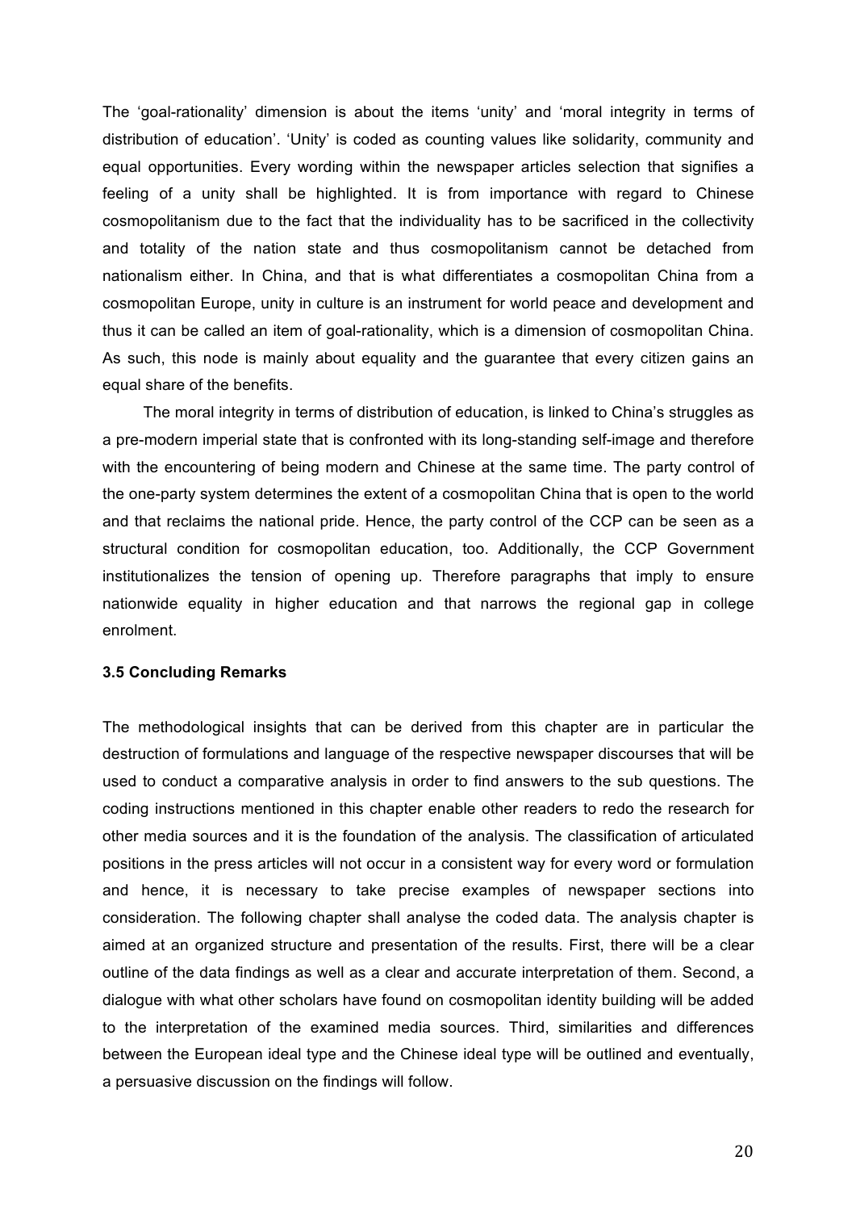The 'goal-rationality' dimension is about the items 'unity' and 'moral integrity in terms of distribution of education'. 'Unity' is coded as counting values like solidarity, community and equal opportunities. Every wording within the newspaper articles selection that signifies a feeling of a unity shall be highlighted. It is from importance with regard to Chinese cosmopolitanism due to the fact that the individuality has to be sacrificed in the collectivity and totality of the nation state and thus cosmopolitanism cannot be detached from nationalism either. In China, and that is what differentiates a cosmopolitan China from a cosmopolitan Europe, unity in culture is an instrument for world peace and development and thus it can be called an item of goal-rationality, which is a dimension of cosmopolitan China. As such, this node is mainly about equality and the guarantee that every citizen gains an equal share of the benefits.

The moral integrity in terms of distribution of education, is linked to China's struggles as a pre-modern imperial state that is confronted with its long-standing self-image and therefore with the encountering of being modern and Chinese at the same time. The party control of the one-party system determines the extent of a cosmopolitan China that is open to the world and that reclaims the national pride. Hence, the party control of the CCP can be seen as a structural condition for cosmopolitan education, too. Additionally, the CCP Government institutionalizes the tension of opening up. Therefore paragraphs that imply to ensure nationwide equality in higher education and that narrows the regional gap in college enrolment.

### 3.5 Concluding Remarks

The methodological insights that can be derived from this chapter are in particular the destruction of formulations and language of the respective newspaper discourses that will be used to conduct a comparative analysis in order to find answers to the sub questions. The coding instructions mentioned in this chapter enable other readers to redo the research for other media sources and it is the foundation of the analysis. The classification of articulated positions in the press articles will not occur in a consistent way for every word or formulation and hence, it is necessary to take precise examples of newspaper sections into consideration. The following chapter shall analyse the coded data. The analysis chapter is aimed at an organized structure and presentation of the results. First, there will be a clear outline of the data findings as well as a clear and accurate interpretation of them. Second, a dialogue with what other scholars have found on cosmopolitan identity building will be added to the interpretation of the examined media sources. Third, similarities and differences between the European ideal type and the Chinese ideal type will be outlined and eventually, a persuasive discussion on the findings will follow.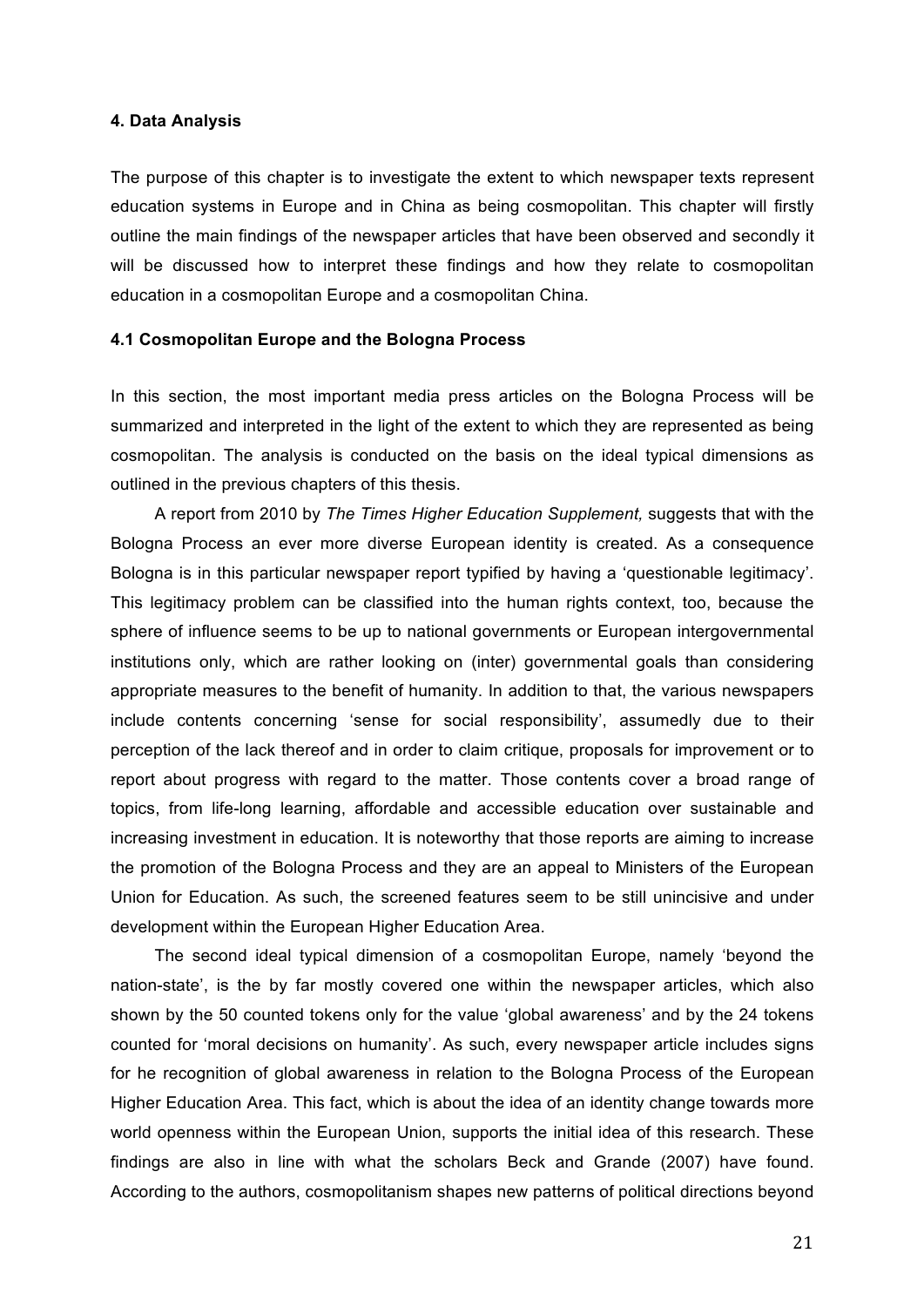**4. Data Analysis**

The purpose of this chapter is to investigate the extent to which newspaper texts represent education systems in Europe and in China as being cosmopolitan. This chapter will firstly outline the main findings of the newspaper articles that have been observed and secondly it will be discussed how to interpret these findings and how they relate to cosmopolitan education in a cosmopolitan Europe and a cosmopolitan China.

**4.1 Cosmopolitan Europe and the Bologna Process**

In this section, the most important media press articles on the Bologna Process will be summarized and interpreted in the light of the extent to which they are represented as being cosmopolitan. The analysis is conducted on the basis on the ideal typical dimensions as outlined in the previous chapters of this thesis.

A report from 2010 by *The Times Higher Education Supplement,* suggests that with the Bologna Process an ever more diverse European identity is created. As a consequence Bologna is in this particular newspaper report typified by having a 'questionable legitimacy'. This legitimacy problem can be classified into the human rights context, too, because the sphere of influence seems to be up to national governments or European intergovernmental institutions only, which are rather looking on (inter) governmental goals than considering appropriate measures to the benefit of humanity. In addition to that, the various newspapers include contents concerning 'sense for social responsibility', assumedly due to their perception of the lack thereof and in order to claim critique, proposals for improvement or to report about progress with regard to the matter. Those contents cover a broad range of topics, from life-long learning, affordable and accessible education over sustainable and increasing investment in education. It is noteworthy that those reports are aiming to increase the promotion of the Bologna Process and they are an appeal to Ministers of the European Union for Education. As such, the screened features seem to be still unincisive and under development within the European Higher Education Area.

The second ideal typical dimension of a cosmopolitan Europe, namely 'beyond the nation-state', is the by far mostly covered one within the newspaper articles, which also shown by the 50 counted tokens only for the value 'global awareness' and by the 24 tokens counted for 'moral decisions on humanity'. As such, every newspaper article includes signs for he recognition of global awareness in relation to the Bologna Process of the European Higher Education Area. This fact, which is about the idea of an identity change towards more world openness within the European Union, supports the initial idea of this research. These findings are also in line with what the scholars Beck and Grande (2007) have found. According to the authors, cosmopolitanism shapes new patterns of political directions beyond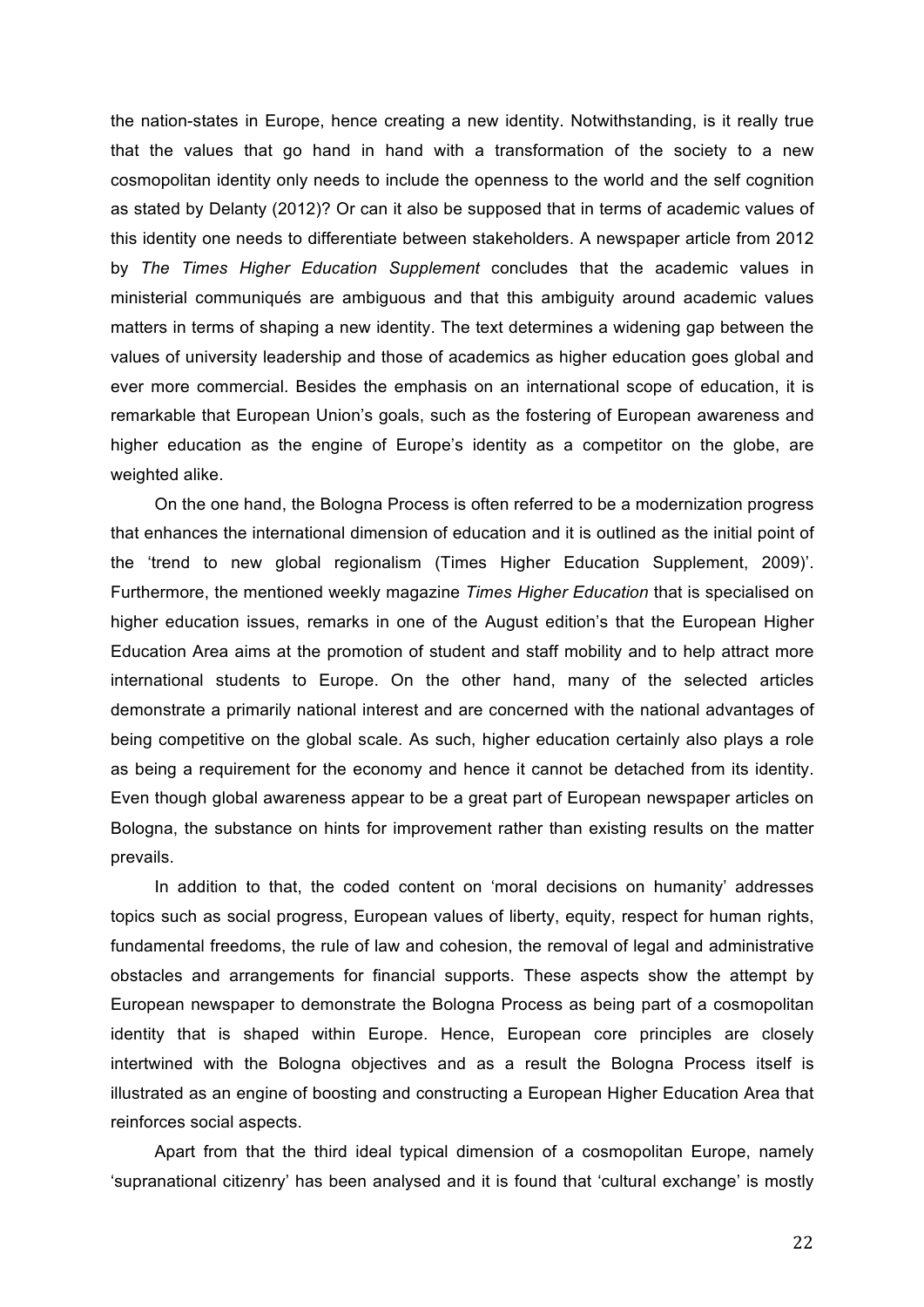the nation-states in Europe, hence creating a new identity. Notwithstanding, is it really true that the values that go hand in hand with a transformation of the society to a new cosmopolitan identity only needs to include the openness to the world and the self cognition as stated by Delanty (2012)? Or can it also be supposed that in terms of academic values of this identity one needs to differentiate between stakeholders. A newspaper article from 2012 by *The Times Higher Education Supplement* concludes that the academic values in ministerial communiqués are ambiguous and that this ambiguity around academic values matters in terms of shaping a new identity. The text determines a widening gap between the values of university leadership and those of academics as higher education goes global and ever more commercial. Besides the emphasis on an international scope of education, it is remarkable that European Union's goals, such as the fostering of European awareness and higher education as the engine of Europe's identity as a competitor on the globe, are weighted alike.

On the one hand, the Bologna Process is often referred to be a modernization progress that enhances the international dimension of education and it is outlined as the initial point of the 'trend to new global regionalism (Times Higher Education Supplement, 2009)'. Furthermore, the mentioned weekly magazine *Times Higher Education* that is specialised on higher education issues, remarks in one of the August edition's that the European Higher Education Area aims at the promotion of student and staff mobility and to help attract more international students to Europe. On the other hand, many of the selected articles demonstrate a primarily national interest and are concerned with the national advantages of being competitive on the global scale. As such, higher education certainly also plays a role as being a requirement for the economy and hence it cannot be detached from its identity. Even though global awareness appear to be a great part of European newspaper articles on Bologna, the substance on hints for improvement rather than existing results on the matter prevails.

In addition to that, the coded content on 'moral decisions on humanity' addresses topics such as social progress, European values of liberty, equity, respect for human rights, fundamental freedoms, the rule of law and cohesion, the removal of legal and administrative obstacles and arrangements for financial supports. These aspects show the attempt by European newspaper to demonstrate the Bologna Process as being part of a cosmopolitan identity that is shaped within Europe. Hence, European core principles are closely intertwined with the Bologna objectives and as a result the Bologna Process itself is illustrated as an engine of boosting and constructing a European Higher Education Area that reinforces social aspects.

Apart from that the third ideal typical dimension of a cosmopolitan Europe, namely 'supranational citizenry' has been analysed and it is found that 'cultural exchange' is mostly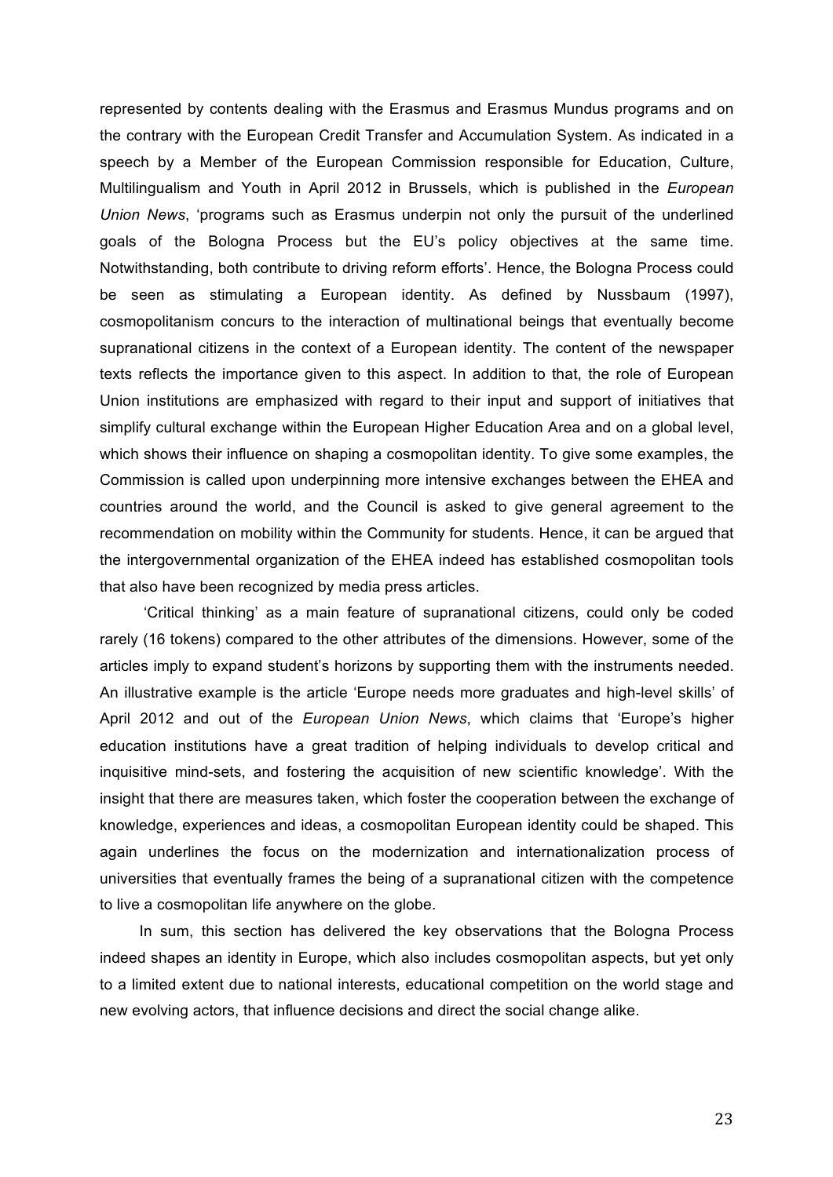represented by contents dealing with the Erasmus and Erasmus Mundus programs and on the contrary with the European Credit Transfer and Accumulation System. As indicated in a speech by a Member of the European Commission responsible for Education, Culture, Multilingualism and Youth in April 2012 in Brussels, which is published in the *European Union News*, 'programs such as Erasmus underpin not only the pursuit of the underlined goals of the Bologna Process but the EU's policy objectives at the same time. Notwithstanding, both contribute to driving reform efforts'. Hence, the Bologna Process could be seen as stimulating a European identity. As defined by Nussbaum (1997), cosmopolitanism concurs to the interaction of multinational beings that eventually become supranational citizens in the context of a European identity. The content of the newspaper texts reflects the importance given to this aspect. In addition to that, the role of European Union institutions are emphasized with regard to their input and support of initiatives that simplify cultural exchange within the European Higher Education Area and on a global level, which shows their influence on shaping a cosmopolitan identity. To give some examples, the Commission is called upon underpinning more intensive exchanges between the EHEA and countries around the world, and the Council is asked to give general agreement to the recommendation on mobility within the Community for students. Hence, it can be argued that the intergovernmental organization of the EHEA indeed has established cosmopolitan tools that also have been recognized by media press articles.

'Critical thinking' as a main feature of supranational citizens, could only be coded rarely (16 tokens) compared to the other attributes of the dimensions. However, some of the articles imply to expand student's horizons by supporting them with the instruments needed. An illustrative example is the article 'Europe needs more graduates and high-level skills' of April 2012 and out of the *European Union News*, which claims that 'Europe's higher education institutions have a great tradition of helping individuals to develop critical and inquisitive mind-sets, and fostering the acquisition of new scientific knowledge'. With the insight that there are measures taken, which foster the cooperation between the exchange of knowledge, experiences and ideas, a cosmopolitan European identity could be shaped. This again underlines the focus on the modernization and internationalization process of universities that eventually frames the being of a supranational citizen with the competence to live a cosmopolitan life anywhere on the globe.

In sum, this section has delivered the key observations that the Bologna Process indeed shapes an identity in Europe, which also includes cosmopolitan aspects, but yet only to a limited extent due to national interests, educational competition on the world stage and new evolving actors, that influence decisions and direct the social change alike.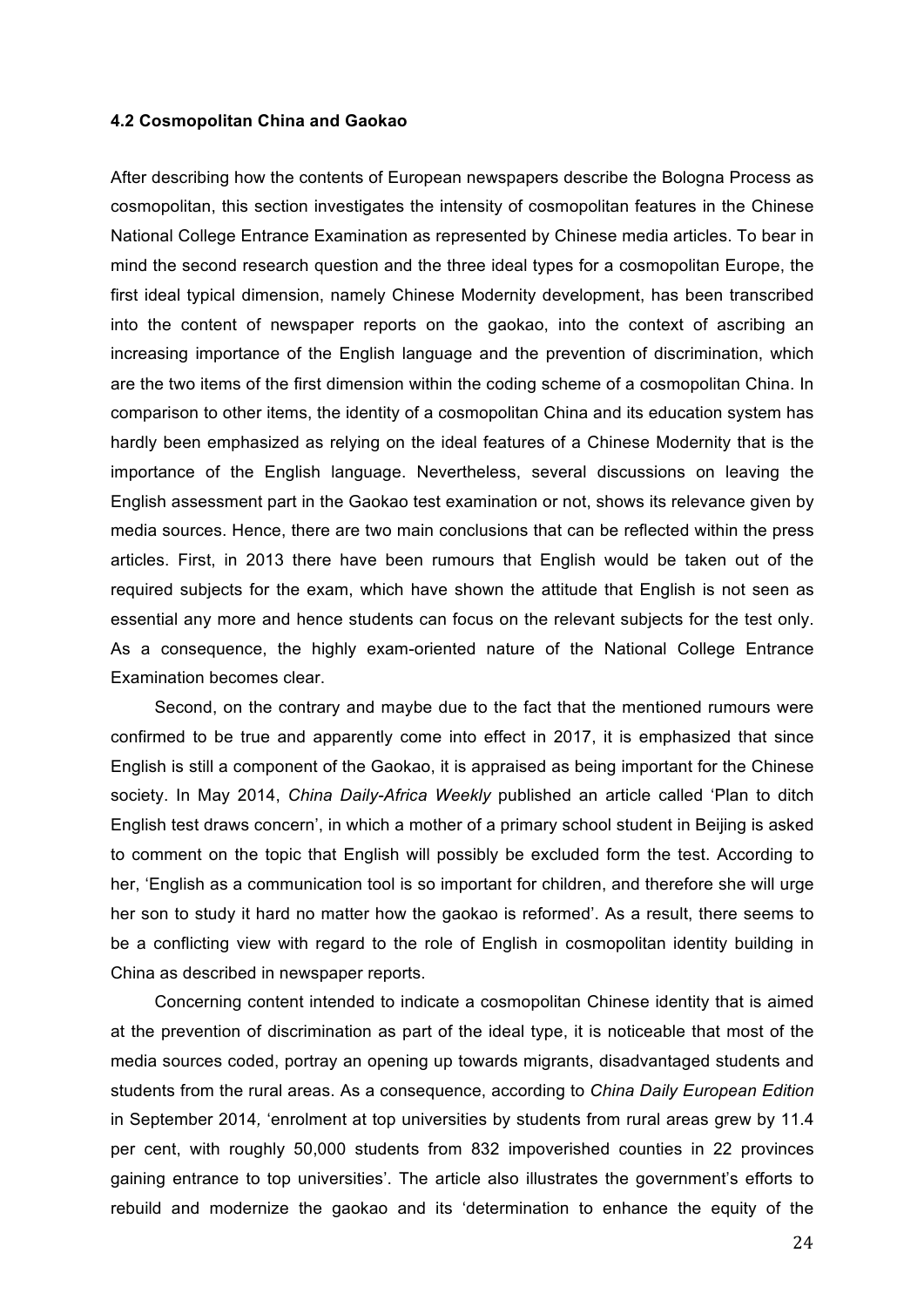#### 4.2 Cosmopolitan China and Gaokao

After describing how the contents of European newspapers describe the Bologna Process as cosmopolitan, this section investigates the intensity of cosmopolitan features in the Chinese National College Entrance Examination as represented by Chinese media articles. To bear in mind the second research question and the three ideal types for a cosmopolitan Europe, the first ideal typical dimension, namely Chinese Modernity development, has been transcribed into the content of newspaper reports on the gaokao, into the context of ascribing an increasing importance of the English language and the prevention of discrimination, which are the two items of the first dimension within the coding scheme of a cosmopolitan China. In comparison to other items, the identity of a cosmopolitan China and its education system has hardly been emphasized as relying on the ideal features of a Chinese Modernity that is the importance of the English language. Nevertheless, several discussions on leaving the English assessment part in the Gaokao test examination or not, shows its relevance given by media sources. Hence, there are two main conclusions that can be reflected within the press articles. First, in 2013 there have been rumours that English would be taken out of the required subjects for the exam, which have shown the attitude that English is not seen as essential any more and hence students can focus on the relevant subjects for the test only. As a consequence, the highly exam-oriented nature of the National College Entrance Examination becomes clear.

Second, on the contrary and maybe due to the fact that the mentioned rumours were confirmed to be true and apparently come into effect in 2017, it is emphasized that since English is still a component of the Gaokao, it is appraised as being important for the Chinese society. In May 2014, *China Daily-Africa Weekly* published an article called 'Plan to ditch English test draws concern', in which a mother of a primary school student in Beijing is asked to comment on the topic that English will possibly be excluded form the test. According to her, 'English as a communication tool is so important for children, and therefore she will urge her son to study it hard no matter how the gaokao is reformed'. As a result, there seems to be a conflicting view with regard to the role of English in cosmopolitan identity building in China as described in newspaper reports.

Concerning content intended to indicate a cosmopolitan Chinese identity that is aimed at the prevention of discrimination as part of the ideal type, it is noticeable that most of the media sources coded, portray an opening up towards migrants, disadvantaged students and students from the rural areas. As a consequence, according to *China Daily European Edition* in September 2014, 'enrolment at top universities by students from rural areas grew by 11.4 per cent, with roughly 50,000 students from 832 impoverished counties in 22 provinces gaining entrance to top universities'. The article also illustrates the government's efforts to rebuild and modernize the gaokao and its 'determination to enhance the equity of the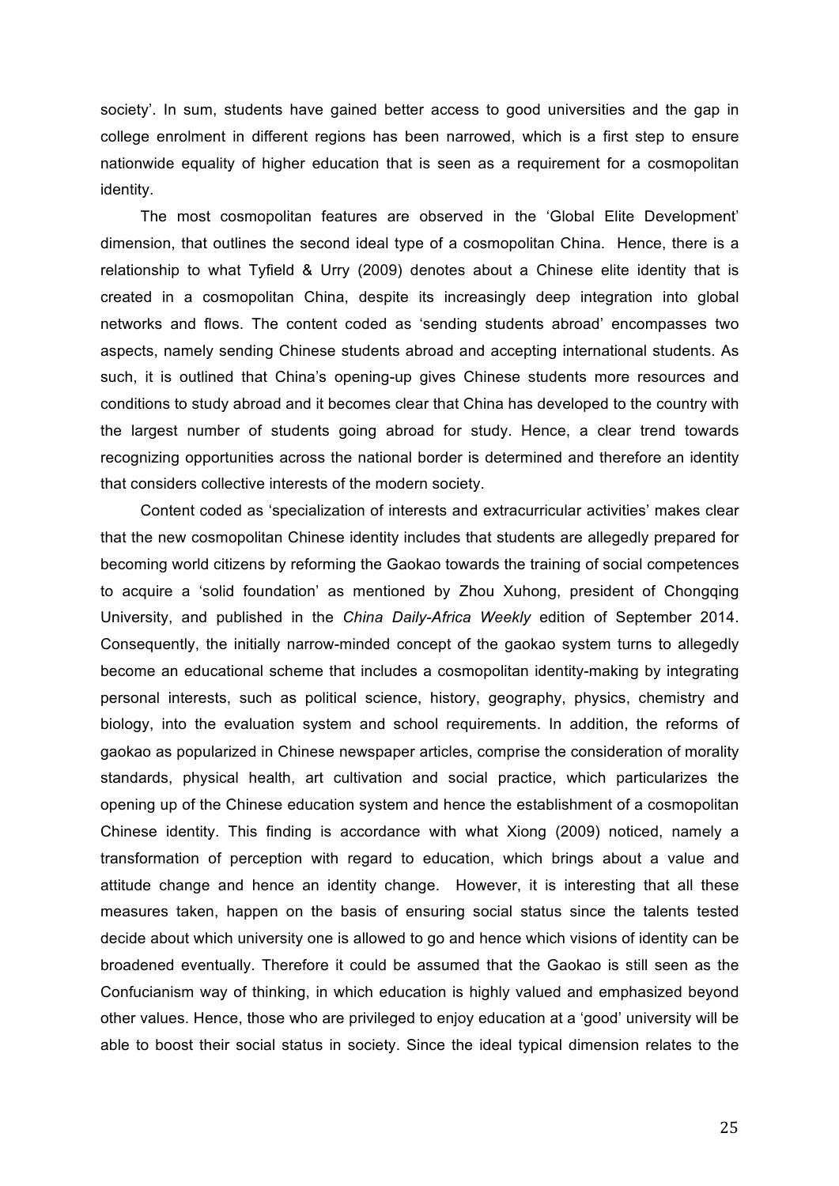society'. In sum, students have gained better access to good universities and the gap in college enrolment in different regions has been narrowed, which is a first step to ensure nationwide equality of higher education that is seen as a requirement for a cosmopolitan identity.

The most cosmopolitan features are observed in the 'Global Elite Development' dimension, that outlines the second ideal type of a cosmopolitan China. Hence, there is a relationship to what Tyfield & Urry (2009) denotes about a Chinese elite identity that is created in a cosmopolitan China, despite its increasingly deep integration into global networks and flows. The content coded as 'sending students abroad' encompasses two aspects, namely sending Chinese students abroad and accepting international students. As such, it is outlined that China's opening-up gives Chinese students more resources and conditions to study abroad and it becomes clear that China has developed to the country with the largest number of students going abroad for study. Hence, a clear trend towards recognizing opportunities across the national border is determined and therefore an identity that considers collective interests of the modern society.

Content coded as 'specialization of interests and extracurricular activities' makes clear that the new cosmopolitan Chinese identity includes that students are allegedly prepared for becoming world citizens by reforming the Gaokao towards the training of social competences to acquire a 'solid foundation' as mentioned by Zhou Xuhong, president of Chongqing University, and published in the *China Daily-Africa Weekly* edition of September 2014. Consequently, the initially narrow-minded concept of the gaokao system turns to allegedly become an educational scheme that includes a cosmopolitan identity-making by integrating personal interests, such as political science, history, geography, physics, chemistry and biology, into the evaluation system and school requirements. In addition, the reforms of gaokao as popularized in Chinese newspaper articles, comprise the consideration of morality standards, physical health, art cultivation and social practice, which particularizes the opening up of the Chinese education system and hence the establishment of a cosmopolitan Chinese identity. This finding is accordance with what Xiong (2009) noticed, namely a transformation of perception with regard to education, which brings about a value and attitude change and hence an identity change. However, it is interesting that all these measures taken, happen on the basis of ensuring social status since the talents tested decide about which university one is allowed to go and hence which visions of identity can be broadened eventually. Therefore it could be assumed that the Gaokao is still seen as the Confucianism way of thinking, in which education is highly valued and emphasized beyond other values. Hence, those who are privileged to enjoy education at a 'good' university will be able to boost their social status in society. Since the ideal typical dimension relates to the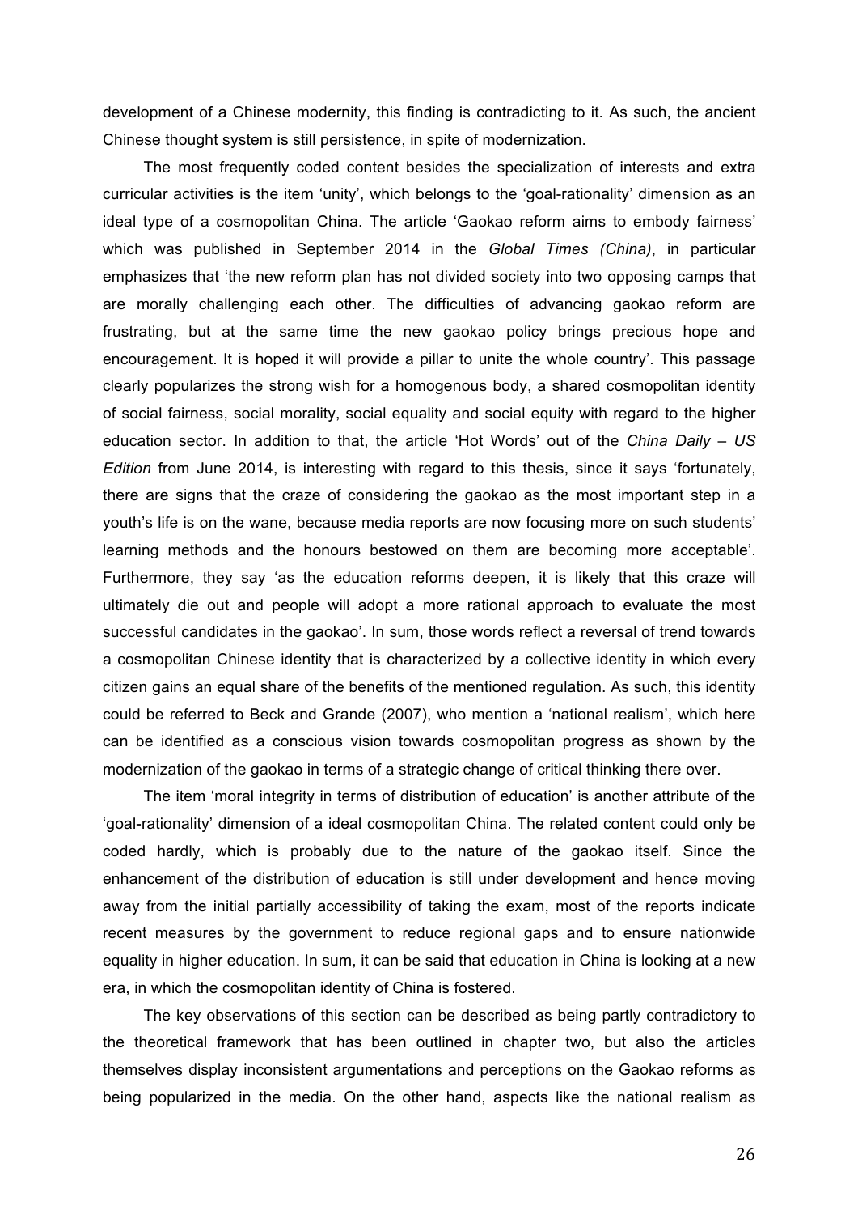development of a Chinese modernity, this finding is contradicting to it. As such, the ancient Chinese thought system is still persistence, in spite of modernization.

The most frequently coded content besides the specialization of interests and extra curricular activities is the item 'unity', which belongs to the 'goal-rationality' dimension as an ideal type of a cosmopolitan China. The article 'Gaokao reform aims to embody fairness' which was published in September 2014 in the *Global Times (China)*, in particular emphasizes that 'the new reform plan has not divided society into two opposing camps that are morally challenging each other. The difficulties of advancing gaokao reform are frustrating, but at the same time the new gaokao policy brings precious hope and encouragement. It is hoped it will provide a pillar to unite the whole country'. This passage clearly popularizes the strong wish for a homogenous body, a shared cosmopolitan identity of social fairness, social morality, social equality and social equity with regard to the higher education sector. In addition to that, the article 'Hot Words' out of the *China Daily – US Edition* from June 2014, is interesting with regard to this thesis, since it says 'fortunately, there are signs that the craze of considering the gaokao as the most important step in a youth's life is on the wane, because media reports are now focusing more on such students' learning methods and the honours bestowed on them are becoming more acceptable'. Furthermore, they say 'as the education reforms deepen, it is likely that this craze will ultimately die out and people will adopt a more rational approach to evaluate the most successful candidates in the gaokao'. In sum, those words reflect a reversal of trend towards a cosmopolitan Chinese identity that is characterized by a collective identity in which every citizen gains an equal share of the benefits of the mentioned regulation. As such, this identity could be referred to Beck and Grande (2007), who mention a 'national realism', which here can be identified as a conscious vision towards cosmopolitan progress as shown by the modernization of the gaokao in terms of a strategic change of critical thinking there over.

The item 'moral integrity in terms of distribution of education' is another attribute of the 'goal-rationality' dimension of a ideal cosmopolitan China. The related content could only be coded hardly, which is probably due to the nature of the gaokao itself. Since the enhancement of the distribution of education is still under development and hence moving away from the initial partially accessibility of taking the exam, most of the reports indicate recent measures by the government to reduce regional gaps and to ensure nationwide equality in higher education. In sum, it can be said that education in China is looking at a new era, in which the cosmopolitan identity of China is fostered.

The key observations of this section can be described as being partly contradictory to the theoretical framework that has been outlined in chapter two, but also the articles themselves display inconsistent argumentations and perceptions on the Gaokao reforms as being popularized in the media. On the other hand, aspects like the national realism as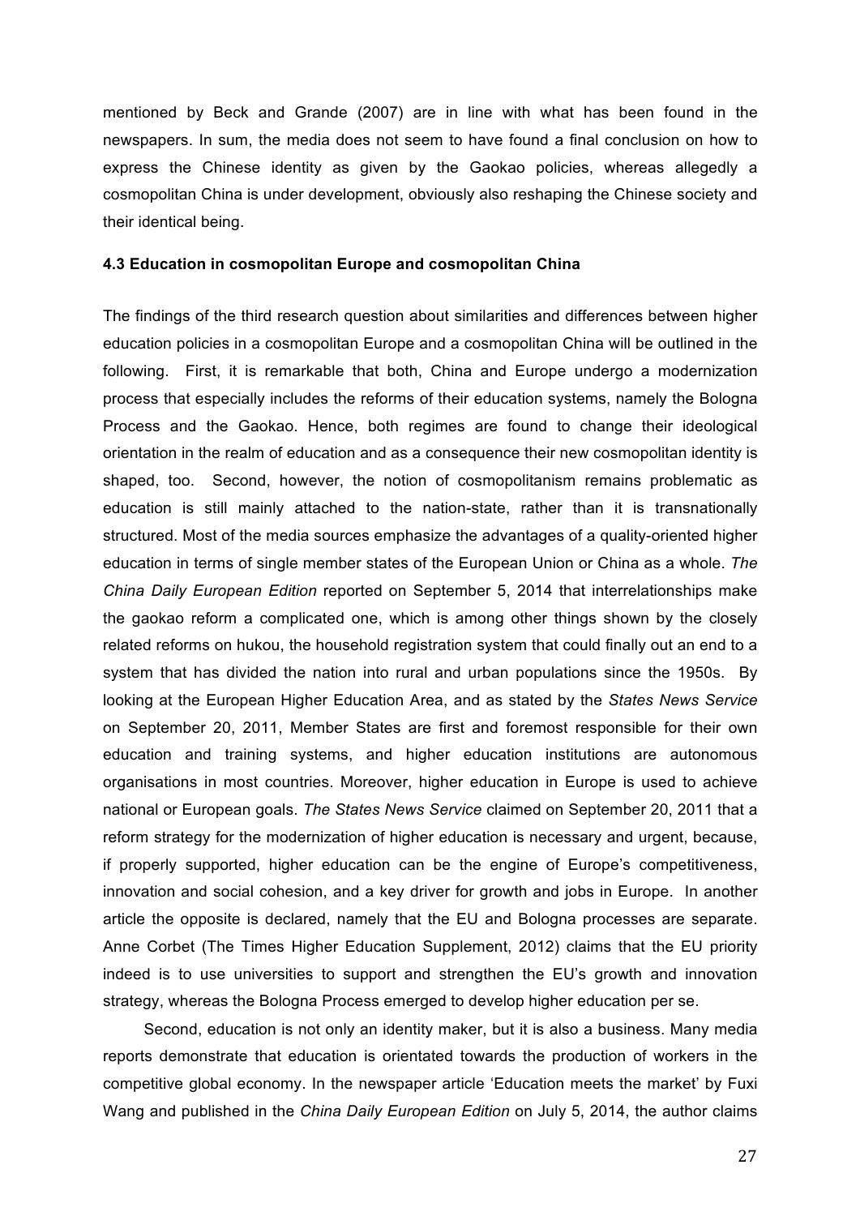mentioned by Beck and Grande (2007) are in line with what has been found in the newspapers. In sum, the media does not seem to have found a final conclusion on how to express the Chinese identity as given by the Gaokao policies, whereas allegedly a cosmopolitan China is under development, obviously also reshaping the Chinese society and their identical being.

### 4.3 Education in cosmopolitan Europe and cosmopolitan China

The findings of the third research question about similarities and differences between higher education policies in a cosmopolitan Europe and a cosmopolitan China will be outlined in the following. First, it is remarkable that both, China and Europe undergo a modernization process that especially includes the reforms of their education systems, namely the Bologna Process and the Gaokao. Hence, both regimes are found to change their ideological orientation in the realm of education and as a consequence their new cosmopolitan identity is shaped, too. Second, however, the notion of cosmopolitanism remains problematic as education is still mainly attached to the nation-state, rather than it is transnationally structured. Most of the media sources emphasize the advantages of a quality-oriented higher education in terms of single member states of the European Union or China as a whole. *The China Daily European Edition* reported on September 5, 2014 that interrelationships make the gaokao reform a complicated one, which is among other things shown by the closely related reforms on hukou, the household registration system that could finally out an end to a system that has divided the nation into rural and urban populations since the 1950s. By looking at the European Higher Education Area, and as stated by the *States News Service* on September 20, 2011, Member States are first and foremost responsible for their own education and training systems, and higher education institutions are autonomous organisations in most countries. Moreover, higher education in Europe is used to achieve national or European goals. *The States News Service* claimed on September 20, 2011 that a reform strategy for the modernization of higher education is necessary and urgent, because, if properly supported, higher education can be the engine of Europe's competitiveness, innovation and social cohesion, and a key driver for growth and jobs in Europe. In another article the opposite is declared, namely that the EU and Bologna processes are separate. Anne Corbet (The Times Higher Education Supplement, 2012) claims that the EU priority indeed is to use universities to support and strengthen the EU's growth and innovation strategy, whereas the Bologna Process emerged to develop higher education per se.

Second, education is not only an identity maker, but it is also a business. Many media reports demonstrate that education is orientated towards the production of workers in the competitive global economy. In the newspaper article 'Education meets the market' by Fuxi Wang and published in the *China Daily European Edition* on July 5, 2014, the author claims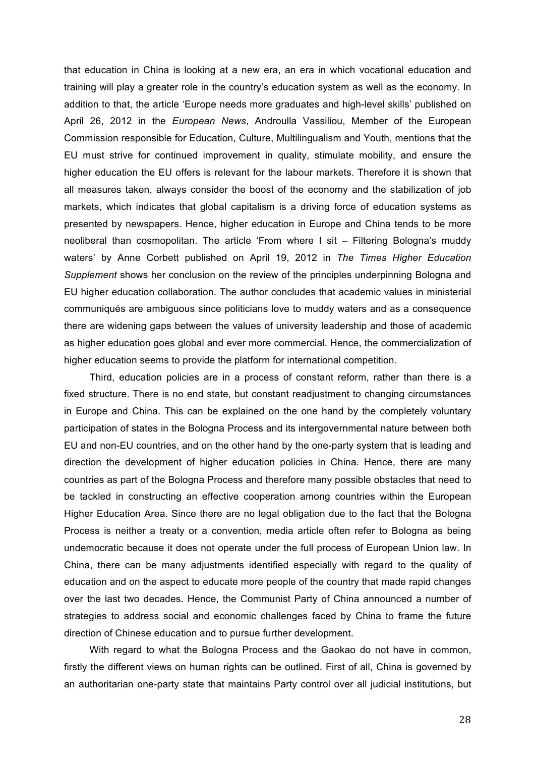that education in China is looking at a new era, an era in which vocational education and training will play a greater role in the country's education system as well as the economy. In addition to that, the article 'Europe needs more graduates and high-level skills' published on April 26, 2012 in the *European News*, Androulla Vassiliou, Member of the European Commission responsible for Education, Culture, Multilingualism and Youth, mentions that the EU must strive for continued improvement in quality, stimulate mobility, and ensure the higher education the EU offers is relevant for the labour markets. Therefore it is shown that all measures taken, always consider the boost of the economy and the stabilization of job markets, which indicates that global capitalism is a driving force of education systems as presented by newspapers. Hence, higher education in Europe and China tends to be more neoliberal than cosmopolitan. The article 'From where I sit – Filtering Bologna's muddy waters' by Anne Corbett published on April 19, 2012 in *The Times Higher Education Supplement* shows her conclusion on the review of the principles underpinning Bologna and EU higher education collaboration. The author concludes that academic values in ministerial communiqués are ambiguous since politicians love to muddy waters and as a consequence there are widening gaps between the values of university leadership and those of academic as higher education goes global and ever more commercial. Hence, the commercialization of higher education seems to provide the platform for international competition.

Third, education policies are in a process of constant reform, rather than there is a fixed structure. There is no end state, but constant readjustment to changing circumstances in Europe and China. This can be explained on the one hand by the completely voluntary participation of states in the Bologna Process and its intergovernmental nature between both EU and non-EU countries, and on the other hand by the one-party system that is leading and direction the development of higher education policies in China. Hence, there are many countries as part of the Bologna Process and therefore many possible obstacles that need to be tackled in constructing an effective cooperation among countries within the European Higher Education Area. Since there are no legal obligation due to the fact that the Bologna Process is neither a treaty or a convention, media article often refer to Bologna as being undemocratic because it does not operate under the full process of European Union law. In China, there can be many adjustments identified especially with regard to the quality of education and on the aspect to educate more people of the country that made rapid changes over the last two decades. Hence, the Communist Party of China announced a number of strategies to address social and economic challenges faced by China to frame the future direction of Chinese education and to pursue further development.

With regard to what the Bologna Process and the Gaokao do not have in common, firstly the different views on human rights can be outlined. First of all, China is governed by an authoritarian one-party state that maintains Party control over all judicial institutions, but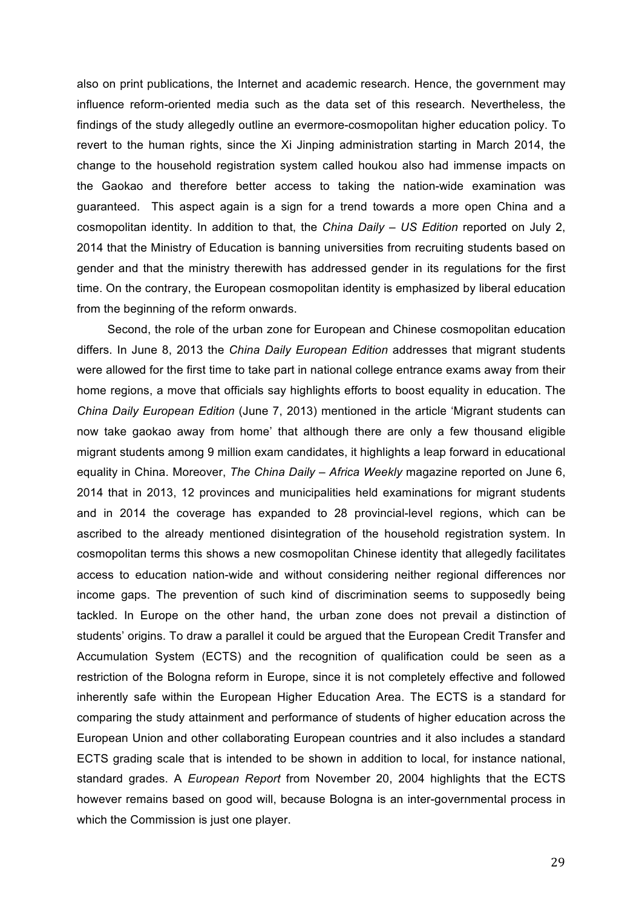also on print publications, the Internet and academic research. Hence, the government may influence reform-oriented media such as the data set of this research. Nevertheless, the findings of the study allegedly outline an evermore-cosmopolitan higher education policy. To revert to the human rights, since the Xi Jinping administration starting in March 2014, the change to the household registration system called houkou also had immense impacts on the Gaokao and therefore better access to taking the nation-wide examination was guaranteed. This aspect again is a sign for a trend towards a more open China and a cosmopolitan identity. In addition to that, the *China Daily – US Edition* reported on July 2, 2014 that the Ministry of Education is banning universities from recruiting students based on gender and that the ministry therewith has addressed gender in its regulations for the first time. On the contrary, the European cosmopolitan identity is emphasized by liberal education from the beginning of the reform onwards.

Second, the role of the urban zone for European and Chinese cosmopolitan education differs. In June 8, 2013 the *China Daily European Edition* addresses that migrant students were allowed for the first time to take part in national college entrance exams away from their home regions, a move that officials say highlights efforts to boost equality in education. The *China Daily European Edition* (June 7, 2013) mentioned in the article 'Migrant students can now take gaokao away from home' that although there are only a few thousand eligible migrant students among 9 million exam candidates, it highlights a leap forward in educational equality in China. Moreover, *The China Daily – Africa Weekly* magazine reported on June 6, 2014 that in 2013, 12 provinces and municipalities held examinations for migrant students and in 2014 the coverage has expanded to 28 provincial-level regions, which can be ascribed to the already mentioned disintegration of the household registration system. In cosmopolitan terms this shows a new cosmopolitan Chinese identity that allegedly facilitates access to education nation-wide and without considering neither regional differences nor income gaps. The prevention of such kind of discrimination seems to supposedly being tackled. In Europe on the other hand, the urban zone does not prevail a distinction of students' origins. To draw a parallel it could be argued that the European Credit Transfer and Accumulation System (ECTS) and the recognition of qualification could be seen as a restriction of the Bologna reform in Europe, since it is not completely effective and followed inherently safe within the European Higher Education Area. The ECTS is a standard for comparing the study attainment and performance of students of higher education across the European Union and other collaborating European countries and it also includes a standard ECTS grading scale that is intended to be shown in addition to local, for instance national, standard grades. A *European Report* from November 20, 2004 highlights that the ECTS however remains based on good will, because Bologna is an inter-governmental process in which the Commission is just one player.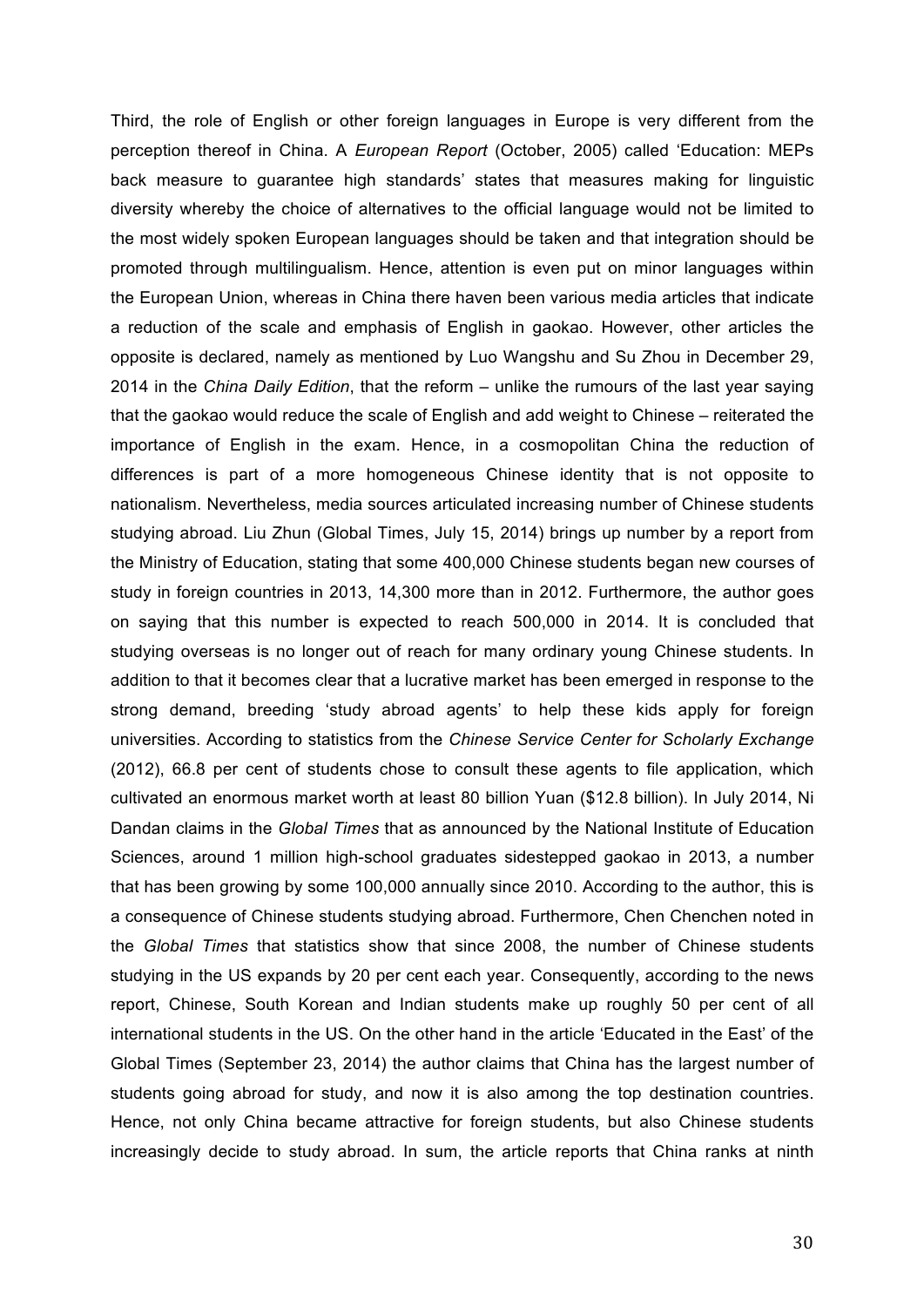Third, the role of English or other foreign languages in Europe is very different from the perception thereof in China. A *European Report* (October, 2005) called 'Education: MEPs back measure to guarantee high standards' states that measures making for linguistic diversity whereby the choice of alternatives to the official language would not be limited to the most widely spoken European languages should be taken and that integration should be promoted through multilingualism. Hence, attention is even put on minor languages within the European Union, whereas in China there haven been various media articles that indicate a reduction of the scale and emphasis of English in gaokao. However, other articles the opposite is declared, namely as mentioned by Luo Wangshu and Su Zhou in December 29, 2014 in the *China Daily Edition*, that the reform – unlike the rumours of the last year saying that the gaokao would reduce the scale of English and add weight to Chinese – reiterated the importance of English in the exam. Hence, in a cosmopolitan China the reduction of differences is part of a more homogeneous Chinese identity that is not opposite to nationalism. Nevertheless, media sources articulated increasing number of Chinese students studying abroad. Liu Zhun (Global Times, July 15, 2014) brings up number by a report from the Ministry of Education, stating that some 400,000 Chinese students began new courses of study in foreign countries in 2013, 14,300 more than in 2012. Furthermore, the author goes on saying that this number is expected to reach 500,000 in 2014. It is concluded that studying overseas is no longer out of reach for many ordinary young Chinese students. In addition to that it becomes clear that a lucrative market has been emerged in response to the strong demand, breeding 'study abroad agents' to help these kids apply for foreign universities. According to statistics from the *Chinese Service Center for Scholarly Exchange* (2012), 66.8 per cent of students chose to consult these agents to file application, which cultivated an enormous market worth at least 80 billion Yuan ($12.8 billion). In July 2014, Ni Dandan claims in the *Global Times* that as announced by the National Institute of Education Sciences, around 1 million high-school graduates sidestepped gaokao in 2013, a number that has been growing by some 100,000 annually since 2010. According to the author, this is a consequence of Chinese students studying abroad. Furthermore, Chen Chenchen noted in the *Global Times* that statistics show that since 2008, the number of Chinese students studying in the US expands by 20 per cent each year. Consequently, according to the news report, Chinese, South Korean and Indian students make up roughly 50 per cent of all international students in the US. On the other hand in the article 'Educated in the East' of the Global Times (September 23, 2014) the author claims that China has the largest number of students going abroad for study, and now it is also among the top destination countries. Hence, not only China became attractive for foreign students, but also Chinese students increasingly decide to study abroad. In sum, the article reports that China ranks at ninth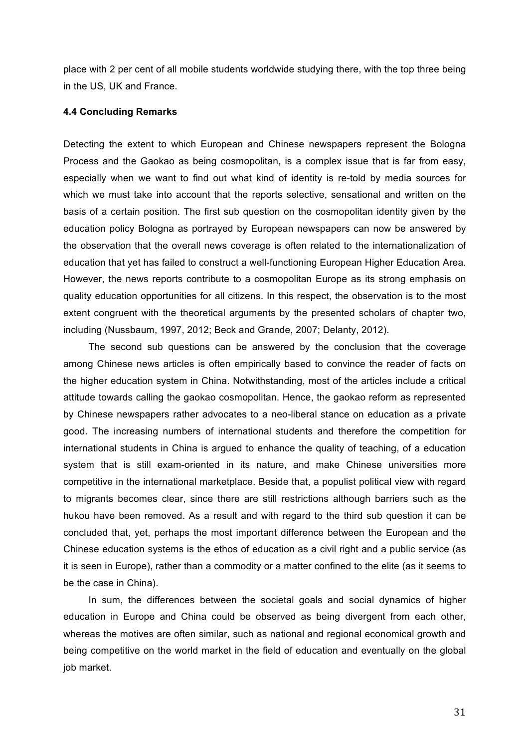place with 2 per cent of all mobile students worldwide studying there, with the top three being in the US, UK and France.

#### 4.4 Concluding Remarks

Detecting the extent to which European and Chinese newspapers represent the Bologna Process and the Gaokao as being cosmopolitan, is a complex issue that is far from easy, especially when we want to find out what kind of identity is re-told by media sources for which we must take into account that the reports selective, sensational and written on the basis of a certain position. The first sub question on the cosmopolitan identity given by the education policy Bologna as portrayed by European newspapers can now be answered by the observation that the overall news coverage is often related to the internationalization of education that yet has failed to construct a well-functioning European Higher Education Area. However, the news reports contribute to a cosmopolitan Europe as its strong emphasis on quality education opportunities for all citizens. In this respect, the observation is to the most extent congruent with the theoretical arguments by the presented scholars of chapter two, including (Nussbaum, 1997, 2012; Beck and Grande, 2007; Delanty, 2012).

The second sub questions can be answered by the conclusion that the coverage among Chinese news articles is often empirically based to convince the reader of facts on the higher education system in China. Notwithstanding, most of the articles include a critical attitude towards calling the gaokao cosmopolitan. Hence, the gaokao reform as represented by Chinese newspapers rather advocates to a neo-liberal stance on education as a private good. The increasing numbers of international students and therefore the competition for international students in China is argued to enhance the quality of teaching, of a education system that is still exam-oriented in its nature, and make Chinese universities more competitive in the international marketplace. Beside that, a populist political view with regard to migrants becomes clear, since there are still restrictions although barriers such as the hukou have been removed. As a result and with regard to the third sub question it can be concluded that, yet, perhaps the most important difference between the European and the Chinese education systems is the ethos of education as a civil right and a public service (as it is seen in Europe), rather than a commodity or a matter confined to the elite (as it seems to be the case in China).

In sum, the differences between the societal goals and social dynamics of higher education in Europe and China could be observed as being divergent from each other, whereas the motives are often similar, such as national and regional economical growth and being competitive on the world market in the field of education and eventually on the global job market.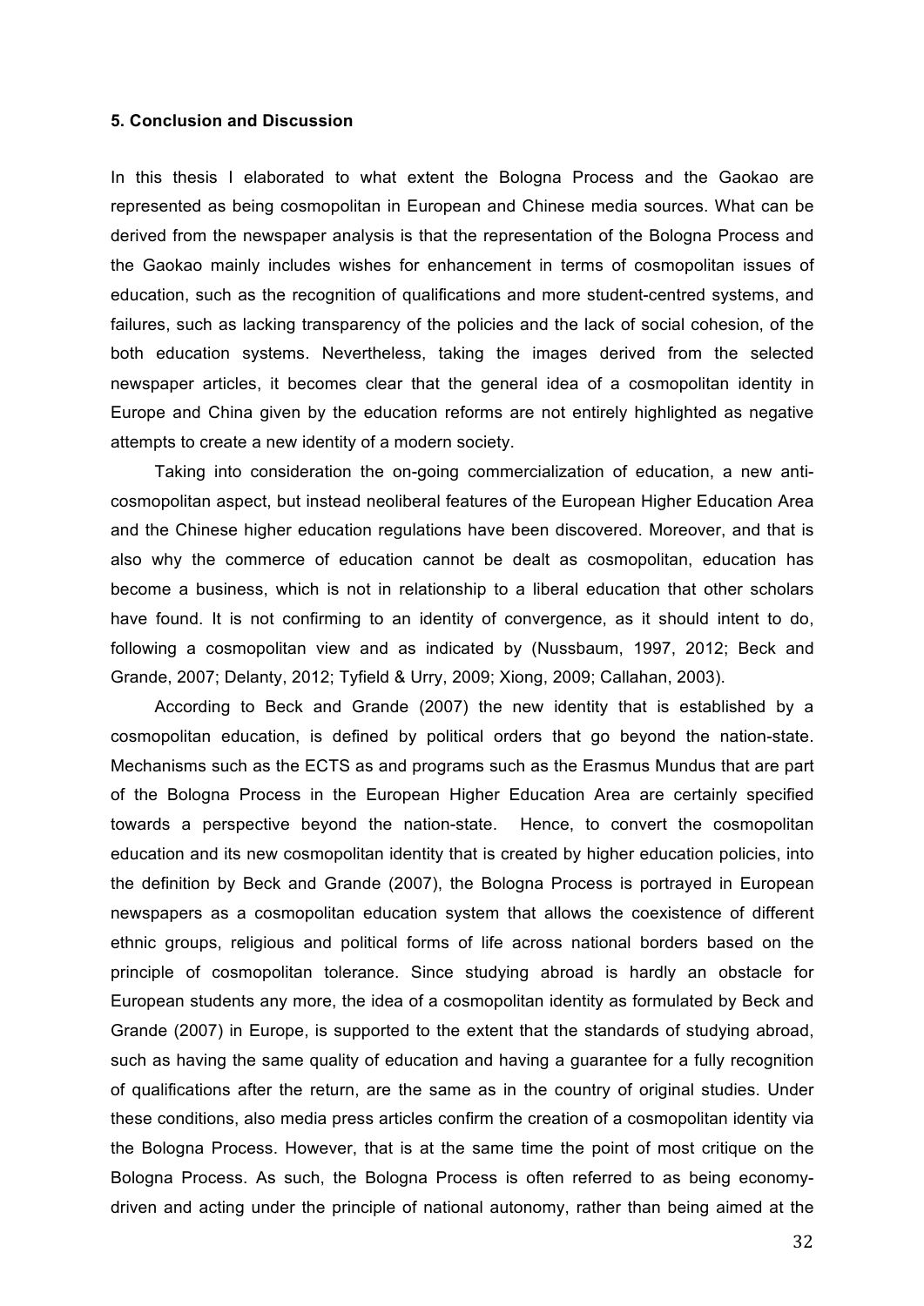### 5. Conclusion and Discussion

In this thesis I elaborated to what extent the Bologna Process and the Gaokao are represented as being cosmopolitan in European and Chinese media sources. What can be derived from the newspaper analysis is that the representation of the Bologna Process and the Gaokao mainly includes wishes for enhancement in terms of cosmopolitan issues of education, such as the recognition of qualifications and more student-centred systems, and failures, such as lacking transparency of the policies and the lack of social cohesion, of the both education systems. Nevertheless, taking the images derived from the selected newspaper articles, it becomes clear that the general idea of a cosmopolitan identity in Europe and China given by the education reforms are not entirely highlighted as negative attempts to create a new identity of a modern society.

Taking into consideration the on-going commercialization of education, a new anti-cosmopolitan aspect, but instead neoliberal features of the European Higher Education Area and the Chinese higher education regulations have been discovered. Moreover, and that is also why the commerce of education cannot be dealt as cosmopolitan, education has become a business, which is not in relationship to a liberal education that other scholars have found. It is not confirming to an identity of convergence, as it should intent to do, following a cosmopolitan view and as indicated by (Nussbaum, 1997, 2012; Beck and Grande, 2007; Delanty, 2012; Tyfield & Urry, 2009; Xiong, 2009; Callahan, 2003).

According to Beck and Grande (2007) the new identity that is established by a cosmopolitan education, is defined by political orders that go beyond the nation-state. Mechanisms such as the ECTS as and programs such as the Erasmus Mundus that are part of the Bologna Process in the European Higher Education Area are certainly specified towards a perspective beyond the nation-state. Hence, to convert the cosmopolitan education and its new cosmopolitan identity that is created by higher education policies, into the definition by Beck and Grande (2007), the Bologna Process is portrayed in European newspapers as a cosmopolitan education system that allows the coexistence of different ethnic groups, religious and political forms of life across national borders based on the principle of cosmopolitan tolerance. Since studying abroad is hardly an obstacle for European students any more, the idea of a cosmopolitan identity as formulated by Beck and Grande (2007) in Europe, is supported to the extent that the standards of studying abroad, such as having the same quality of education and having a guarantee for a fully recognition of qualifications after the return, are the same as in the country of original studies. Under these conditions, also media press articles confirm the creation of a cosmopolitan identity via the Bologna Process. However, that is at the same time the point of most critique on the Bologna Process. As such, the Bologna Process is often referred to as being economy-driven and acting under the principle of national autonomy, rather than being aimed at the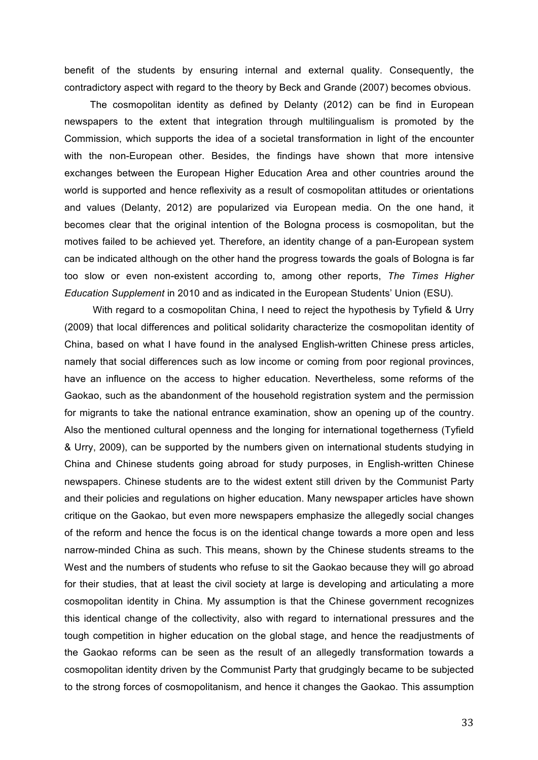benefit of the students by ensuring internal and external quality. Consequently, the contradictory aspect with regard to the theory by Beck and Grande (2007) becomes obvious.

The cosmopolitan identity as defined by Delanty (2012) can be find in European newspapers to the extent that integration through multilingualism is promoted by the Commission, which supports the idea of a societal transformation in light of the encounter with the non-European other. Besides, the findings have shown that more intensive exchanges between the European Higher Education Area and other countries around the world is supported and hence reflexivity as a result of cosmopolitan attitudes or orientations and values (Delanty, 2012) are popularized via European media. On the one hand, it becomes clear that the original intention of the Bologna process is cosmopolitan, but the motives failed to be achieved yet. Therefore, an identity change of a pan-European system can be indicated although on the other hand the progress towards the goals of Bologna is far too slow or even non-existent according to, among other reports, *The Times Higher Education Supplement* in 2010 and as indicated in the European Students' Union (ESU).

With regard to a cosmopolitan China, I need to reject the hypothesis by Tyfield & Urry (2009) that local differences and political solidarity characterize the cosmopolitan identity of China, based on what I have found in the analysed English-written Chinese press articles, namely that social differences such as low income or coming from poor regional provinces, have an influence on the access to higher education. Nevertheless, some reforms of the Gaokao, such as the abandonment of the household registration system and the permission for migrants to take the national entrance examination, show an opening up of the country. Also the mentioned cultural openness and the longing for international togetherness (Tyfield & Urry, 2009), can be supported by the numbers given on international students studying in China and Chinese students going abroad for study purposes, in English-written Chinese newspapers. Chinese students are to the widest extent still driven by the Communist Party and their policies and regulations on higher education. Many newspaper articles have shown critique on the Gaokao, but even more newspapers emphasize the allegedly social changes of the reform and hence the focus is on the identical change towards a more open and less narrow-minded China as such. This means, shown by the Chinese students streams to the West and the numbers of students who refuse to sit the Gaokao because they will go abroad for their studies, that at least the civil society at large is developing and articulating a more cosmopolitan identity in China. My assumption is that the Chinese government recognizes this identical change of the collectivity, also with regard to international pressures and the tough competition in higher education on the global stage, and hence the readjustments of the Gaokao reforms can be seen as the result of an allegedly transformation towards a cosmopolitan identity driven by the Communist Party that grudgingly became to be subjected to the strong forces of cosmopolitanism, and hence it changes the Gaokao. This assumption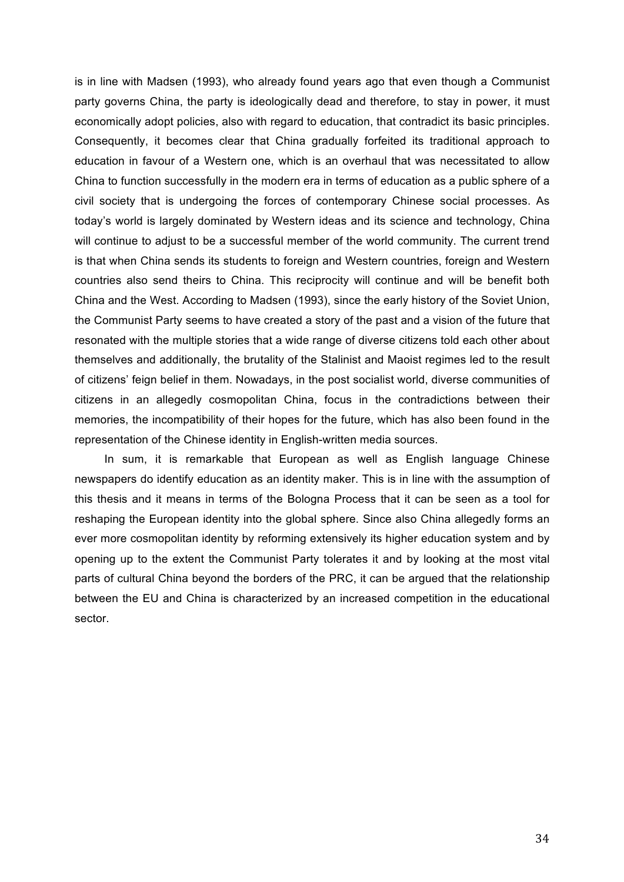is in line with Madsen (1993), who already found years ago that even though a Communist party governs China, the party is ideologically dead and therefore, to stay in power, it must economically adopt policies, also with regard to education, that contradict its basic principles. Consequently, it becomes clear that China gradually forfeited its traditional approach to education in favour of a Western one, which is an overhaul that was necessitated to allow China to function successfully in the modern era in terms of education as a public sphere of a civil society that is undergoing the forces of contemporary Chinese social processes. As today's world is largely dominated by Western ideas and its science and technology, China will continue to adjust to be a successful member of the world community. The current trend is that when China sends its students to foreign and Western countries, foreign and Western countries also send theirs to China. This reciprocity will continue and will be benefit both China and the West. According to Madsen (1993), since the early history of the Soviet Union, the Communist Party seems to have created a story of the past and a vision of the future that resonated with the multiple stories that a wide range of diverse citizens told each other about themselves and additionally, the brutality of the Stalinist and Maoist regimes led to the result of citizens' feign belief in them. Nowadays, in the post socialist world, diverse communities of citizens in an allegedly cosmopolitan China, focus in the contradictions between their memories, the incompatibility of their hopes for the future, which has also been found in the representation of the Chinese identity in English-written media sources.

In sum, it is remarkable that European as well as English language Chinese newspapers do identify education as an identity maker. This is in line with the assumption of this thesis and it means in terms of the Bologna Process that it can be seen as a tool for reshaping the European identity into the global sphere. Since also China allegedly forms an ever more cosmopolitan identity by reforming extensively its higher education system and by opening up to the extent the Communist Party tolerates it and by looking at the most vital parts of cultural China beyond the borders of the PRC, it can be argued that the relationship between the EU and China is characterized by an increased competition in the educational sector.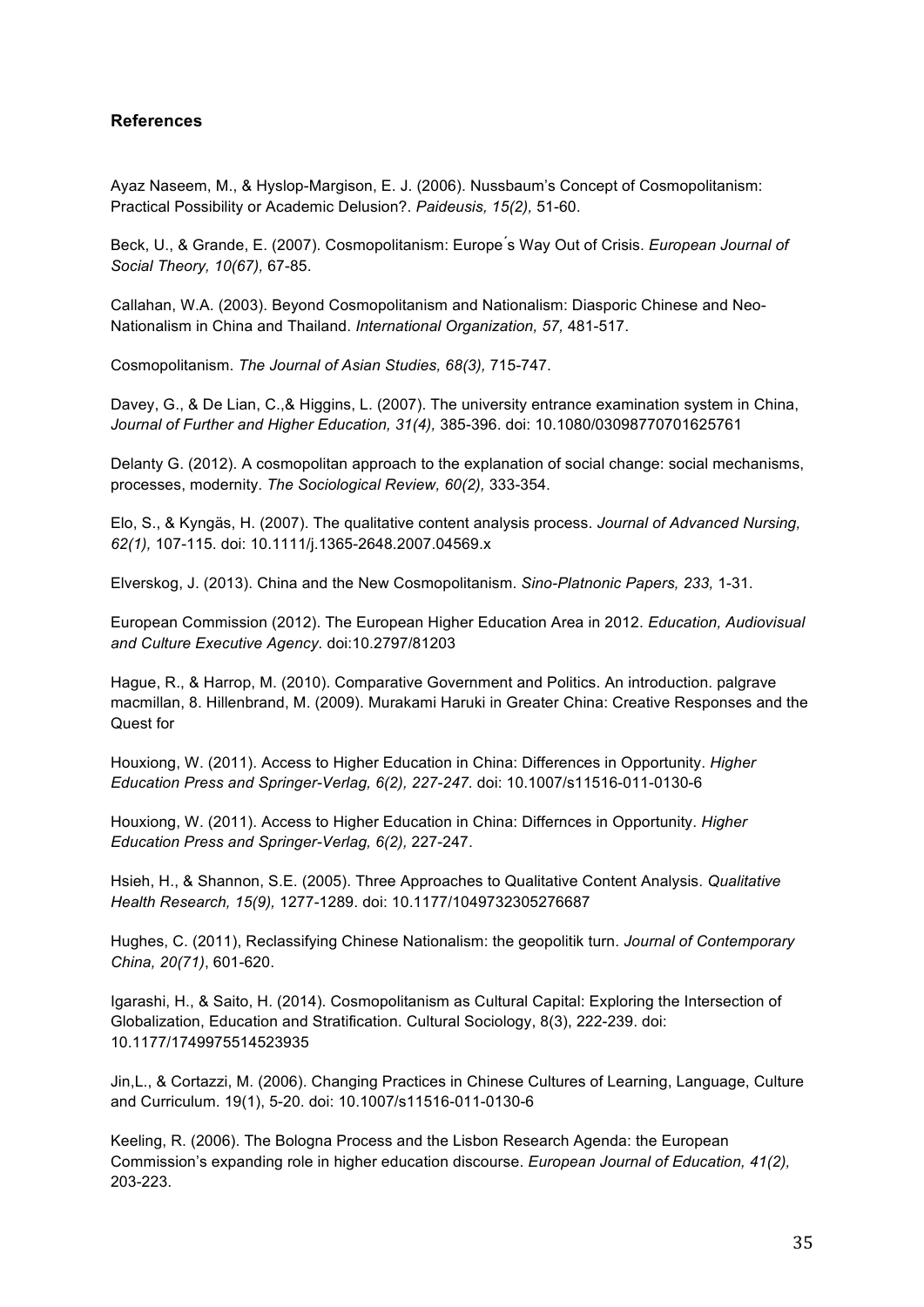### References

Ayaz Naseem, M., & Hyslop-Margison, E. J. (2006). Nussbaum's Concept of Cosmopolitanism: Practical Possibility or Academic Delusion?. *Paideusis, 15(2),* 51-60.

Beck, U., & Grande, E. (2007). Cosmopolitanism: Europe ́s Way Out of Crisis. *European Journal of Social Theory, 10(67),* 67-85.

Callahan, W.A. (2003). Beyond Cosmopolitanism and Nationalism: Diasporic Chinese and Neo-Nationalism in China and Thailand. *International Organization, 57,* 481-517.

Cosmopolitanism. *The Journal of Asian Studies, 68(3),* 715-747.

Davey, G., & De Lian, C.,& Higgins, L. (2007). The university entrance examination system in China, *Journal of Further and Higher Education, 31(4),* 385-396. doi: 10.1080/03098770701625761

Delanty G. (2012). A cosmopolitan approach to the explanation of social change: social mechanisms, processes, modernity. *The Sociological Review, 60(2),* 333-354.

Elo, S., & Kyngäs, H. (2007). The qualitative content analysis process. *Journal of Advanced Nursing, 62(1),* 107-115. doi: 10.1111/j.1365-2648.2007.04569.x

Elverskog, J. (2013). China and the New Cosmopolitanism. *Sino-Platnonic Papers, 233,* 1-31.

European Commission (2012). The European Higher Education Area in 2012. *Education, Audiovisual and Culture Executive Agency.* doi:10.2797/81203

Hague, R., & Harrop, M. (2010). Comparative Government and Politics. An introduction. palgrave macmillan, 8. Hillenbrand, M. (2009). Murakami Haruki in Greater China: Creative Responses and the Quest for

Houxiong, W. (2011). Access to Higher Education in China: Differences in Opportunity. *Higher Education Press and Springer-Verlag, 6(2), 227-247.* doi: 10.1007/s11516-011-0130-6

Houxiong, W. (2011). Access to Higher Education in China: Differnces in Opportunity. *Higher Education Press and Springer-Verlag, 6(2),* 227-247.

Hsieh, H., & Shannon, S.E. (2005). Three Approaches to Qualitative Content Analysis. *Qualitative Health Research, 15(9),* 1277-1289. doi: 10.1177/1049732305276687

Hughes, C. (2011), Reclassifying Chinese Nationalism: the geopolitik turn. *Journal of Contemporary China, 20(71)*, 601-620.

Igarashi, H., & Saito, H. (2014). Cosmopolitanism as Cultural Capital: Exploring the Intersection of Globalization, Education and Stratification. Cultural Sociology, 8(3), 222-239. doi: 10.1177/1749975514523935

Jin,L., & Cortazzi, M. (2006). Changing Practices in Chinese Cultures of Learning, Language, Culture and Curriculum. 19(1), 5-20. doi: 10.1007/s11516-011-0130-6

Keeling, R. (2006). The Bologna Process and the Lisbon Research Agenda: the European Commission's expanding role in higher education discourse. *European Journal of Education, 41(2),* 203-223.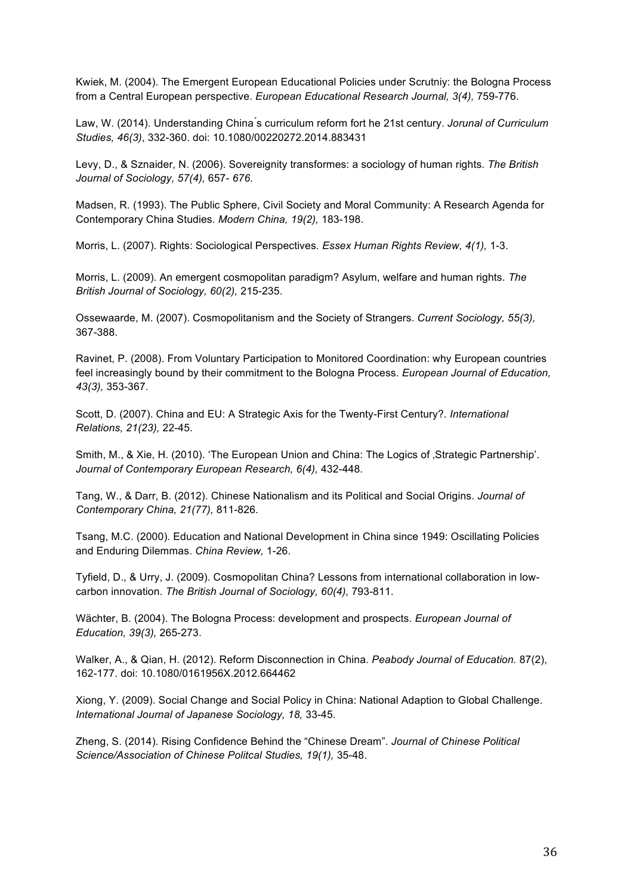Kwiek, M. (2004). The Emergent European Educational Policies under Scrutniy: the Bologna Process from a Central European perspective. *European Educational Research Journal, 3(4),* 759-776.

Law, W. (2014). Understanding China´s curriculum reform fort he 21st century. *Jorunal of Curriculum Studies, 46(3)*, 332-360. doi: 10.1080/00220272.2014.883431

Levy, D., & Sznaider, N. (2006). Sovereignity transformes: a sociology of human rights. *The British Journal of Sociology, 57(4),* 657- *676.*

Madsen, R. (1993). The Public Sphere, Civil Society and Moral Community: A Research Agenda for Contemporary China Studies. *Modern China, 19(2),* 183-198.

Morris, L. (2007). Rights: Sociological Perspectives. *Essex Human Rights Review, 4(1),* 1-3.

Morris, L. (2009). An emergent cosmopolitan paradigm? Asylum, welfare and human rights. *The British Journal of Sociology, 60(2),* 215-235.

Ossewaarde, M. (2007). Cosmopolitanism and the Society of Strangers. *Current Sociology, 55(3),* 367-388.

Ravinet, P. (2008). From Voluntary Participation to Monitored Coordination: why European countries feel increasingly bound by their commitment to the Bologna Process. *European Journal of Education, 43(3),* 353-367.

Scott, D. (2007). China and EU: A Strategic Axis for the Twenty-First Century?. *International Relations, 21(23),* 22-45.

Smith, M., & Xie, H. (2010). 'The European Union and China: The Logics of ‚Strategic Partnership'. *Journal of Contemporary European Research, 6(4),* 432-448.

Tang, W., & Darr, B. (2012). Chinese Nationalism and its Political and Social Origins. *Journal of Contemporary China, 21(77),* 811-826.

Tsang, M.C. (2000). Education and National Development in China since 1949: Oscillating Policies and Enduring Dilemmas. *China Review,* 1-26.

Tyfield, D., & Urry, J. (2009). Cosmopolitan China? Lessons from international collaboration in low-carbon innovation. *The British Journal of Sociology, 60(4),* 793-811.

Wächter, B. (2004). The Bologna Process: development and prospects. *European Journal of Education, 39(3),* 265-273.

Walker, A., & Qian, H. (2012). Reform Disconnection in China. *Peabody Journal of Education.* 87(2), 162-177. doi: 10.1080/0161956X.2012.664462

Xiong, Y. (2009). Social Change and Social Policy in China: National Adaption to Global Challenge. *International Journal of Japanese Sociology, 18,* 33-45.

Zheng, S. (2014). Rising Confidence Behind the "Chinese Dream". *Journal of Chinese Political Science/Association of Chinese Politcal Studies, 19(1),* 35-48.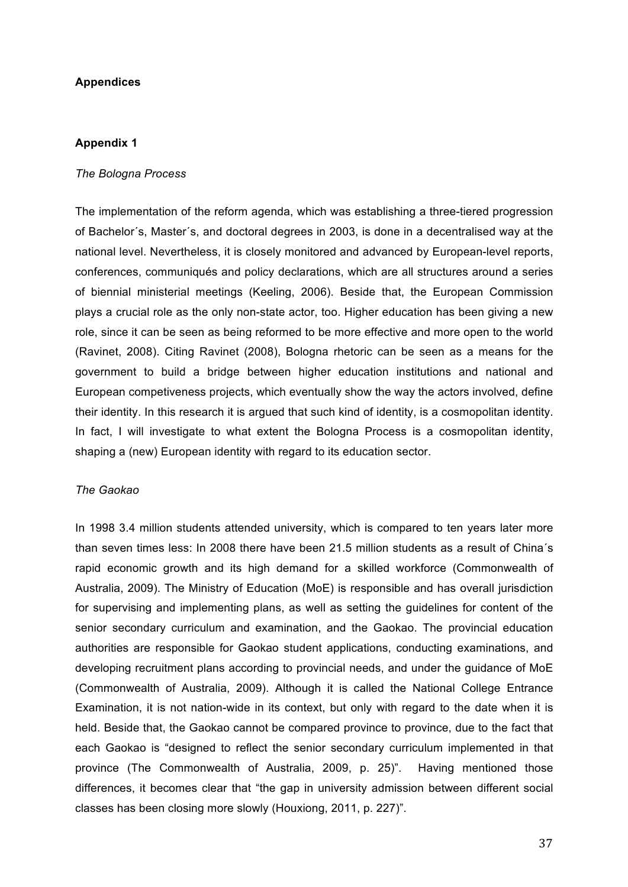## Appendices

### Appendix 1

*The Bologna Process*

The implementation of the reform agenda, which was establishing a three-tiered progression of Bachelor´s, Master´s, and doctoral degrees in 2003, is done in a decentralised way at the national level. Nevertheless, it is closely monitored and advanced by European-level reports, conferences, communiqués and policy declarations, which are all structures around a series of biennial ministerial meetings (Keeling, 2006). Beside that, the European Commission plays a crucial role as the only non-state actor, too. Higher education has been giving a new role, since it can be seen as being reformed to be more effective and more open to the world (Ravinet, 2008). Citing Ravinet (2008), Bologna rhetoric can be seen as a means for the government to build a bridge between higher education institutions and national and European competiveness projects, which eventually show the way the actors involved, define their identity. In this research it is argued that such kind of identity, is a cosmopolitan identity. In fact, I will investigate to what extent the Bologna Process is a cosmopolitan identity, shaping a (new) European identity with regard to its education sector.

*The Gaokao*

In 1998 3.4 million students attended university, which is compared to ten years later more than seven times less: In 2008 there have been 21.5 million students as a result of China´s rapid economic growth and its high demand for a skilled workforce (Commonwealth of Australia, 2009). The Ministry of Education (MoE) is responsible and has overall jurisdiction for supervising and implementing plans, as well as setting the guidelines for content of the senior secondary curriculum and examination, and the Gaokao. The provincial education authorities are responsible for Gaokao student applications, conducting examinations, and developing recruitment plans according to provincial needs, and under the guidance of MoE (Commonwealth of Australia, 2009). Although it is called the National College Entrance Examination, it is not nation-wide in its context, but only with regard to the date when it is held. Beside that, the Gaokao cannot be compared province to province, due to the fact that each Gaokao is "designed to reflect the senior secondary curriculum implemented in that province (The Commonwealth of Australia, 2009, p. 25)". Having mentioned those differences, it becomes clear that "the gap in university admission between different social classes has been closing more slowly (Houxiong, 2011, p. 227)".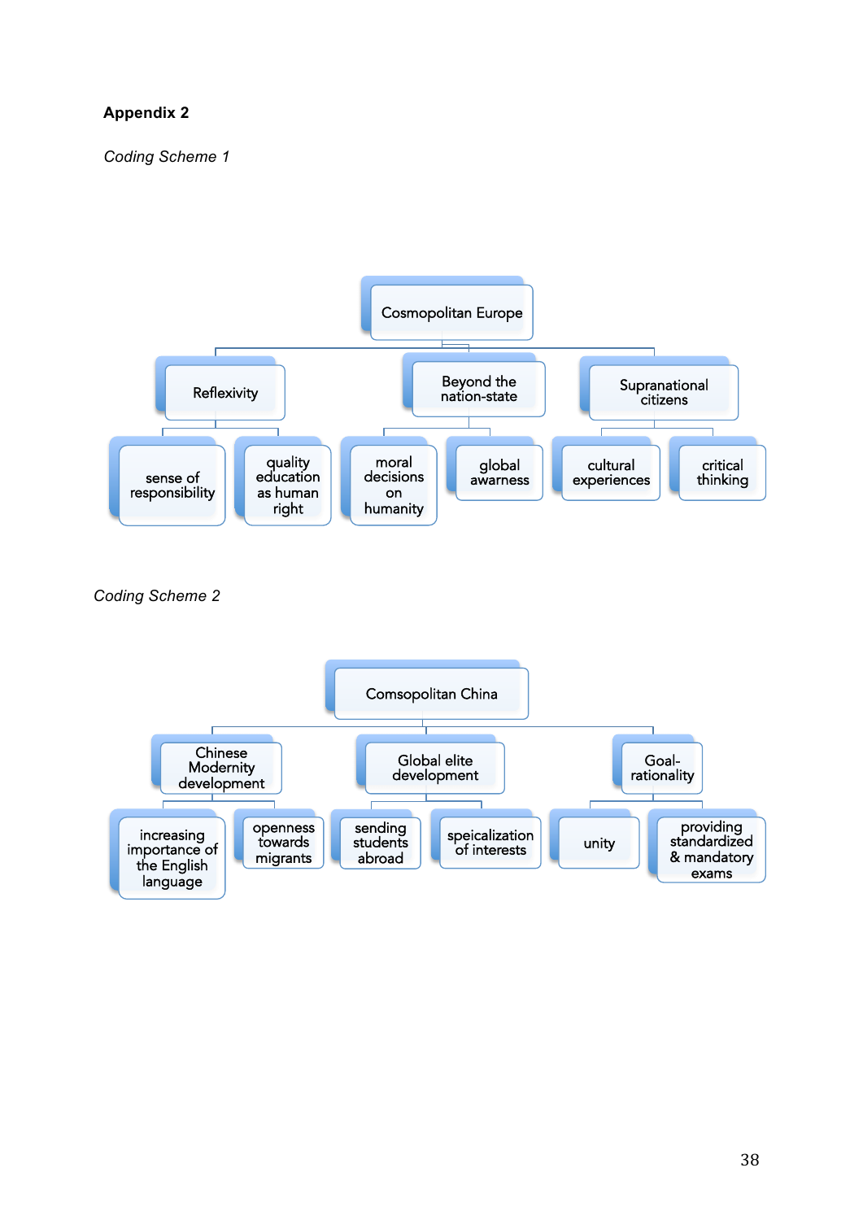**Appendix 2**

*Coding Scheme 1*

- Cosmopolitan Europe
  - Reflexivity
    - sense of responsibility
    - quality education as human right
  - Beyond the nation-state
    - moral decisions on humanity
    - global awarness
  - Supranational citizens
    - cultural experiences
    - critical thinking

*Coding Scheme 2*

- Comsopolitan China
  - Chinese Modernity development
    - increasing importance of the English language
    - openness towards migrants
  - Global elite development
    - sending students abroad
    - speicalization of interests
  - Goal-rationality
    - unity
    - providing standardized & mandatory exams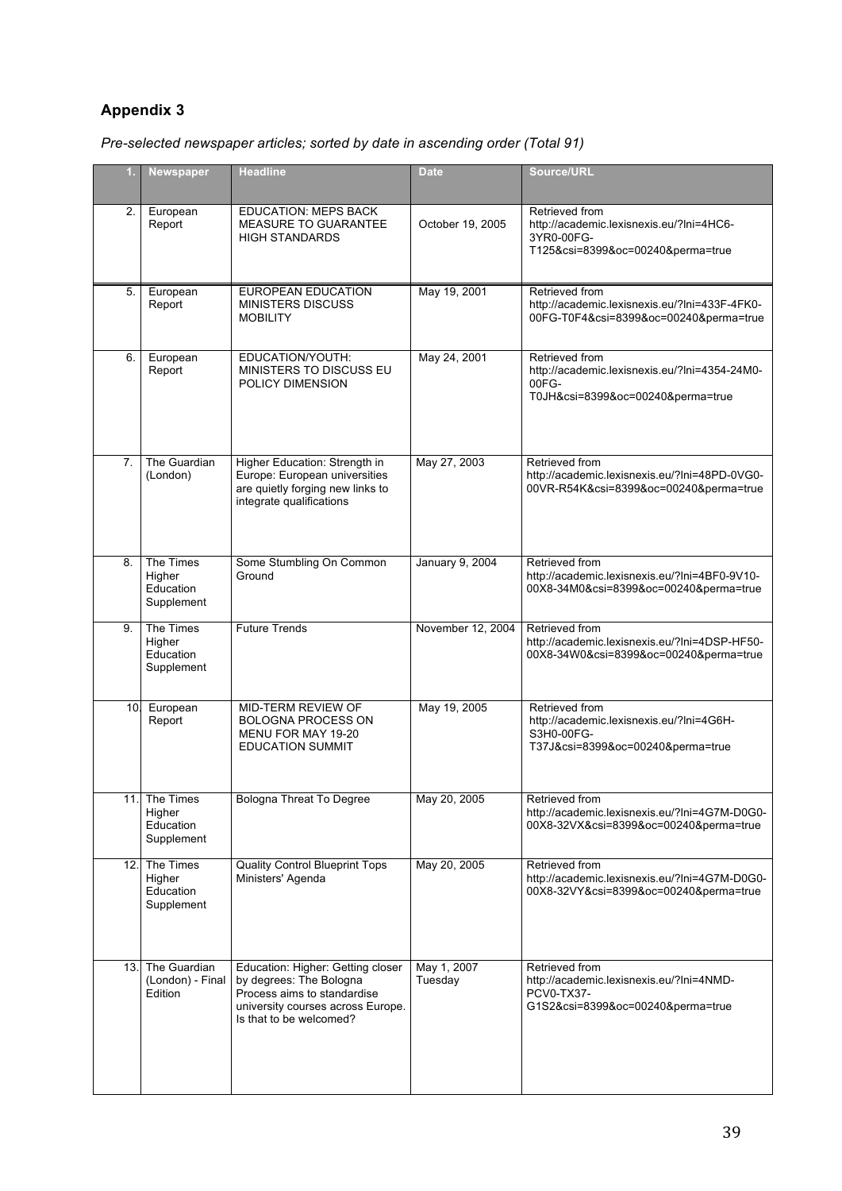## Appendix 3

*Pre-selected newspaper articles; sorted by date in ascending order (Total 91)*

| 1. | Newspaper | Headline | Date | Source/URL |
|---|---|---|---|---|
| 2. | European Report | EDUCATION: MEPS BACK MEASURE TO GUARANTEE HIGH STANDARDS | October 19, 2005 | Retrieved from http://academic.lexisnexis.eu/?lni=4HC6-3YR0-00FG-T125&csi=8399&oc=00240&perma=true |
| 5. | European Report | EUROPEAN EDUCATION MINISTERS DISCUSS MOBILITY | May 19, 2001 | Retrieved from http://academic.lexisnexis.eu/?lni=433F-4FK0-00FG-T0F4&csi=8399&oc=00240&perma=true |
| 6. | European Report | EDUCATION/YOUTH: MINISTERS TO DISCUSS EU POLICY DIMENSION | May 24, 2001 | Retrieved from http://academic.lexisnexis.eu/?lni=4354-24M0-00FG-T0JH&csi=8399&oc=00240&perma=true |
| 7. | The Guardian (London) | Higher Education: Strength in Europe: European universities are quietly forging new links to integrate qualifications | May 27, 2003 | Retrieved from http://academic.lexisnexis.eu/?lni=48PD-0VG0-00VR-R54K&csi=8399&oc=00240&perma=true |
| 8. | The Times Higher Education Supplement | Some Stumbling On Common Ground | January 9, 2004 | Retrieved from http://academic.lexisnexis.eu/?lni=4BF0-9V10-00X8-34M0&csi=8399&oc=00240&perma=true |
| 9. | The Times Higher Education Supplement | Future Trends | November 12, 2004 | Retrieved from http://academic.lexisnexis.eu/?lni=4DSP-HF50-00X8-34W0&csi=8399&oc=00240&perma=true |
| 10. | European Report | MID-TERM REVIEW OF BOLOGNA PROCESS ON MENU FOR MAY 19-20 EDUCATION SUMMIT | May 19, 2005 | Retrieved from http://academic.lexisnexis.eu/?lni=4G6H-S3H0-00FG-T37J&csi=8399&oc=00240&perma=true |
| 11. | The Times Higher Education Supplement | Bologna Threat To Degree | May 20, 2005 | Retrieved from http://academic.lexisnexis.eu/?lni=4G7M-D0G0-00X8-32VX&csi=8399&oc=00240&perma=true |
| 12. | The Times Higher Education Supplement | Quality Control Blueprint Tops Ministers' Agenda | May 20, 2005 | Retrieved from http://academic.lexisnexis.eu/?lni=4G7M-D0G0-00X8-32VY&csi=8399&oc=00240&perma=true |
| 13. | The Guardian (London) - Final Edition | Education: Higher: Getting closer by degrees: The Bologna Process aims to standardise university courses across Europe. Is that to be welcomed? | May 1, 2007 Tuesday | Retrieved from http://academic.lexisnexis.eu/?lni=4NMD-PCV0-TX37-G1S2&csi=8399&oc=00240&perma=true |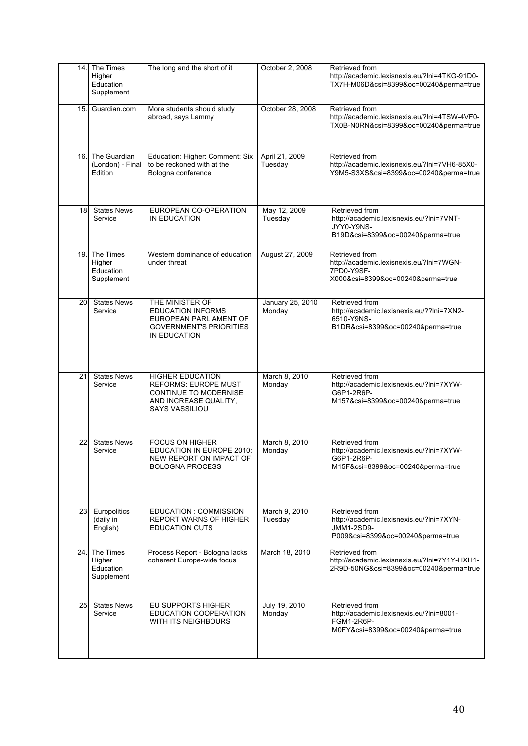| 14. | The Times Higher Education Supplement | The long and the short of it | October 2, 2008 | Retrieved from http://academic.lexisnexis.eu/?lni=4TKG-91D0-TX7H-M06D&csi=8399&oc=00240&perma=true |
|---|---|---|---|---|
| 15. | Guardian.com | More students should study abroad, says Lammy | October 28, 2008 | Retrieved from http://academic.lexisnexis.eu/?lni=4TSW-4VF0-TX0B-N0RN&csi=8399&oc=00240&perma=true |
| 16. | The Guardian (London) - Final Edition | Education: Higher: Comment: Six to be reckoned with at the Bologna conference | April 21, 2009 Tuesday | Retrieved from http://academic.lexisnexis.eu/?lni=7VH6-85X0-Y9M5-S3XS&csi=8399&oc=00240&perma=true |
| 18. | States News Service | EUROPEAN CO-OPERATION IN EDUCATION | May 12, 2009 Tuesday | Retrieved from http://academic.lexisnexis.eu/?lni=7VNT-JYY0-Y9NS-B19D&csi=8399&oc=00240&perma=true |
| 19. | The Times Higher Education Supplement | Western dominance of education under threat | August 27, 2009 | Retrieved from http://academic.lexisnexis.eu/?lni=7WGN-7PD0-Y9SF-X000&csi=8399&oc=00240&perma=true |
| 20. | States News Service | THE MINISTER OF EDUCATION INFORMS EUROPEAN PARLIAMENT OF GOVERNMENT'S PRIORITIES IN EDUCATION | January 25, 2010 Monday | Retrieved from http://academic.lexisnexis.eu/??lni=7XN2-6510-Y9NS-B1DR&csi=8399&oc=00240&perma=true |
| 21. | States News Service | HIGHER EDUCATION REFORMS: EUROPE MUST CONTINUE TO MODERNISE AND INCREASE QUALITY, SAYS VASSILIOU | March 8, 2010 Monday | Retrieved from http://academic.lexisnexis.eu/?lni=7XYW-G6P1-2R6P-M157&csi=8399&oc=00240&perma=true |
| 22. | States News Service | FOCUS ON HIGHER EDUCATION IN EUROPE 2010: NEW REPORT ON IMPACT OF BOLOGNA PROCESS | March 8, 2010 Monday | Retrieved from http://academic.lexisnexis.eu/?lni=7XYW-G6P1-2R6P-M15F&csi=8399&oc=00240&perma=true |
| 23. | Europolitics (daily in English) | EDUCATION : COMMISSION REPORT WARNS OF HIGHER EDUCATION CUTS | March 9, 2010 Tuesday | Retrieved from http://academic.lexisnexis.eu/?lni=7XYN-JMM1-2SD9-P009&csi=8399&oc=00240&perma=true |
| 24. | The Times Higher Education Supplement | Process Report - Bologna lacks coherent Europe-wide focus | March 18, 2010 | Retrieved from http://academic.lexisnexis.eu/?lni=7Y1Y-HXH1-2R9D-50NG&csi=8399&oc=00240&perma=true |
| 25. | States News Service | EU SUPPORTS HIGHER EDUCATION COOPERATION WITH ITS NEIGHBOURS | July 19, 2010 Monday | Retrieved from http://academic.lexisnexis.eu/?lni=8001-FGM1-2R6P-M0FY&csi=8399&oc=00240&perma=true |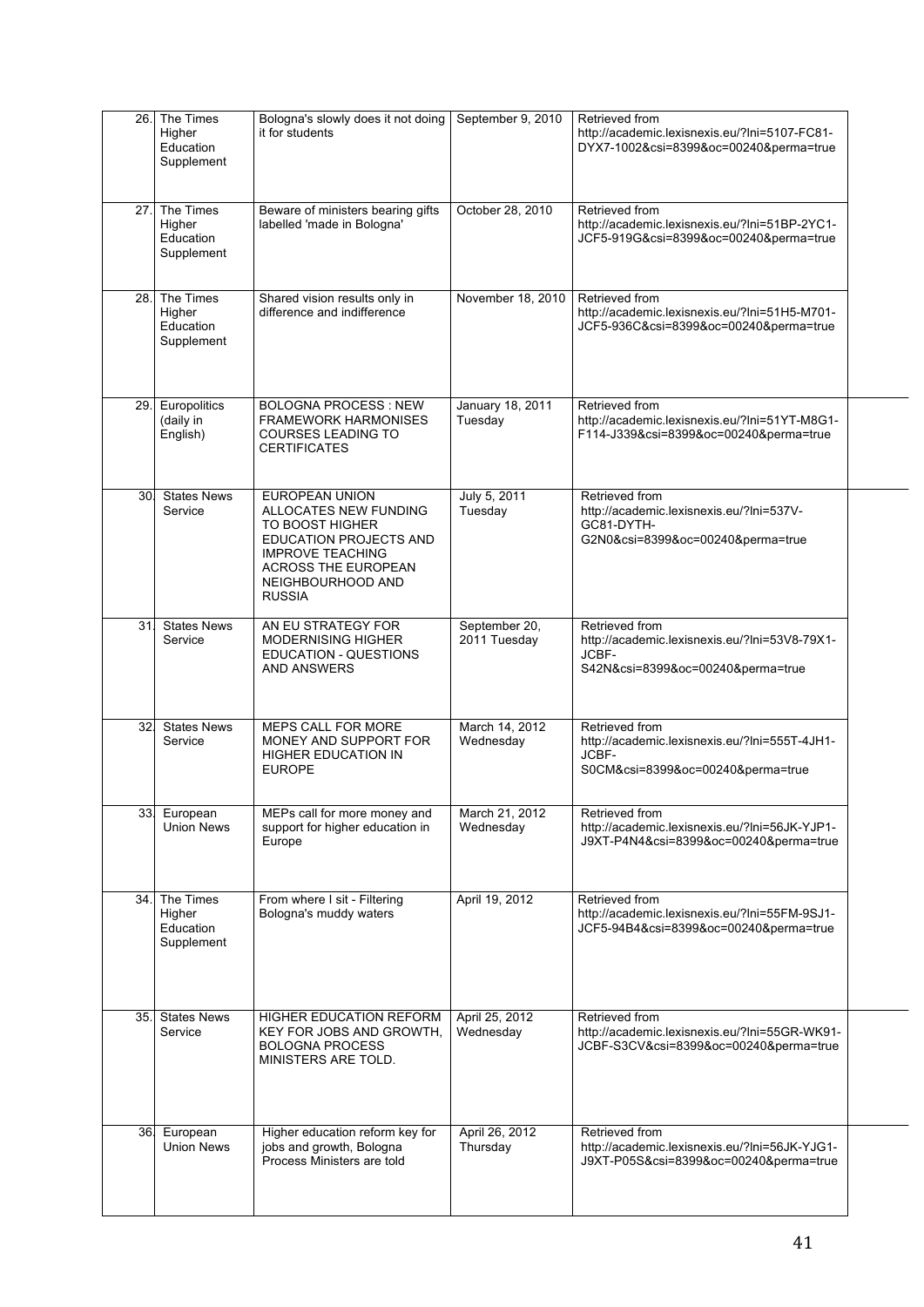| 26. | The Times Higher Education Supplement | Bologna's slowly does it not doing it for students | September 9, 2010 | Retrieved from http://academic.lexisnexis.eu/?lni=5107-FC81-DYX7-1002&csi=8399&oc=00240&perma=true |
|---|---|---|---|---|
| 27. | The Times Higher Education Supplement | Beware of ministers bearing gifts labelled 'made in Bologna' | October 28, 2010 | Retrieved from http://academic.lexisnexis.eu/?lni=51BP-2YC1-JCF5-919G&csi=8399&oc=00240&perma=true |
| 28. | The Times Higher Education Supplement | Shared vision results only in difference and indifference | November 18, 2010 | Retrieved from http://academic.lexisnexis.eu/?lni=51H5-M701-JCF5-936C&csi=8399&oc=00240&perma=true |
| 29. | Europolitics (daily in English) | BOLOGNA PROCESS : NEW FRAMEWORK HARMONISES COURSES LEADING TO CERTIFICATES | January 18, 2011 Tuesday | Retrieved from http://academic.lexisnexis.eu/?lni=51YT-M8G1-F114-J339&csi=8399&oc=00240&perma=true |
| 30. | States News Service | EUROPEAN UNION ALLOCATES NEW FUNDING TO BOOST HIGHER EDUCATION PROJECTS AND IMPROVE TEACHING ACROSS THE EUROPEAN NEIGHBOURHOOD AND RUSSIA | July 5, 2011 Tuesday | Retrieved from http://academic.lexisnexis.eu/?lni=537V-GC81-DYTH-G2N0&csi=8399&oc=00240&perma=true |
| 31. | States News Service | AN EU STRATEGY FOR MODERNISING HIGHER EDUCATION - QUESTIONS AND ANSWERS | September 20, 2011 Tuesday | Retrieved from http://academic.lexisnexis.eu/?lni=53V8-79X1-JCBF-S42N&csi=8399&oc=00240&perma=true |
| 32. | States News Service | MEPS CALL FOR MORE MONEY AND SUPPORT FOR HIGHER EDUCATION IN EUROPE | March 14, 2012 Wednesday | Retrieved from http://academic.lexisnexis.eu/?lni=555T-4JH1-JCBF-S0CM&csi=8399&oc=00240&perma=true |
| 33. | European Union News | MEPs call for more money and support for higher education in Europe | March 21, 2012 Wednesday | Retrieved from http://academic.lexisnexis.eu/?lni=56JK-YJP1-J9XT-P4N4&csi=8399&oc=00240&perma=true |
| 34. | The Times Higher Education Supplement | From where I sit - Filtering Bologna's muddy waters | April 19, 2012 | Retrieved from http://academic.lexisnexis.eu/?lni=55FM-9SJ1-JCF5-94B4&csi=8399&oc=00240&perma=true |
| 35. | States News Service | HIGHER EDUCATION REFORM KEY FOR JOBS AND GROWTH, BOLOGNA PROCESS MINISTERS ARE TOLD. | April 25, 2012 Wednesday | Retrieved from http://academic.lexisnexis.eu/?lni=55GR-WK91-JCBF-S3CV&csi=8399&oc=00240&perma=true |
| 36. | European Union News | Higher education reform key for jobs and growth, Bologna Process Ministers are told | April 26, 2012 Thursday | Retrieved from http://academic.lexisnexis.eu/?lni=56JK-YJG1-J9XT-P05S&csi=8399&oc=00240&perma=true |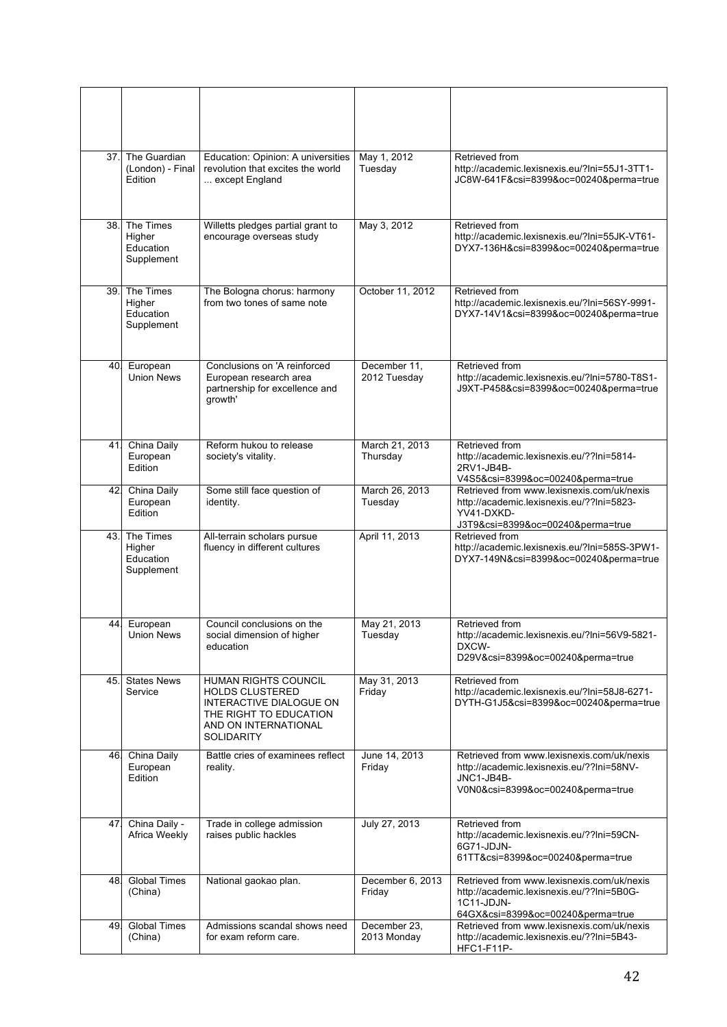| | | | | |
|---|---|---|---|---|
| 37. | The Guardian (London) - Final Edition | Education: Opinion: A universities revolution that excites the world ... except England | May 1, 2012 Tuesday | Retrieved from http://academic.lexisnexis.eu/?lni=55J1-3TT1-JC8W-641F&csi=8399&oc=00240&perma=true |
| 38. | The Times Higher Education Supplement | Willetts pledges partial grant to encourage overseas study | May 3, 2012 | Retrieved from http://academic.lexisnexis.eu/?lni=55JK-VT61-DYX7-136H&csi=8399&oc=00240&perma=true |
| 39. | The Times Higher Education Supplement | The Bologna chorus: harmony from two tones of same note | October 11, 2012 | Retrieved from http://academic.lexisnexis.eu/?lni=56SY-9991-DYX7-14V1&csi=8399&oc=00240&perma=true |
| 40. | European Union News | Conclusions on 'A reinforced European research area partnership for excellence and growth' | December 11, 2012 Tuesday | Retrieved from http://academic.lexisnexis.eu/?lni=5780-T8S1-J9XT-P458&csi=8399&oc=00240&perma=true |
| 41. | China Daily European Edition | Reform hukou to release society's vitality. | March 21, 2013 Thursday | Retrieved from http://academic.lexisnexis.eu/??lni=5814-2RV1-JB4B-V4S5&csi=8399&oc=00240&perma=true |
| 42. | China Daily European Edition | Some still face question of identity. | March 26, 2013 Tuesday | Retrieved from www.lexisnexis.com/uk/nexis http://academic.lexisnexis.eu/??lni=5823-YV41-DXKD-J3T9&csi=8399&oc=00240&perma=true |
| 43. | The Times Higher Education Supplement | All-terrain scholars pursue fluency in different cultures | April 11, 2013 | Retrieved from http://academic.lexisnexis.eu/?lni=585S-3PW1-DYX7-149N&csi=8399&oc=00240&perma=true |
| 44. | European Union News | Council conclusions on the social dimension of higher education | May 21, 2013 Tuesday | Retrieved from http://academic.lexisnexis.eu/?lni=56V9-5821-DXCW-D29V&csi=8399&oc=00240&perma=true |
| 45. | States News Service | HUMAN RIGHTS COUNCIL HOLDS CLUSTERED INTERACTIVE DIALOGUE ON THE RIGHT TO EDUCATION AND ON INTERNATIONAL SOLIDARITY | May 31, 2013 Friday | Retrieved from http://academic.lexisnexis.eu/?lni=58J8-6271-DYTH-G1J5&csi=8399&oc=00240&perma=true |
| 46. | China Daily European Edition | Battle cries of examinees reflect reality. | June 14, 2013 Friday | Retrieved from www.lexisnexis.com/uk/nexis http://academic.lexisnexis.eu/??lni=58NV-JNC1-JB4B-V0N0&csi=8399&oc=00240&perma=true |
| 47. | China Daily - Africa Weekly | Trade in college admission raises public hackles | July 27, 2013 | Retrieved from http://academic.lexisnexis.eu/??lni=59CN-6G71-JDJN-61TT&csi=8399&oc=00240&perma=true |
| 48. | Global Times (China) | National gaokao plan. | December 6, 2013 Friday | Retrieved from www.lexisnexis.com/uk/nexis http://academic.lexisnexis.eu/??lni=5B0G-1C11-JDJN-64GX&csi=8399&oc=00240&perma=true |
| 49. | Global Times (China) | Admissions scandal shows need for exam reform care. | December 23, 2013 Monday | Retrieved from www.lexisnexis.com/uk/nexis http://academic.lexisnexis.eu/??lni=5B43-HFC1-F11P- |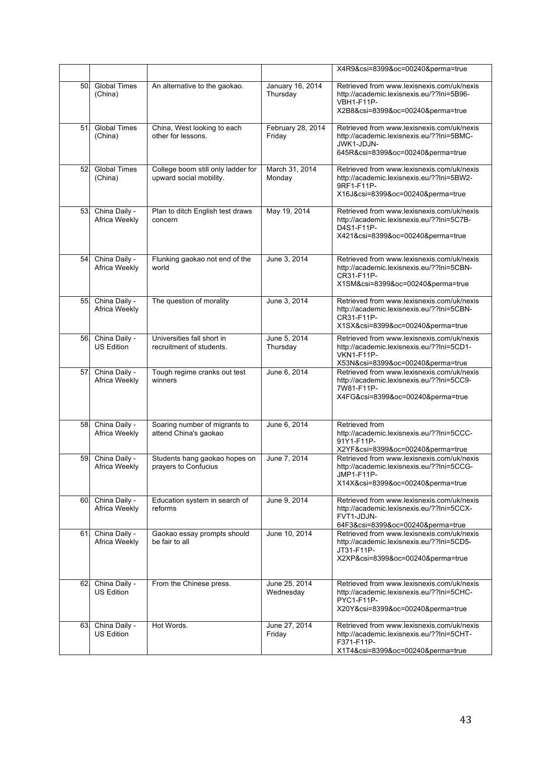|  |  |  |  | X4R9&csi=8399&oc=00240&perma=true |
|---|---|---|---|---|
| 50. | Global Times (China) | An alternative to the gaokao. | January 16, 2014 Thursday | Retrieved from www.lexisnexis.com/uk/nexis http://academic.lexisnexis.eu/??lni=5B96-VBH1-F11P-X2B8&csi=8399&oc=00240&perma=true |
| 51. | Global Times (China) | China, West looking to each other for lessons. | February 28, 2014 Friday | Retrieved from www.lexisnexis.com/uk/nexis http://academic.lexisnexis.eu/??lni=5BMC-JWK1-JDJN-645R&csi=8399&oc=00240&perma=true |
| 52. | Global Times (China) | College boom still only ladder for upward social mobility. | March 31, 2014 Monday | Retrieved from www.lexisnexis.com/uk/nexis http://academic.lexisnexis.eu/??lni=5BW2-9RF1-F11P-X16J&csi=8399&oc=00240&perma=true |
| 53. | China Daily - Africa Weekly | Plan to ditch English test draws concern | May 19, 2014 | Retrieved from www.lexisnexis.com/uk/nexis http://academic.lexisnexis.eu/??lni=5C7B-D4S1-F11P-X421&csi=8399&oc=00240&perma=true |
| 54. | China Daily - Africa Weekly | Flunking gaokao not end of the world | June 3, 2014 | Retrieved from www.lexisnexis.com/uk/nexis http://academic.lexisnexis.eu/??lni=5CBN-CR31-F11P-X1SM&csi=8399&oc=00240&perma=true |
| 55. | China Daily - Africa Weekly | The question of morality | June 3, 2014 | Retrieved from www.lexisnexis.com/uk/nexis http://academic.lexisnexis.eu/??lni=5CBN-CR31-F11P-X1SX&csi=8399&oc=00240&perma=true |
| 56. | China Daily - US Edition | Universities fall short in recruitment of students. | June 5, 2014 Thursday | Retrieved from www.lexisnexis.com/uk/nexis http://academic.lexisnexis.eu/??lni=5CD1-VKN1-F11P-X53N&csi=8399&oc=00240&perma=true |
| 57. | China Daily - Africa Weekly | Tough regime cranks out test winners | June 6, 2014 | Retrieved from www.lexisnexis.com/uk/nexis http://academic.lexisnexis.eu/??lni=5CC9-7W81-F11P-X4FG&csi=8399&oc=00240&perma=true |
| 58. | China Daily - Africa Weekly | Soaring number of migrants to attend China's gaokao | June 6, 2014 | Retrieved from http://academic.lexisnexis.eu/??lni=5CCC-91Y1-F11P-X2YF&csi=8399&oc=00240&perma=true |
| 59. | China Daily - Africa Weekly | Students hang gaokao hopes on prayers to Confucius | June 7, 2014 | Retrieved from www.lexisnexis.com/uk/nexis http://academic.lexisnexis.eu/??lni=5CCG-JMP1-F11P-X14X&csi=8399&oc=00240&perma=true |
| 60. | China Daily - Africa Weekly | Education system in search of reforms | June 9, 2014 | Retrieved from www.lexisnexis.com/uk/nexis http://academic.lexisnexis.eu/??lni=5CCX-FVT1-JDJN-64F3&csi=8399&oc=00240&perma=true |
| 61. | China Daily - Africa Weekly | Gaokao essay prompts should be fair to all | June 10, 2014 | Retrieved from www.lexisnexis.com/uk/nexis http://academic.lexisnexis.eu/??lni=5CD5-JT31-F11P-X2XP&csi=8399&oc=00240&perma=true |
| 62. | China Daily - US Edition | From the Chinese press. | June 25, 2014 Wednesday | Retrieved from www.lexisnexis.com/uk/nexis http://academic.lexisnexis.eu/??lni=5CHC-PYC1-F11P-X20Y&csi=8399&oc=00240&perma=true |
| 63. | China Daily - US Edition | Hot Words. | June 27, 2014 Friday | Retrieved from www.lexisnexis.com/uk/nexis http://academic.lexisnexis.eu/??lni=5CHT-F371-F11P-X1T4&csi=8399&oc=00240&perma=true |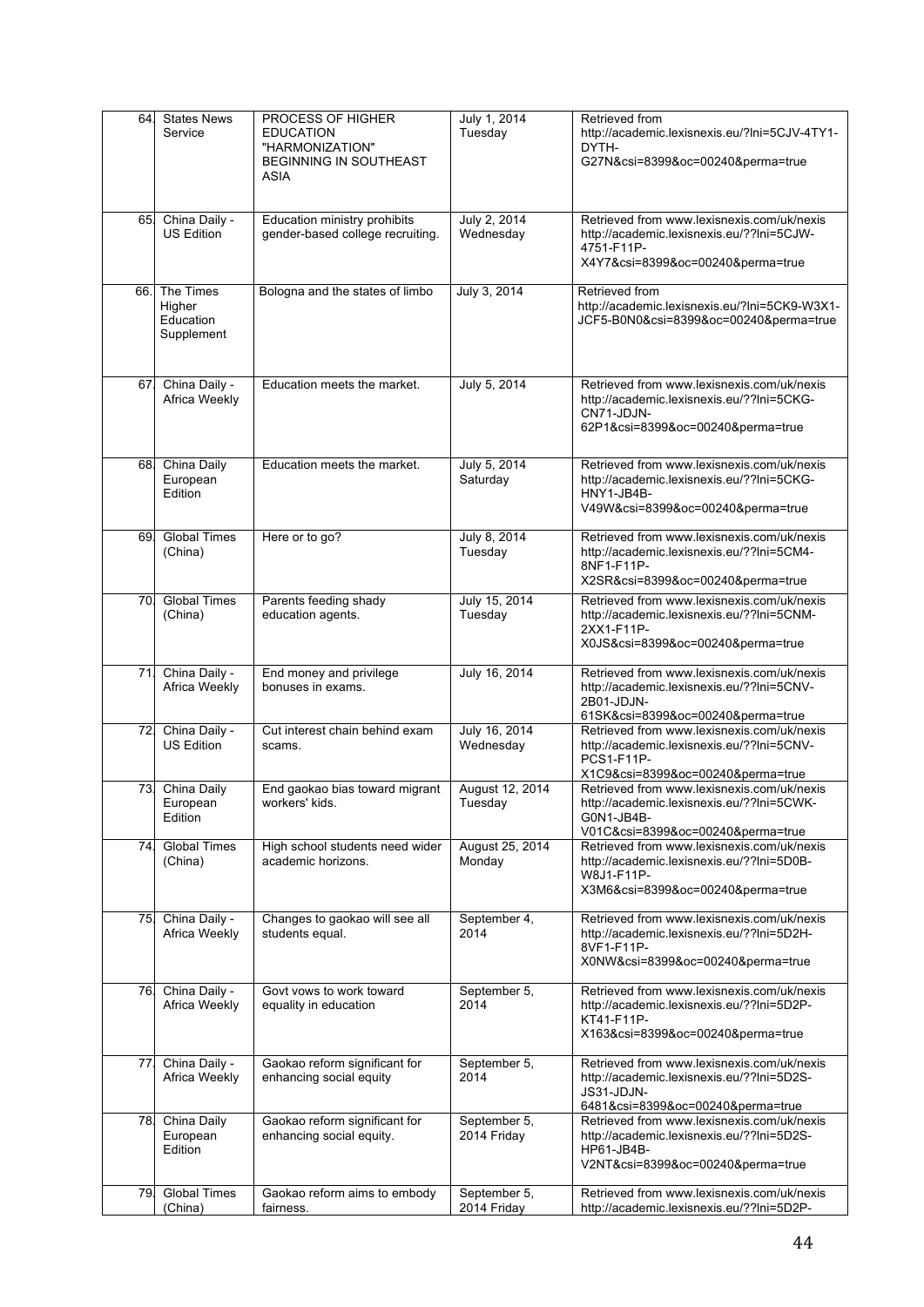| | | | | |
|---|---|---|---|---|
| 64. | States News Service | PROCESS OF HIGHER EDUCATION "HARMONIZATION" BEGINNING IN SOUTHEAST ASIA | July 1, 2014 Tuesday | Retrieved from http://academic.lexisnexis.eu/?lni=5CJV-4TY1-DYTH-G27N&csi=8399&oc=00240&perma=true |
| 65. | China Daily - US Edition | Education ministry prohibits gender-based college recruiting. | July 2, 2014 Wednesday | Retrieved from www.lexisnexis.com/uk/nexis http://academic.lexisnexis.eu/??lni=5CJW-4751-F11P-X4Y7&csi=8399&oc=00240&perma=true |
| 66. | The Times Higher Education Supplement | Bologna and the states of limbo | July 3, 2014 | Retrieved from http://academic.lexisnexis.eu/?lni=5CK9-W3X1-JCF5-B0N0&csi=8399&oc=00240&perma=true |
| 67. | China Daily - Africa Weekly | Education meets the market. | July 5, 2014 | Retrieved from www.lexisnexis.com/uk/nexis http://academic.lexisnexis.eu/??lni=5CKG-CN71-JDJN-62P1&csi=8399&oc=00240&perma=true |
| 68. | China Daily European Edition | Education meets the market. | July 5, 2014 Saturday | Retrieved from www.lexisnexis.com/uk/nexis http://academic.lexisnexis.eu/??lni=5CKG-HNY1-JB4B-V49W&csi=8399&oc=00240&perma=true |
| 69. | Global Times (China) | Here or to go? | July 8, 2014 Tuesday | Retrieved from www.lexisnexis.com/uk/nexis http://academic.lexisnexis.eu/??lni=5CM4-8NF1-F11P-X2SR&csi=8399&oc=00240&perma=true |
| 70. | Global Times (China) | Parents feeding shady education agents. | July 15, 2014 Tuesday | Retrieved from www.lexisnexis.com/uk/nexis http://academic.lexisnexis.eu/??lni=5CNM-2XX1-F11P-X0JS&csi=8399&oc=00240&perma=true |
| 71. | China Daily - Africa Weekly | End money and privilege bonuses in exams. | July 16, 2014 | Retrieved from www.lexisnexis.com/uk/nexis http://academic.lexisnexis.eu/??lni=5CNV-2B01-JDJN-61SK&csi=8399&oc=00240&perma=true |
| 72. | China Daily - US Edition | Cut interest chain behind exam scams. | July 16, 2014 Wednesday | Retrieved from www.lexisnexis.com/uk/nexis http://academic.lexisnexis.eu/??lni=5CNV-PCS1-F11P-X1C9&csi=8399&oc=00240&perma=true |
| 73. | China Daily European Edition | End gaokao bias toward migrant workers' kids. | August 12, 2014 Tuesday | Retrieved from www.lexisnexis.com/uk/nexis http://academic.lexisnexis.eu/??lni=5CWK-G0N1-JB4B-V01C&csi=8399&oc=00240&perma=true |
| 74. | Global Times (China) | High school students need wider academic horizons. | August 25, 2014 Monday | Retrieved from www.lexisnexis.com/uk/nexis http://academic.lexisnexis.eu/??lni=5D0B-W8J1-F11P-X3M6&csi=8399&oc=00240&perma=true |
| 75. | China Daily - Africa Weekly | Changes to gaokao will see all students equal. | September 4, 2014 | Retrieved from www.lexisnexis.com/uk/nexis http://academic.lexisnexis.eu/??lni=5D2H-8VF1-F11P-X0NW&csi=8399&oc=00240&perma=true |
| 76. | China Daily - Africa Weekly | Govt vows to work toward equality in education | September 5, 2014 | Retrieved from www.lexisnexis.com/uk/nexis http://academic.lexisnexis.eu/??lni=5D2P-KT41-F11P-X163&csi=8399&oc=00240&perma=true |
| 77. | China Daily - Africa Weekly | Gaokao reform significant for enhancing social equity | September 5, 2014 | Retrieved from www.lexisnexis.com/uk/nexis http://academic.lexisnexis.eu/??lni=5D2S-JS31-JDJN-6481&csi=8399&oc=00240&perma=true |
| 78. | China Daily European Edition | Gaokao reform significant for enhancing social equity. | September 5, 2014 Friday | Retrieved from www.lexisnexis.com/uk/nexis http://academic.lexisnexis.eu/??lni=5D2S-HP61-JB4B-V2NT&csi=8399&oc=00240&perma=true |
| 79. | Global Times (China) | Gaokao reform aims to embody fairness. | September 5, 2014 Friday | Retrieved from www.lexisnexis.com/uk/nexis http://academic.lexisnexis.eu/??lni=5D2P- |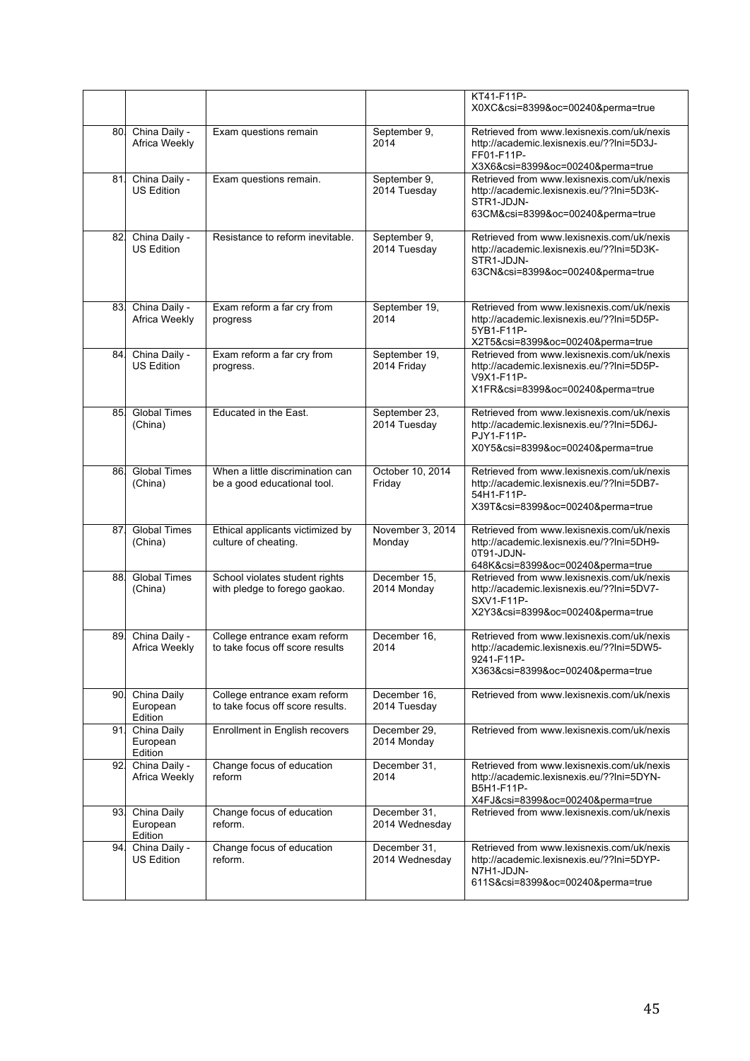| | | | | |
|---|---|---|---|---|
| | | | | KT41-F11P-X0XC&csi=8399&oc=00240&perma=true |
| 80. | China Daily - Africa Weekly | Exam questions remain | September 9, 2014 | Retrieved from www.lexisnexis.com/uk/nexis http://academic.lexisnexis.eu/??lni=5D3J-FF01-F11P-X3X6&csi=8399&oc=00240&perma=true |
| 81. | China Daily - US Edition | Exam questions remain. | September 9, 2014 Tuesday | Retrieved from www.lexisnexis.com/uk/nexis http://academic.lexisnexis.eu/??lni=5D3K-STR1-JDJN-63CM&csi=8399&oc=00240&perma=true |
| 82. | China Daily - US Edition | Resistance to reform inevitable. | September 9, 2014 Tuesday | Retrieved from www.lexisnexis.com/uk/nexis http://academic.lexisnexis.eu/??lni=5D3K-STR1-JDJN-63CN&csi=8399&oc=00240&perma=true |
| 83. | China Daily - Africa Weekly | Exam reform a far cry from progress | September 19, 2014 | Retrieved from www.lexisnexis.com/uk/nexis http://academic.lexisnexis.eu/??lni=5D5P-5YB1-F11P-X2T5&csi=8399&oc=00240&perma=true |
| 84. | China Daily - US Edition | Exam reform a far cry from progress. | September 19, 2014 Friday | Retrieved from www.lexisnexis.com/uk/nexis http://academic.lexisnexis.eu/??lni=5D5P-V9X1-F11P-X1FR&csi=8399&oc=00240&perma=true |
| 85. | Global Times (China) | Educated in the East. | September 23, 2014 Tuesday | Retrieved from www.lexisnexis.com/uk/nexis http://academic.lexisnexis.eu/??lni=5D6J-PJY1-F11P-X0Y5&csi=8399&oc=00240&perma=true |
| 86. | Global Times (China) | When a little discrimination can be a good educational tool. | October 10, 2014 Friday | Retrieved from www.lexisnexis.com/uk/nexis http://academic.lexisnexis.eu/??lni=5DB7-54H1-F11P-X39T&csi=8399&oc=00240&perma=true |
| 87. | Global Times (China) | Ethical applicants victimized by culture of cheating. | November 3, 2014 Monday | Retrieved from www.lexisnexis.com/uk/nexis http://academic.lexisnexis.eu/??lni=5DH9-0T91-JDJN-648K&csi=8399&oc=00240&perma=true |
| 88. | Global Times (China) | School violates student rights with pledge to forego gaokao. | December 15, 2014 Monday | Retrieved from www.lexisnexis.com/uk/nexis http://academic.lexisnexis.eu/??lni=5DV7-SXV1-F11P-X2Y3&csi=8399&oc=00240&perma=true |
| 89. | China Daily - Africa Weekly | College entrance exam reform to take focus off score results | December 16, 2014 | Retrieved from www.lexisnexis.com/uk/nexis http://academic.lexisnexis.eu/??lni=5DW5-9241-F11P-X363&csi=8399&oc=00240&perma=true |
| 90. | China Daily European Edition | College entrance exam reform to take focus off score results. | December 16, 2014 Tuesday | Retrieved from www.lexisnexis.com/uk/nexis |
| 91. | China Daily European Edition | Enrollment in English recovers | December 29, 2014 Monday | Retrieved from www.lexisnexis.com/uk/nexis |
| 92. | China Daily - Africa Weekly | Change focus of education reform | December 31, 2014 | Retrieved from www.lexisnexis.com/uk/nexis http://academic.lexisnexis.eu/??lni=5DYN-B5H1-F11P-X4FJ&csi=8399&oc=00240&perma=true |
| 93. | China Daily European Edition | Change focus of education reform. | December 31, 2014 Wednesday | Retrieved from www.lexisnexis.com/uk/nexis |
| 94. | China Daily - US Edition | Change focus of education reform. | December 31, 2014 Wednesday | Retrieved from www.lexisnexis.com/uk/nexis http://academic.lexisnexis.eu/??lni=5DYP-N7H1-JDJN-611S&csi=8399&oc=00240&perma=true |